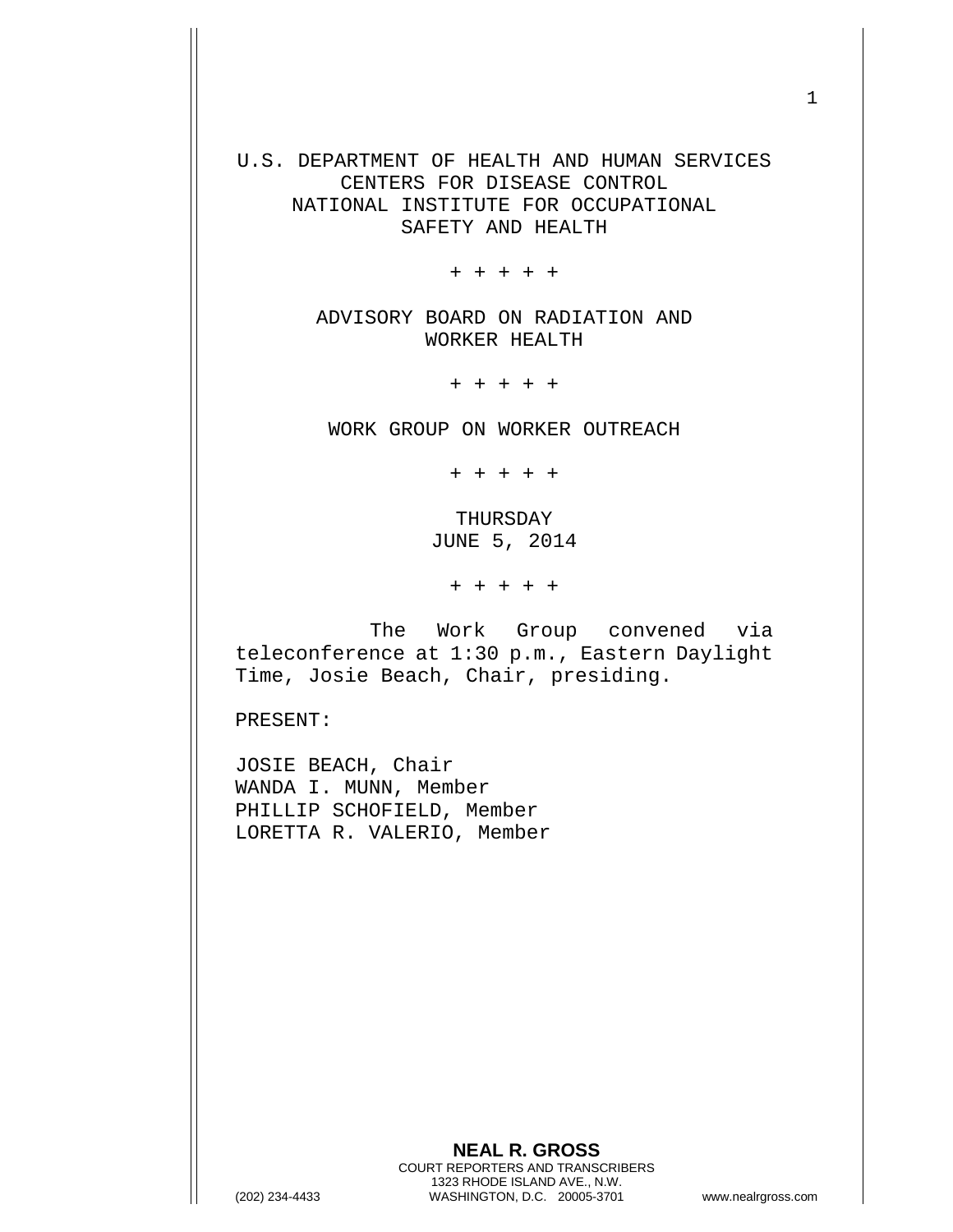U.S. DEPARTMENT OF HEALTH AND HUMAN SERVICES
CENTERS FOR DISEASE CONTROL
NATIONAL INSTITUTE FOR OCCUPATIONAL
SAFETY AND HEALTH

+ + + + +

ADVISORY BOARD ON RADIATION AND
WORKER HEALTH

+ + + + +

WORK GROUP ON WORKER OUTREACH

+ + + + +

THURSDAY
JUNE 5, 2014

+ + + + +

The Work Group convened via teleconference at 1:30 p.m., Eastern Daylight Time, Josie Beach, Chair, presiding.

PRESENT:

JOSIE BEACH, Chair
WANDA I. MUNN, Member
PHILLIP SCHOFIELD, Member
LORETTA R. VALERIO, Member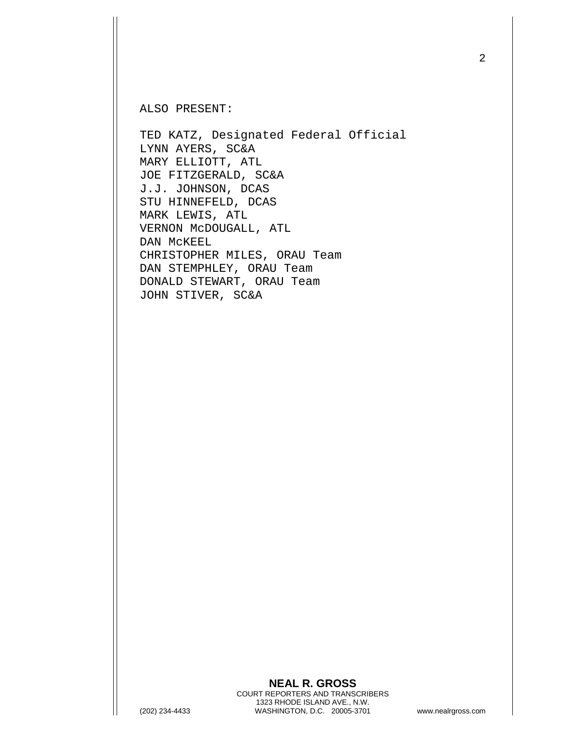ALSO PRESENT:

TED KATZ, Designated Federal Official
LYNN AYERS, SC&A
MARY ELLIOTT, ATL
JOE FITZGERALD, SC&A
J.J. JOHNSON, DCAS
STU HINNEFELD, DCAS
MARK LEWIS, ATL
VERNON McDOUGALL, ATL
DAN McKEEL
CHRISTOPHER MILES, ORAU Team
DAN STEMPHLEY, ORAU Team
DONALD STEWART, ORAU Team
JOHN STIVER, SC&A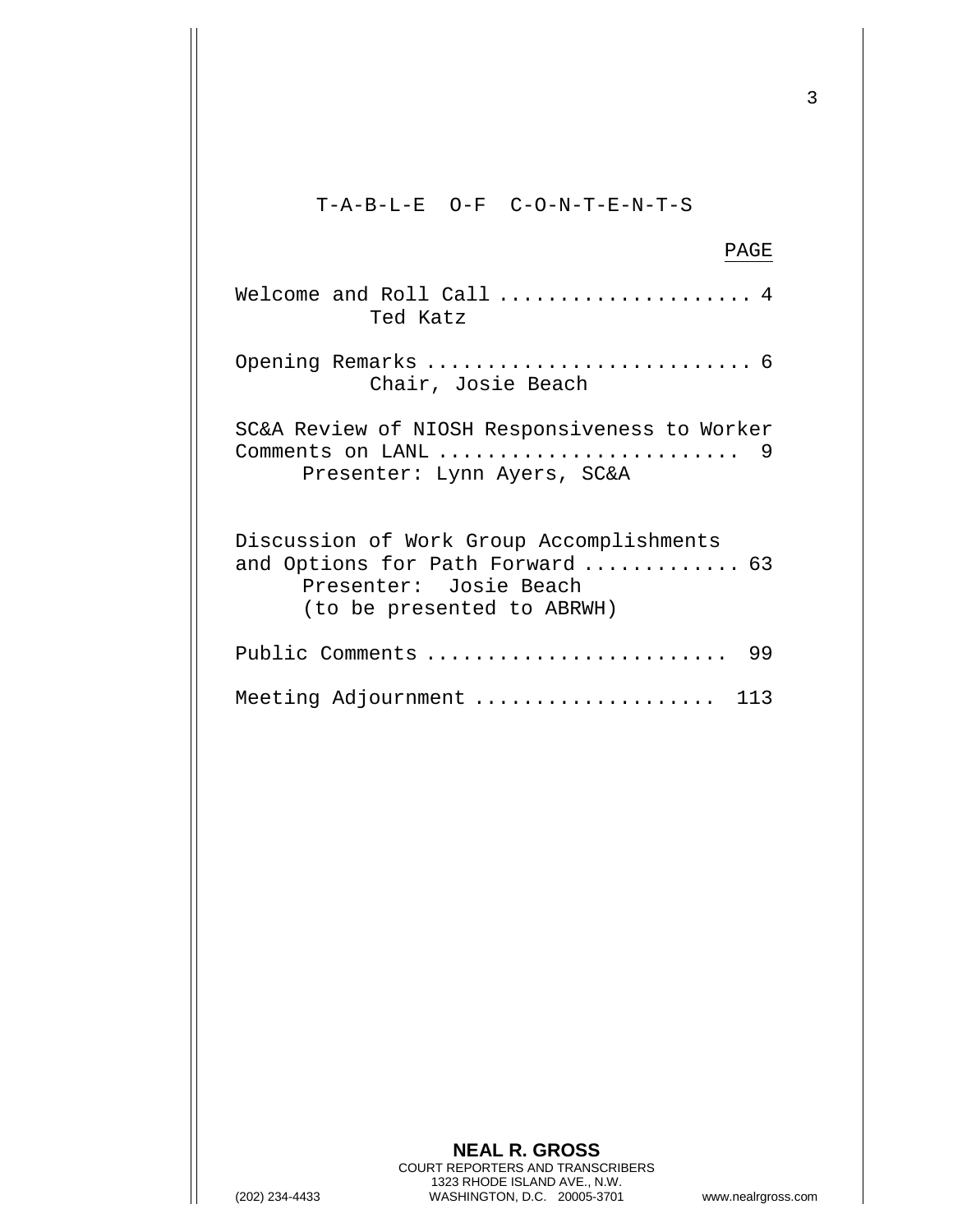# T-A-B-L-E O-F C-O-N-T-E-N-T-S

| | PAGE |
|---|---|
| Welcome and Roll Call<br>Ted Katz | 4 |
| Opening Remarks<br>Chair, Josie Beach | 6 |
| SC&A Review of NIOSH Responsiveness to Worker Comments on LANL<br>Presenter: Lynn Ayers, SC&A | 9 |
| Discussion of Work Group Accomplishments and Options for Path Forward<br>Presenter: Josie Beach<br>(to be presented to ABRWH) | 63 |
| Public Comments | 99 |
| Meeting Adjournment | 113 |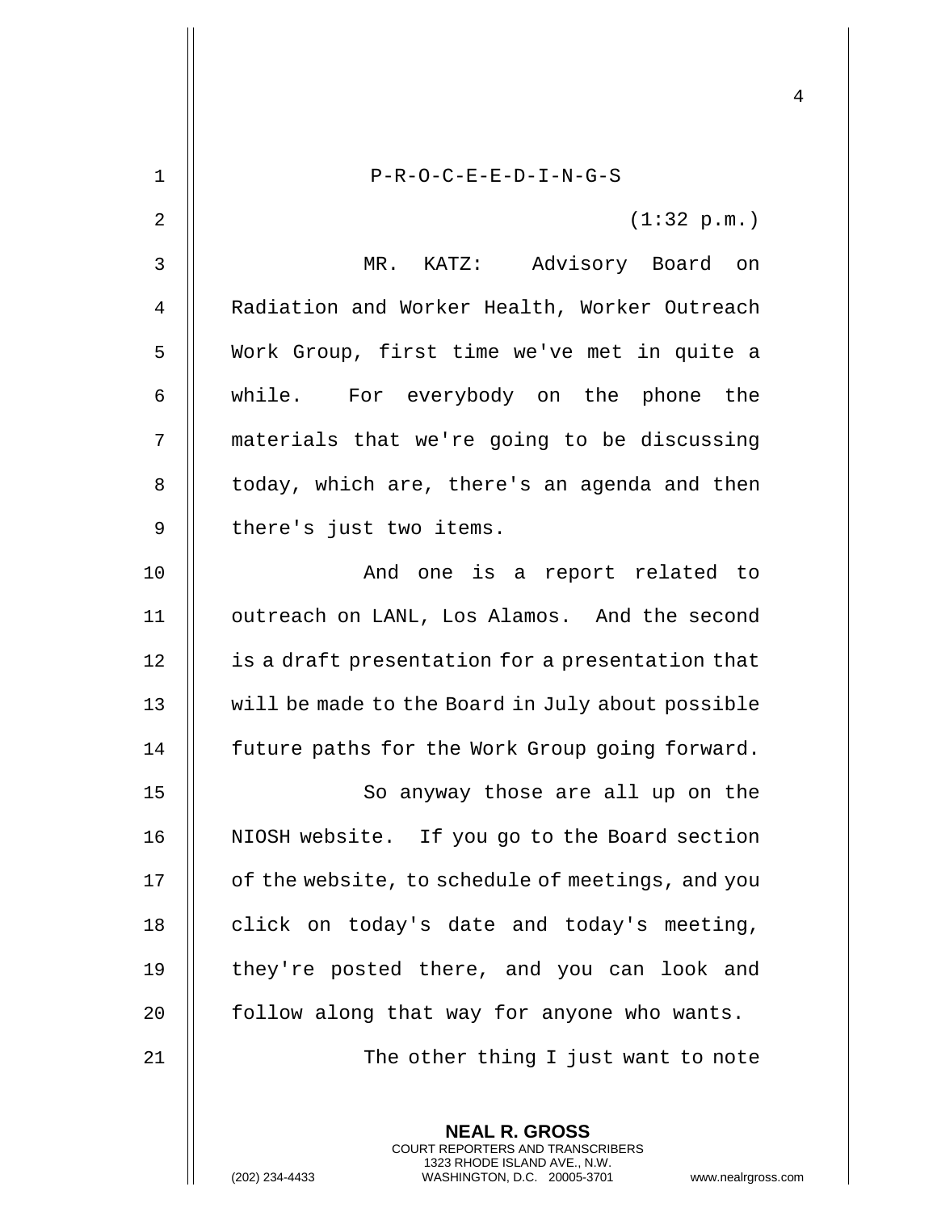P-R-O-C-E-E-D-I-N-G-S

(1:32 p.m.)

MR. KATZ: Advisory Board on Radiation and Worker Health, Worker Outreach Work Group, first time we've met in quite a while. For everybody on the phone the materials that we're going to be discussing today, which are, there's an agenda and then there's just two items.

And one is a report related to outreach on LANL, Los Alamos. And the second is a draft presentation for a presentation that will be made to the Board in July about possible future paths for the Work Group going forward.

So anyway those are all up on the NIOSH website. If you go to the Board section of the website, to schedule of meetings, and you click on today's date and today's meeting, they're posted there, and you can look and follow along that way for anyone who wants.

The other thing I just want to note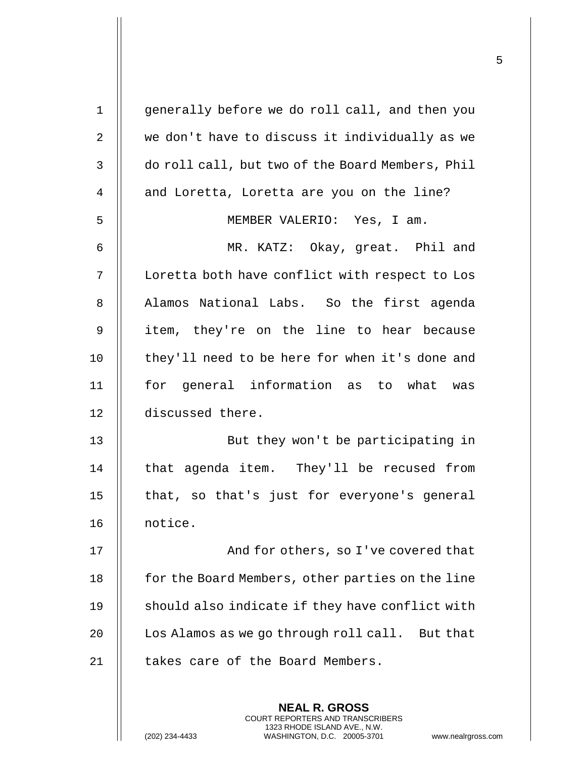generally before we do roll call, and then you we don't have to discuss it individually as we do roll call, but two of the Board Members, Phil and Loretta, Loretta are you on the line?

MEMBER VALERIO: Yes, I am.

MR. KATZ: Okay, great. Phil and Loretta both have conflict with respect to Los Alamos National Labs. So the first agenda item, they're on the line to hear because they'll need to be here for when it's done and for general information as to what was discussed there.

But they won't be participating in that agenda item. They'll be recused from that, so that's just for everyone's general notice.

And for others, so I've covered that for the Board Members, other parties on the line should also indicate if they have conflict with Los Alamos as we go through roll call. But that takes care of the Board Members.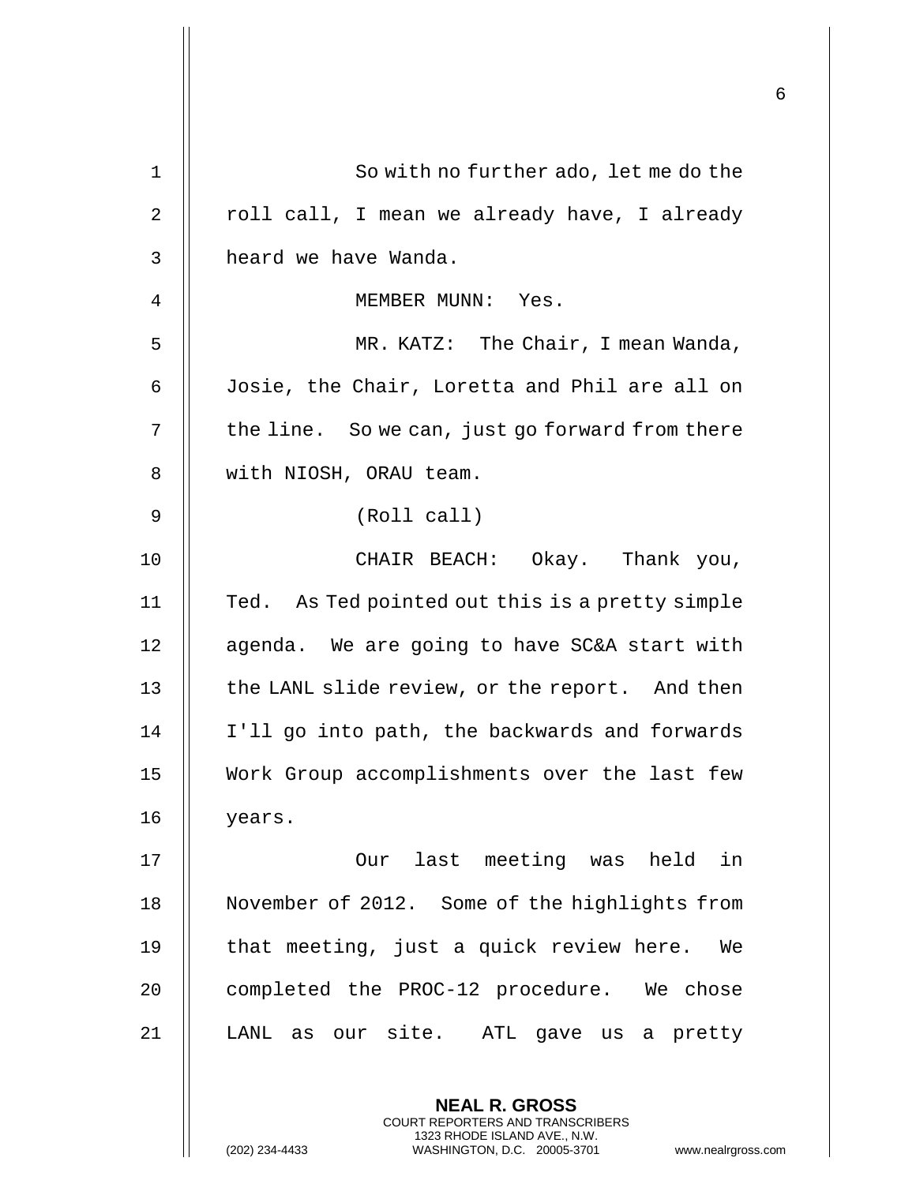So with no further ado, let me do the roll call, I mean we already have, I already heard we have Wanda.

MEMBER MUNN: Yes.

MR. KATZ: The Chair, I mean Wanda, Josie, the Chair, Loretta and Phil are all on the line. So we can, just go forward from there with NIOSH, ORAU team.

(Roll call)

CHAIR BEACH: Okay. Thank you, Ted. As Ted pointed out this is a pretty simple agenda. We are going to have SC&A start with the LANL slide review, or the report. And then I'll go into path, the backwards and forwards Work Group accomplishments over the last few years.

Our last meeting was held in November of 2012. Some of the highlights from that meeting, just a quick review here. We completed the PROC-12 procedure. We chose LANL as our site. ATL gave us a pretty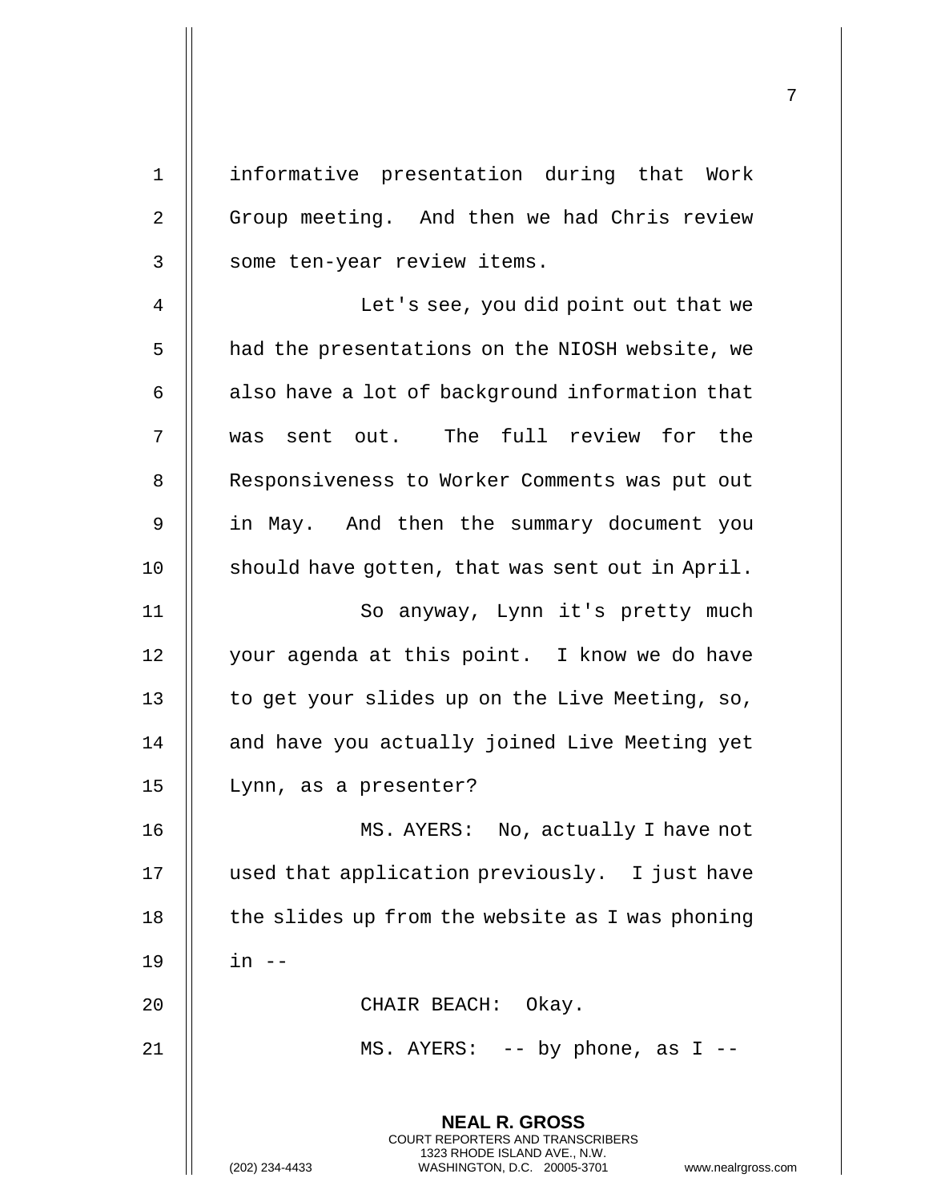informative presentation during that Work Group meeting. And then we had Chris review some ten-year review items.

Let's see, you did point out that we had the presentations on the NIOSH website, we also have a lot of background information that was sent out. The full review for the Responsiveness to Worker Comments was put out in May. And then the summary document you should have gotten, that was sent out in April.

So anyway, Lynn it's pretty much your agenda at this point. I know we do have to get your slides up on the Live Meeting, so, and have you actually joined Live Meeting yet Lynn, as a presenter?

MS. AYERS: No, actually I have not used that application previously. I just have the slides up from the website as I was phoning in --

CHAIR BEACH: Okay.

MS. AYERS: -- by phone, as I --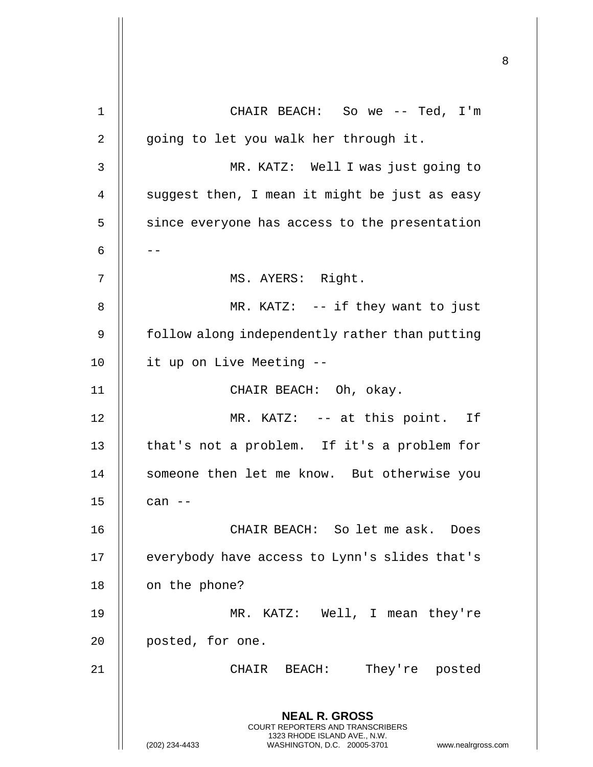CHAIR BEACH: So we -- Ted, I'm going to let you walk her through it.

MR. KATZ: Well I was just going to suggest then, I mean it might be just as easy since everyone has access to the presentation --

MS. AYERS: Right.

MR. KATZ: -- if they want to just follow along independently rather than putting it up on Live Meeting --

CHAIR BEACH: Oh, okay.

MR. KATZ: -- at this point. If that's not a problem. If it's a problem for someone then let me know. But otherwise you can --

CHAIR BEACH: So let me ask. Does everybody have access to Lynn's slides that's on the phone?

MR. KATZ: Well, I mean they're posted, for one.

CHAIR BEACH: They're posted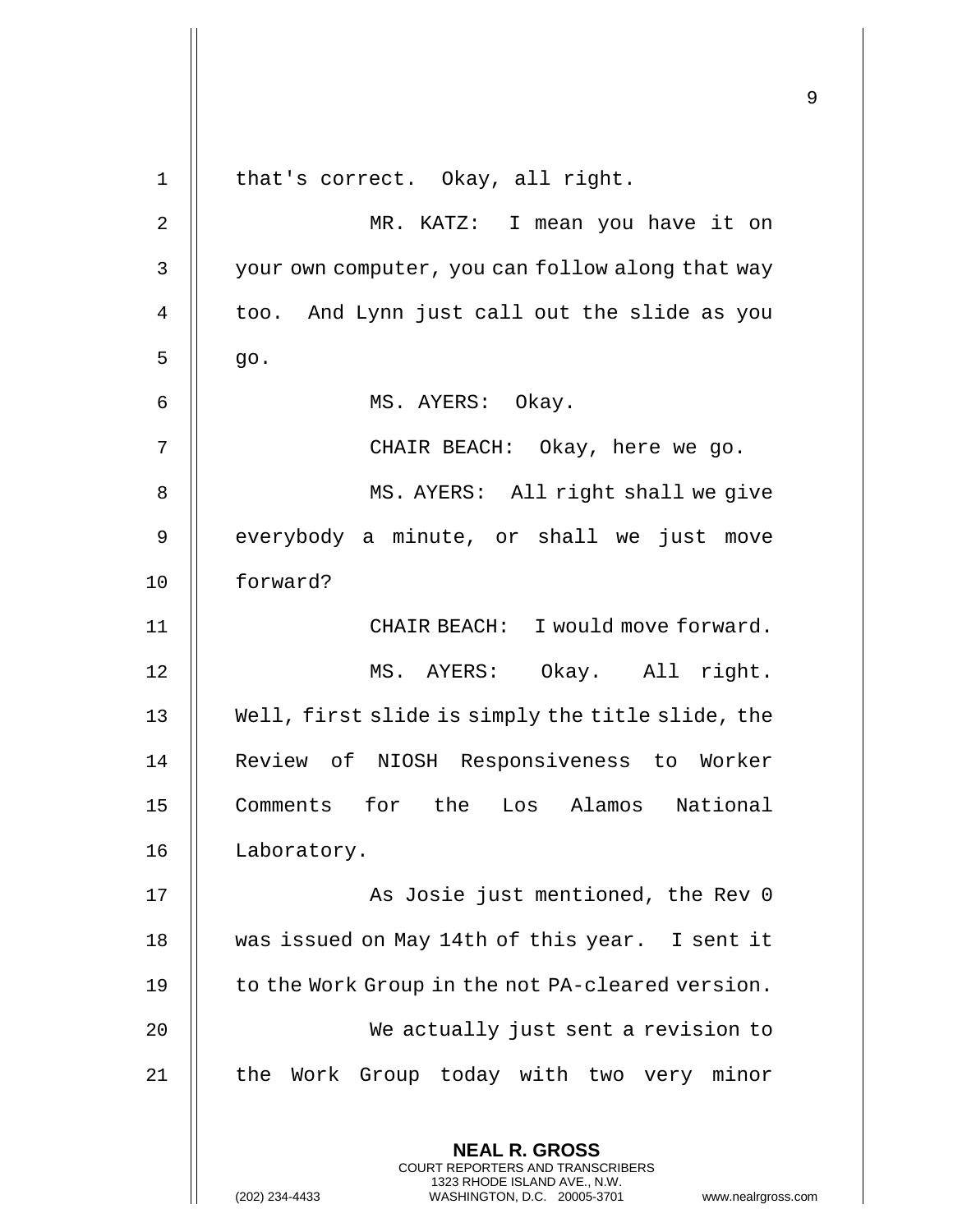that's correct. Okay, all right.

MR. KATZ: I mean you have it on your own computer, you can follow along that way too. And Lynn just call out the slide as you go.

MS. AYERS: Okay.

CHAIR BEACH: Okay, here we go.

MS. AYERS: All right shall we give everybody a minute, or shall we just move forward?

CHAIR BEACH: I would move forward.

MS. AYERS: Okay. All right. Well, first slide is simply the title slide, the Review of NIOSH Responsiveness to Worker Comments for the Los Alamos National Laboratory.

As Josie just mentioned, the Rev 0 was issued on May 14th of this year. I sent it to the Work Group in the not PA-cleared version.

We actually just sent a revision to the Work Group today with two very minor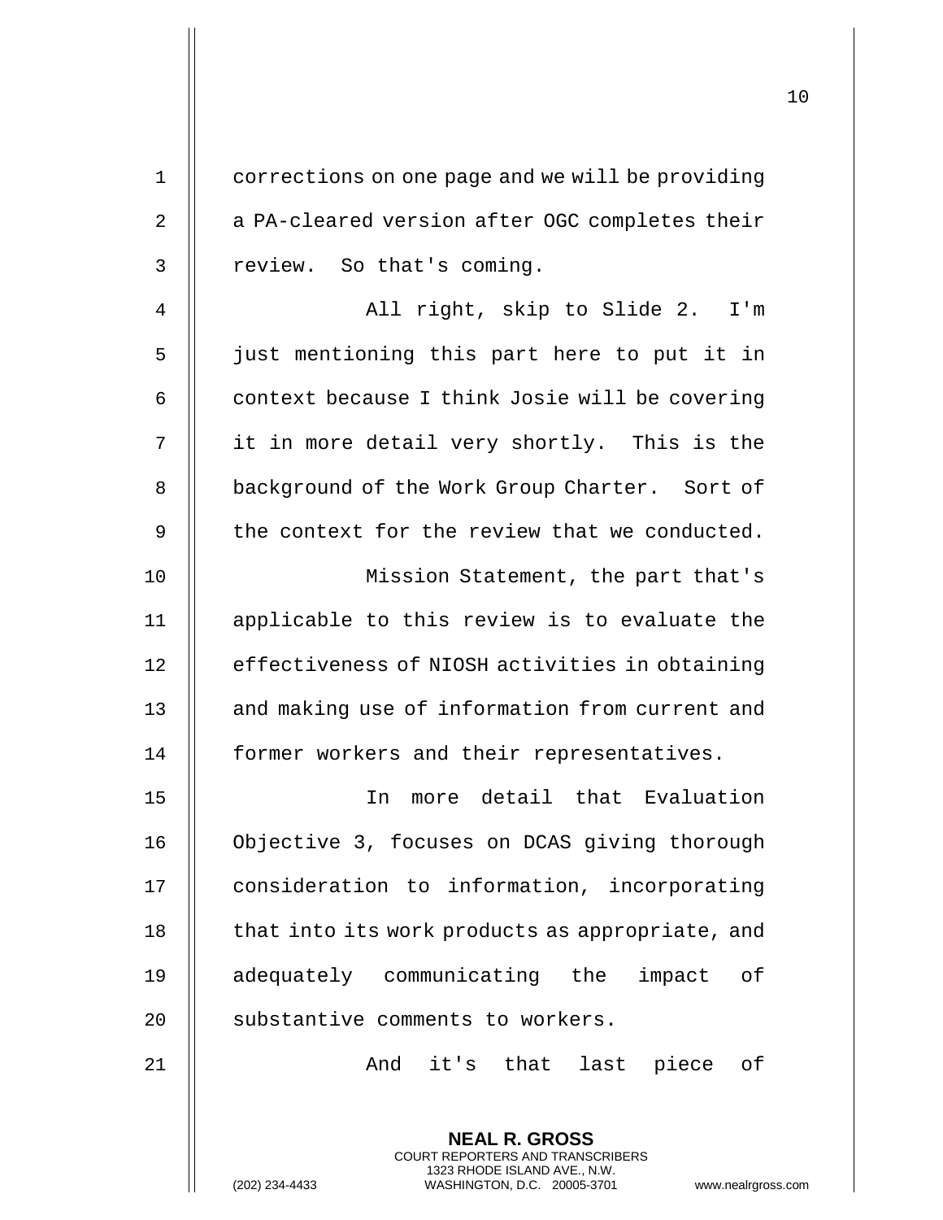corrections on one page and we will be providing a PA-cleared version after OGC completes their review. So that's coming.

All right, skip to Slide 2. I'm just mentioning this part here to put it in context because I think Josie will be covering it in more detail very shortly. This is the background of the Work Group Charter. Sort of the context for the review that we conducted.

Mission Statement, the part that's applicable to this review is to evaluate the effectiveness of NIOSH activities in obtaining and making use of information from current and former workers and their representatives.

In more detail that Evaluation Objective 3, focuses on DCAS giving thorough consideration to information, incorporating that into its work products as appropriate, and adequately communicating the impact of substantive comments to workers.

And it's that last piece of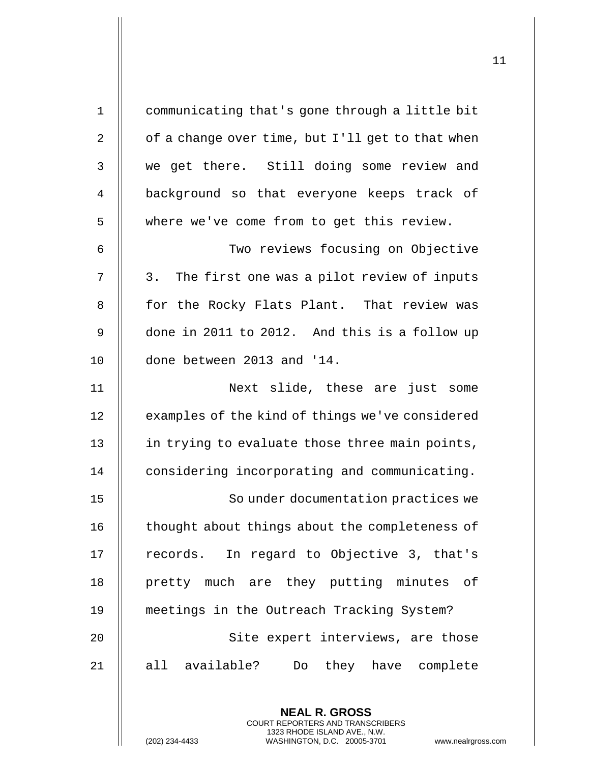communicating that's gone through a little bit of a change over time, but I'll get to that when we get there. Still doing some review and background so that everyone keeps track of where we've come from to get this review.

Two reviews focusing on Objective 3. The first one was a pilot review of inputs for the Rocky Flats Plant. That review was done in 2011 to 2012. And this is a follow up done between 2013 and '14.

Next slide, these are just some examples of the kind of things we've considered in trying to evaluate those three main points, considering incorporating and communicating.

So under documentation practices we thought about things about the completeness of records. In regard to Objective 3, that's pretty much are they putting minutes of meetings in the Outreach Tracking System?

Site expert interviews, are those all available? Do they have complete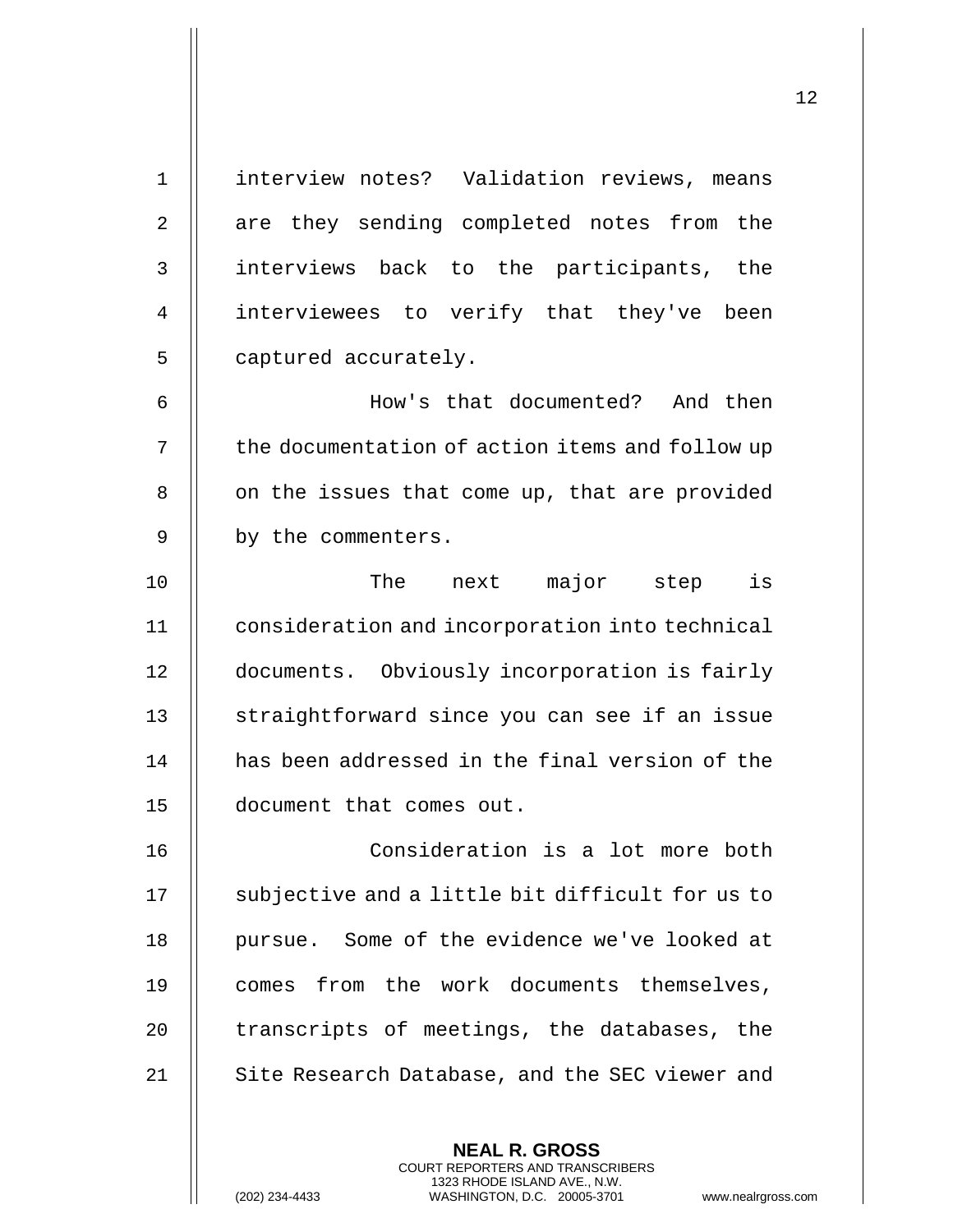interview notes? Validation reviews, means are they sending completed notes from the interviews back to the participants, the interviewees to verify that they've been captured accurately.

How's that documented? And then the documentation of action items and follow up on the issues that come up, that are provided by the commenters.

The next major step is consideration and incorporation into technical documents. Obviously incorporation is fairly straightforward since you can see if an issue has been addressed in the final version of the document that comes out.

Consideration is a lot more both subjective and a little bit difficult for us to pursue. Some of the evidence we've looked at comes from the work documents themselves, transcripts of meetings, the databases, the Site Research Database, and the SEC viewer and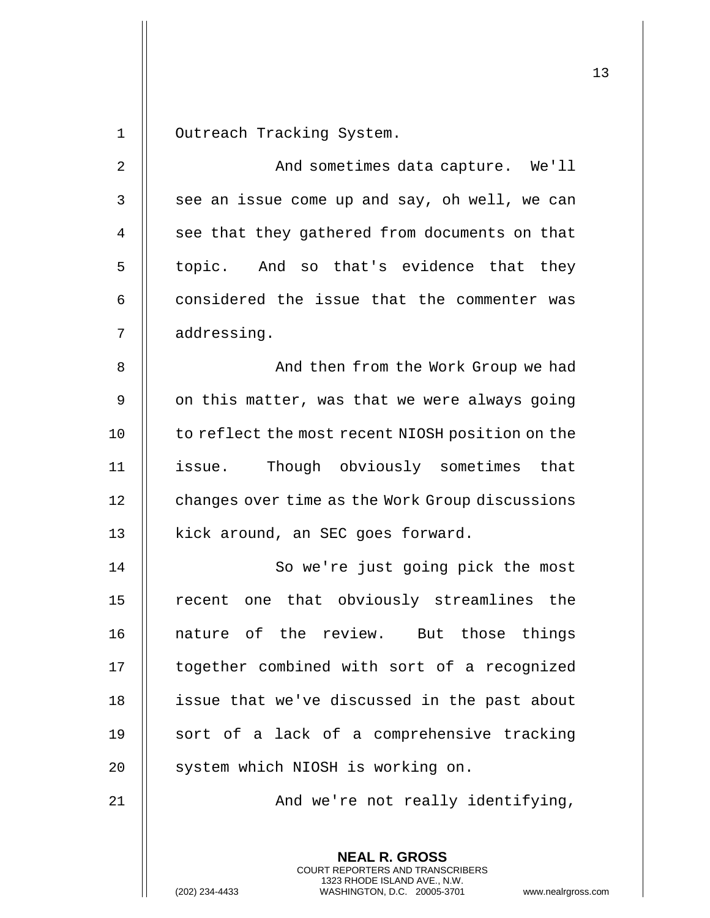Outreach Tracking System.

And sometimes data capture. We'll see an issue come up and say, oh well, we can see that they gathered from documents on that topic. And so that's evidence that they considered the issue that the commenter was addressing.

And then from the Work Group we had on this matter, was that we were always going to reflect the most recent NIOSH position on the issue. Though obviously sometimes that changes over time as the Work Group discussions kick around, an SEC goes forward.

So we're just going pick the most recent one that obviously streamlines the nature of the review. But those things together combined with sort of a recognized issue that we've discussed in the past about sort of a lack of a comprehensive tracking system which NIOSH is working on.

And we're not really identifying,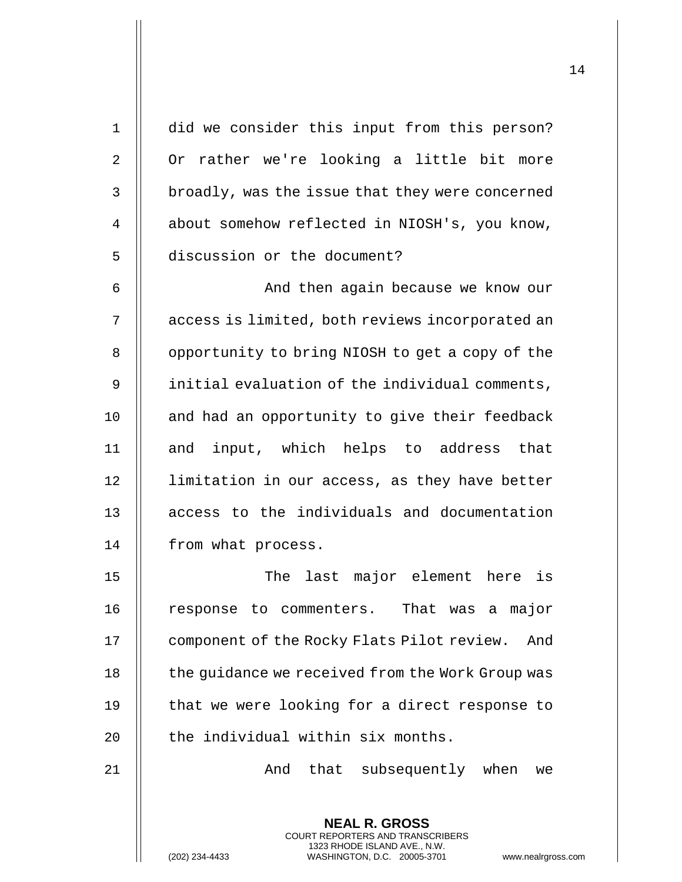did we consider this input from this person? Or rather we're looking a little bit more broadly, was the issue that they were concerned about somehow reflected in NIOSH's, you know, discussion or the document?

And then again because we know our access is limited, both reviews incorporated an opportunity to bring NIOSH to get a copy of the initial evaluation of the individual comments, and had an opportunity to give their feedback and input, which helps to address that limitation in our access, as they have better access to the individuals and documentation from what process.

The last major element here is response to commenters. That was a major component of the Rocky Flats Pilot review. And the guidance we received from the Work Group was that we were looking for a direct response to the individual within six months.

And that subsequently when we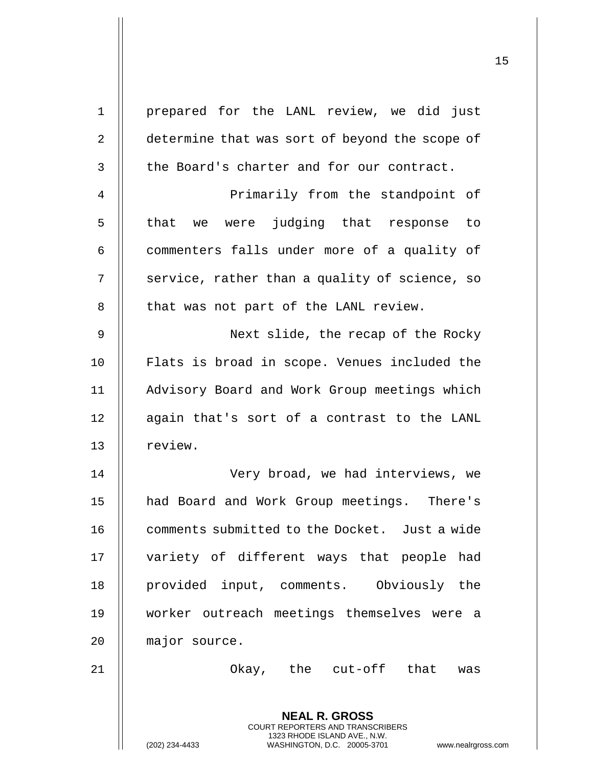prepared for the LANL review, we did just determine that was sort of beyond the scope of the Board's charter and for our contract.

Primarily from the standpoint of that we were judging that response to commenters falls under more of a quality of service, rather than a quality of science, so that was not part of the LANL review.

Next slide, the recap of the Rocky Flats is broad in scope. Venues included the Advisory Board and Work Group meetings which again that's sort of a contrast to the LANL review.

Very broad, we had interviews, we had Board and Work Group meetings. There's comments submitted to the Docket. Just a wide variety of different ways that people had provided input, comments. Obviously the worker outreach meetings themselves were a major source.

Okay, the cut-off that was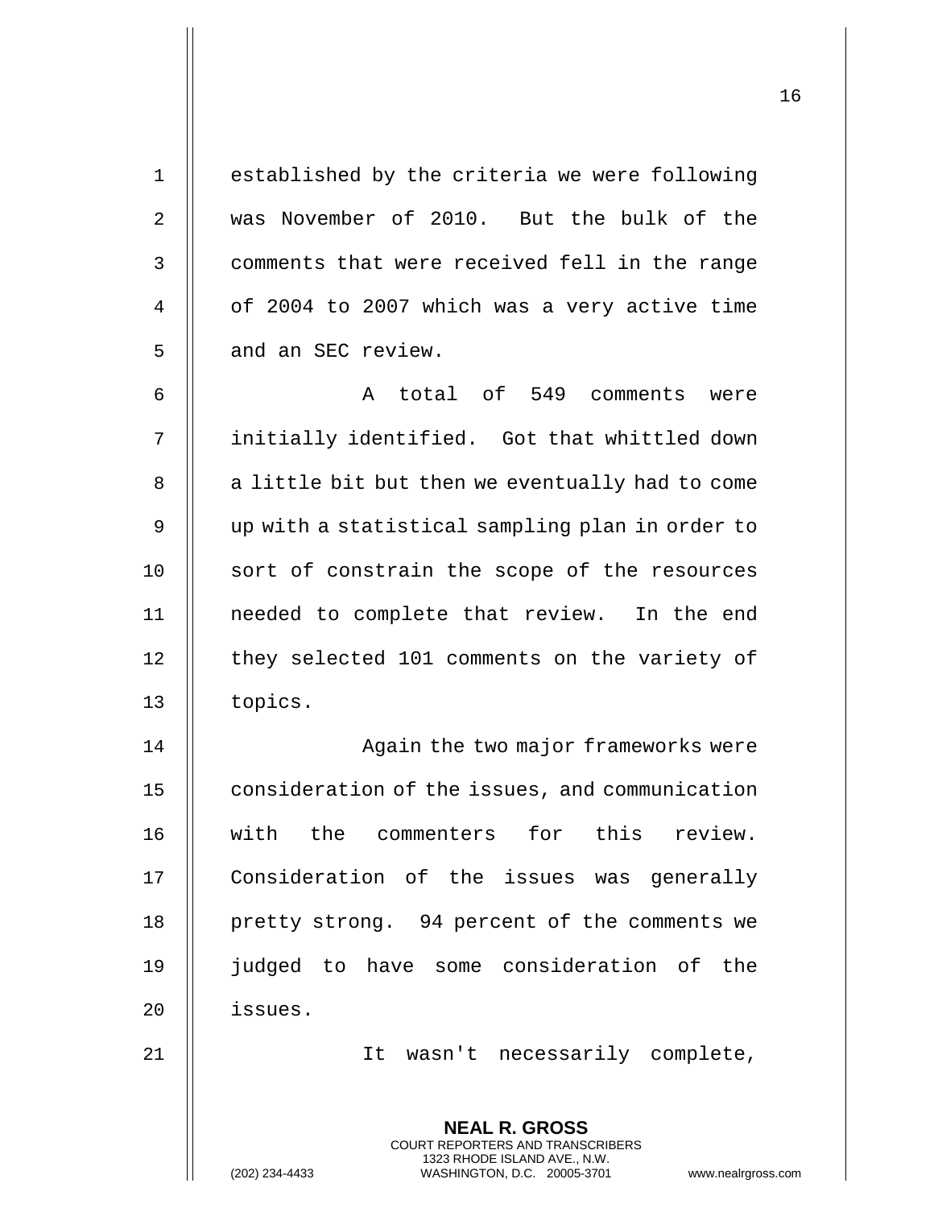established by the criteria we were following was November of 2010. But the bulk of the comments that were received fell in the range of 2004 to 2007 which was a very active time and an SEC review.

A total of 549 comments were initially identified. Got that whittled down a little bit but then we eventually had to come up with a statistical sampling plan in order to sort of constrain the scope of the resources needed to complete that review. In the end they selected 101 comments on the variety of topics.

Again the two major frameworks were consideration of the issues, and communication with the commenters for this review. Consideration of the issues was generally pretty strong. 94 percent of the comments we judged to have some consideration of the issues.

It wasn't necessarily complete,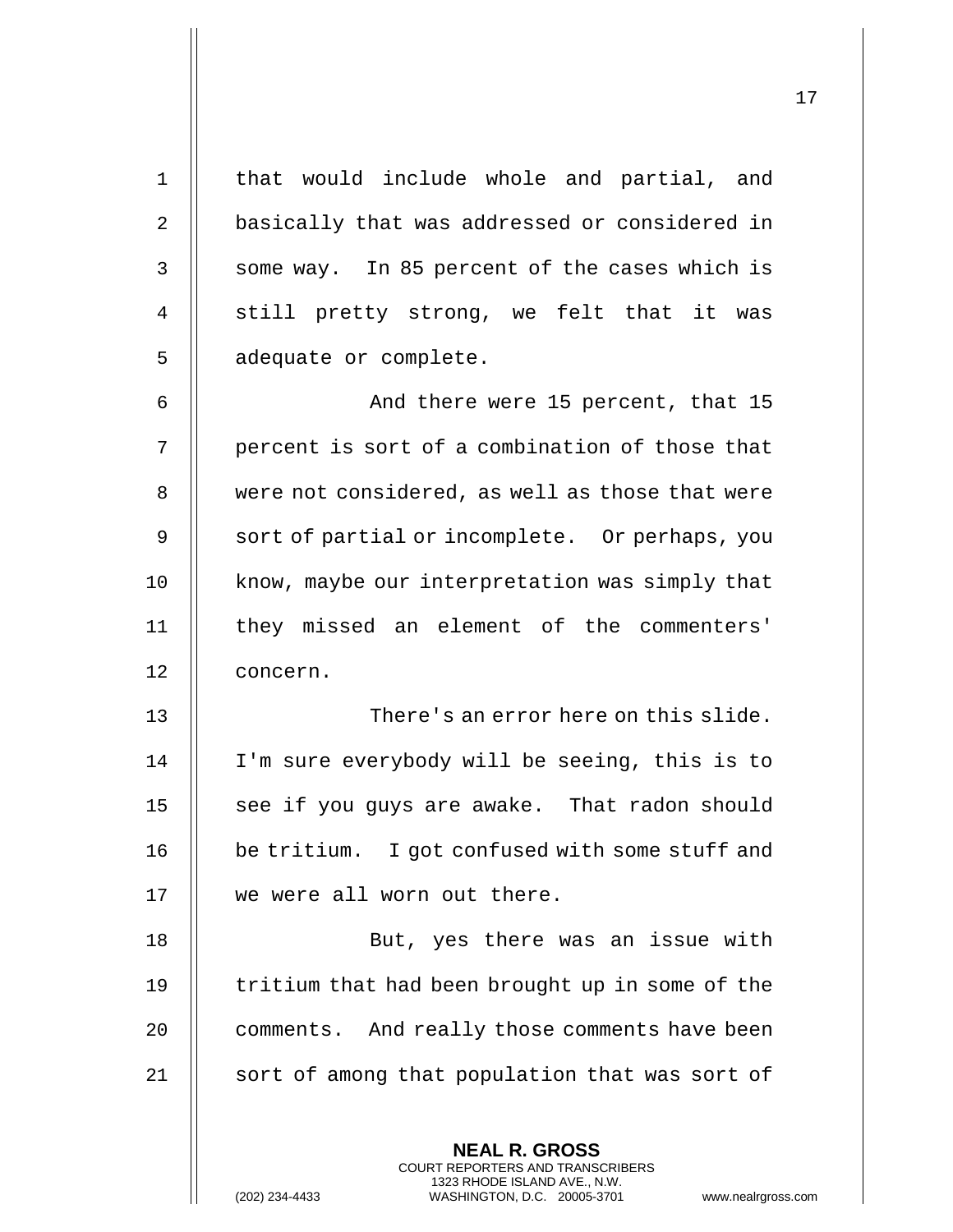that would include whole and partial, and basically that was addressed or considered in some way. In 85 percent of the cases which is still pretty strong, we felt that it was adequate or complete.

And there were 15 percent, that 15 percent is sort of a combination of those that were not considered, as well as those that were sort of partial or incomplete. Or perhaps, you know, maybe our interpretation was simply that they missed an element of the commenters' concern.

There's an error here on this slide. I'm sure everybody will be seeing, this is to see if you guys are awake. That radon should be tritium. I got confused with some stuff and we were all worn out there.

But, yes there was an issue with tritium that had been brought up in some of the comments. And really those comments have been sort of among that population that was sort of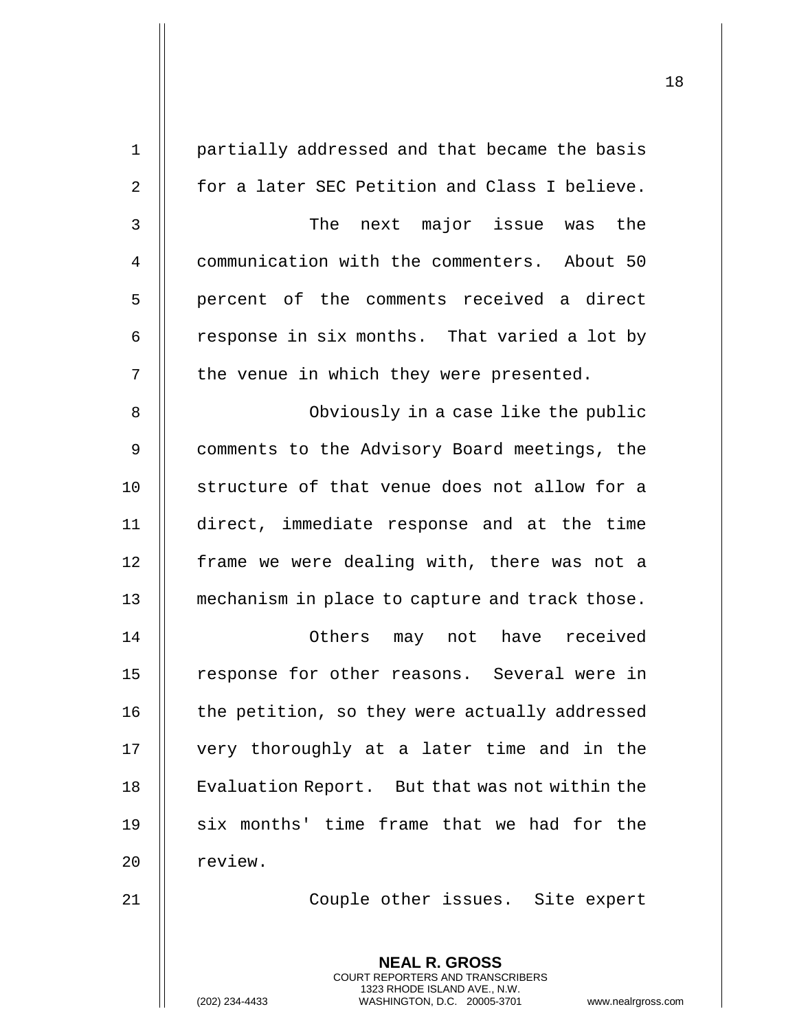partially addressed and that became the basis for a later SEC Petition and Class I believe.

The next major issue was the communication with the commenters. About 50 percent of the comments received a direct response in six months. That varied a lot by the venue in which they were presented.

Obviously in a case like the public comments to the Advisory Board meetings, the structure of that venue does not allow for a direct, immediate response and at the time frame we were dealing with, there was not a mechanism in place to capture and track those.

Others may not have received response for other reasons. Several were in the petition, so they were actually addressed very thoroughly at a later time and in the Evaluation Report. But that was not within the six months' time frame that we had for the review.

Couple other issues. Site expert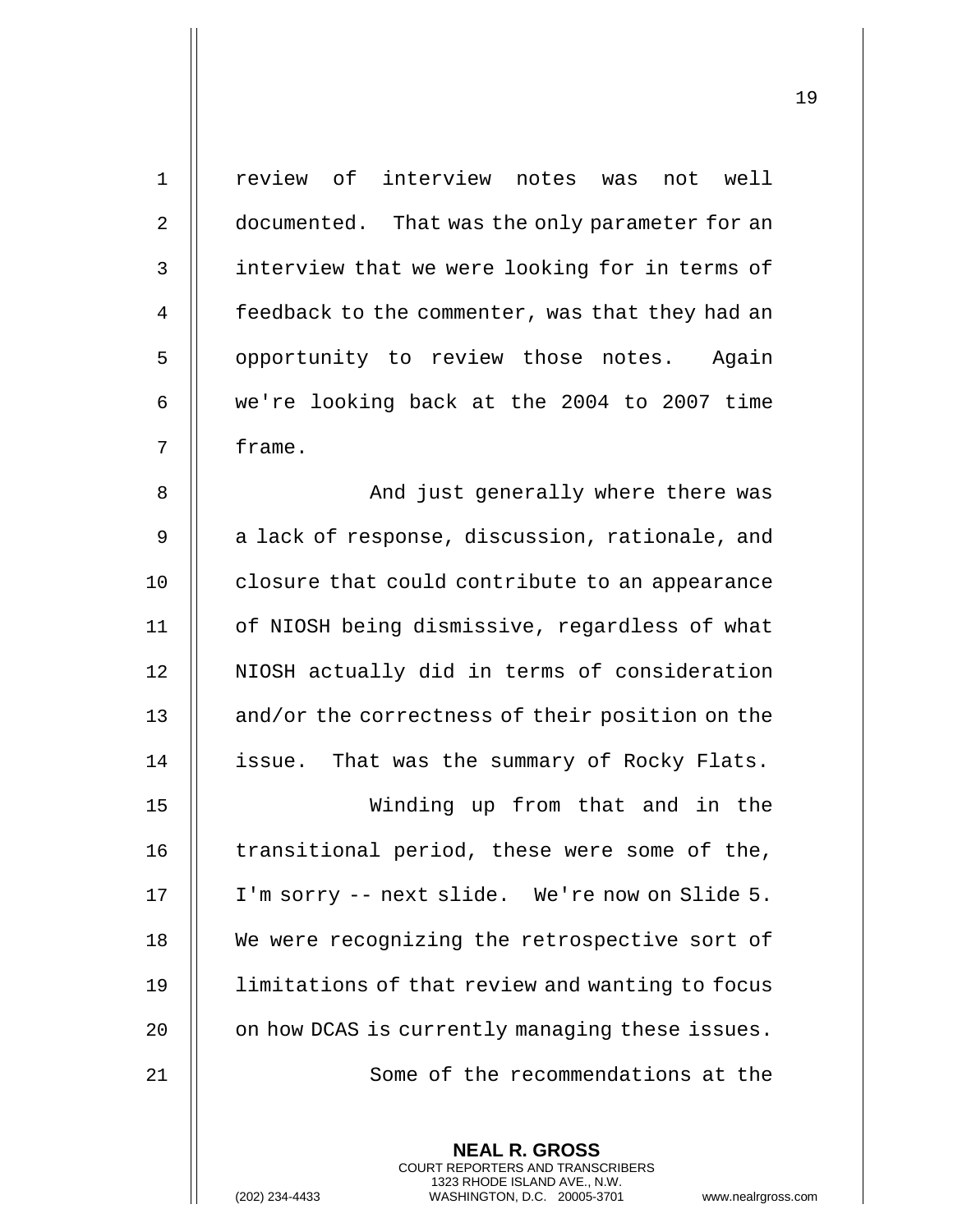review of interview notes was not well documented. That was the only parameter for an interview that we were looking for in terms of feedback to the commenter, was that they had an opportunity to review those notes. Again we're looking back at the 2004 to 2007 time frame.

And just generally where there was a lack of response, discussion, rationale, and closure that could contribute to an appearance of NIOSH being dismissive, regardless of what NIOSH actually did in terms of consideration and/or the correctness of their position on the issue. That was the summary of Rocky Flats.

Winding up from that and in the transitional period, these were some of the, I'm sorry -- next slide. We're now on Slide 5. We were recognizing the retrospective sort of limitations of that review and wanting to focus on how DCAS is currently managing these issues.

Some of the recommendations at the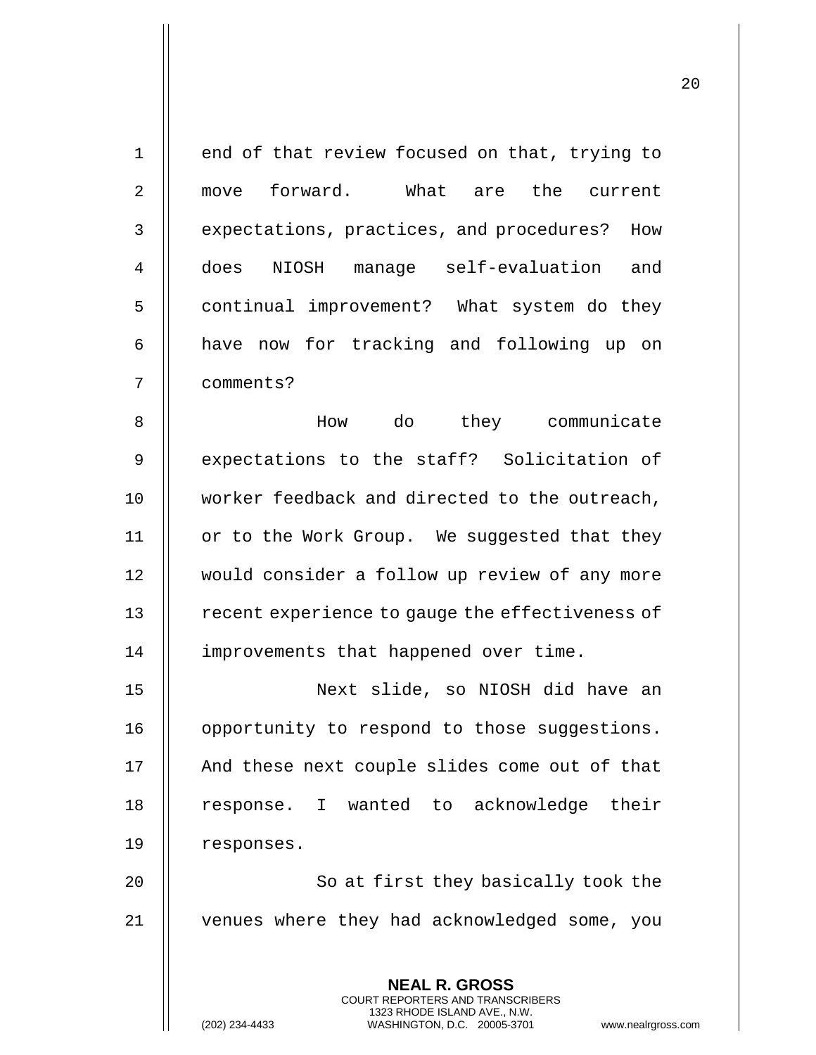end of that review focused on that, trying to move forward. What are the current expectations, practices, and procedures? How does NIOSH manage self-evaluation and continual improvement? What system do they have now for tracking and following up on comments?

How do they communicate expectations to the staff? Solicitation of worker feedback and directed to the outreach, or to the Work Group. We suggested that they would consider a follow up review of any more recent experience to gauge the effectiveness of improvements that happened over time.

Next slide, so NIOSH did have an opportunity to respond to those suggestions. And these next couple slides come out of that response. I wanted to acknowledge their responses.

So at first they basically took the venues where they had acknowledged some, you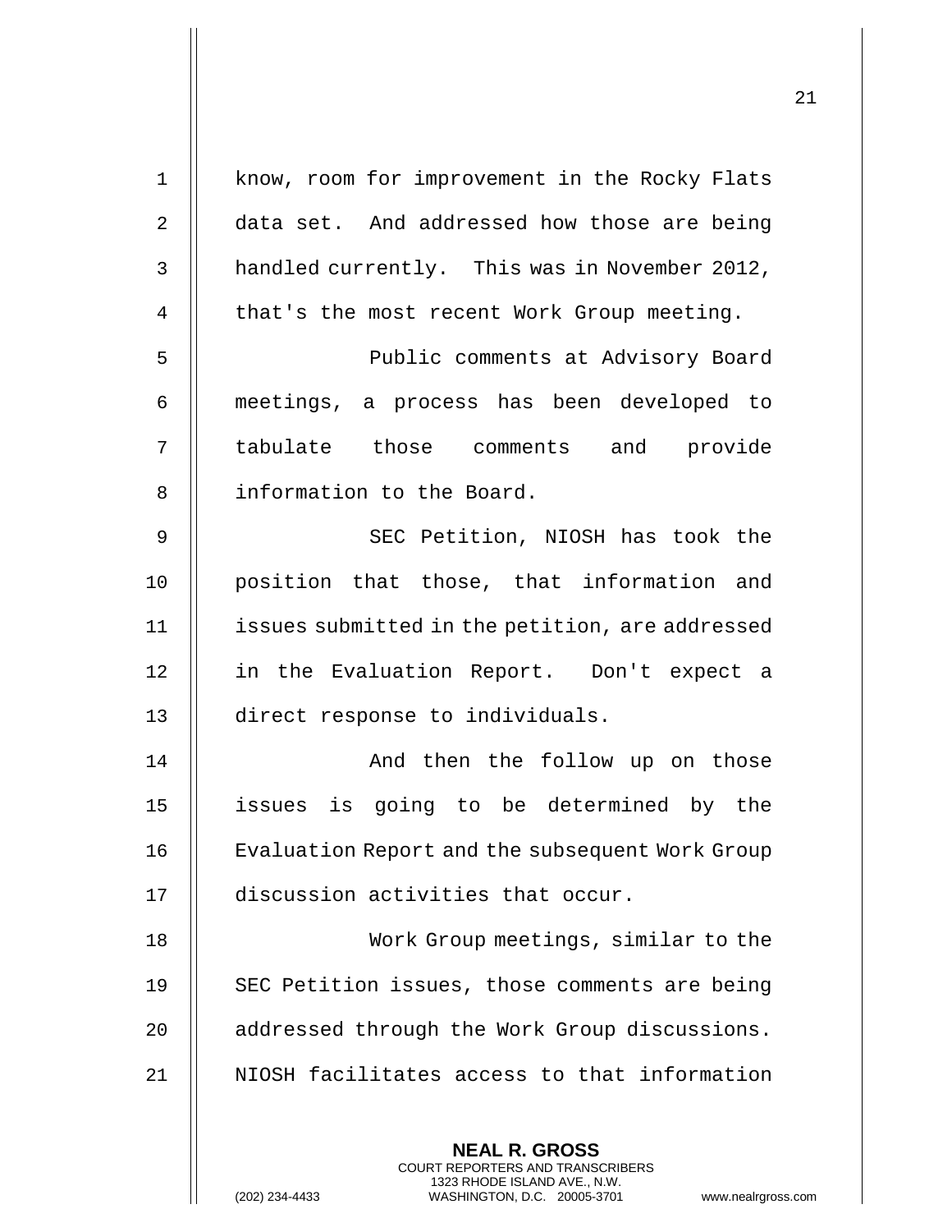know, room for improvement in the Rocky Flats data set. And addressed how those are being handled currently. This was in November 2012, that's the most recent Work Group meeting.

Public comments at Advisory Board meetings, a process has been developed to tabulate those comments and provide information to the Board.

SEC Petition, NIOSH has took the position that those, that information and issues submitted in the petition, are addressed in the Evaluation Report. Don't expect a direct response to individuals.

And then the follow up on those issues is going to be determined by the Evaluation Report and the subsequent Work Group discussion activities that occur.

Work Group meetings, similar to the SEC Petition issues, those comments are being addressed through the Work Group discussions. NIOSH facilitates access to that information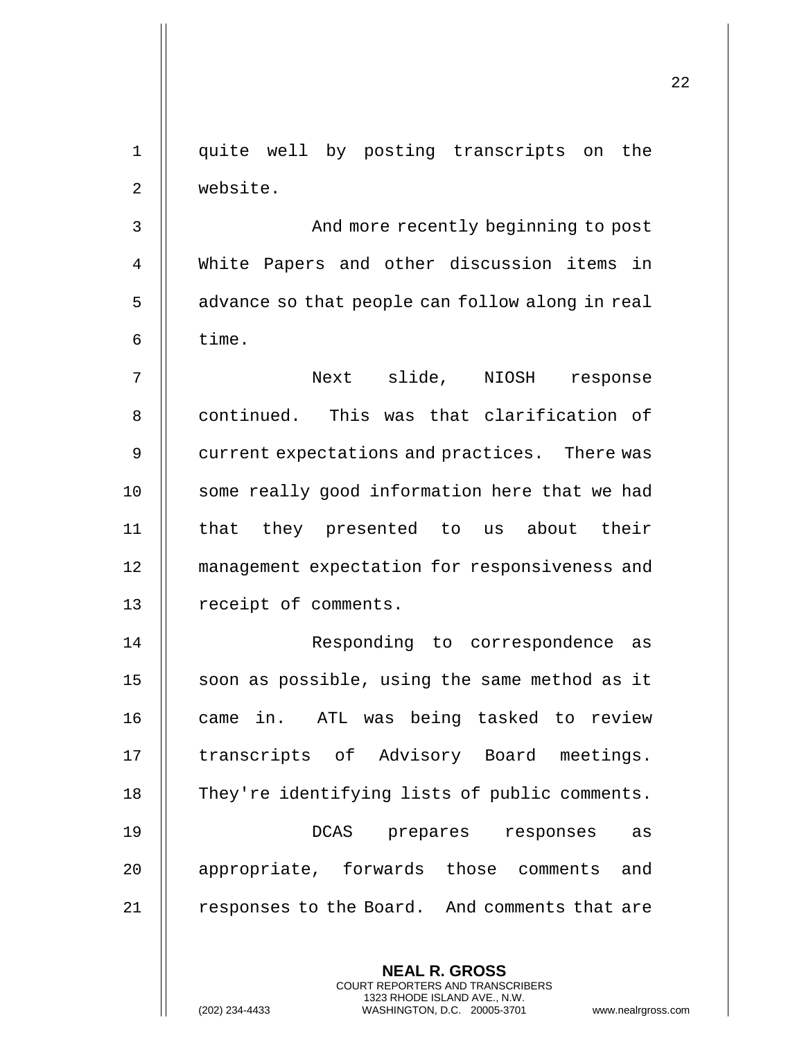quite well by posting transcripts on the website.

And more recently beginning to post White Papers and other discussion items in advance so that people can follow along in real time.

Next slide, NIOSH response continued. This was that clarification of current expectations and practices. There was some really good information here that we had that they presented to us about their management expectation for responsiveness and receipt of comments.

Responding to correspondence as soon as possible, using the same method as it came in. ATL was being tasked to review transcripts of Advisory Board meetings. They're identifying lists of public comments.

DCAS prepares responses as appropriate, forwards those comments and responses to the Board. And comments that are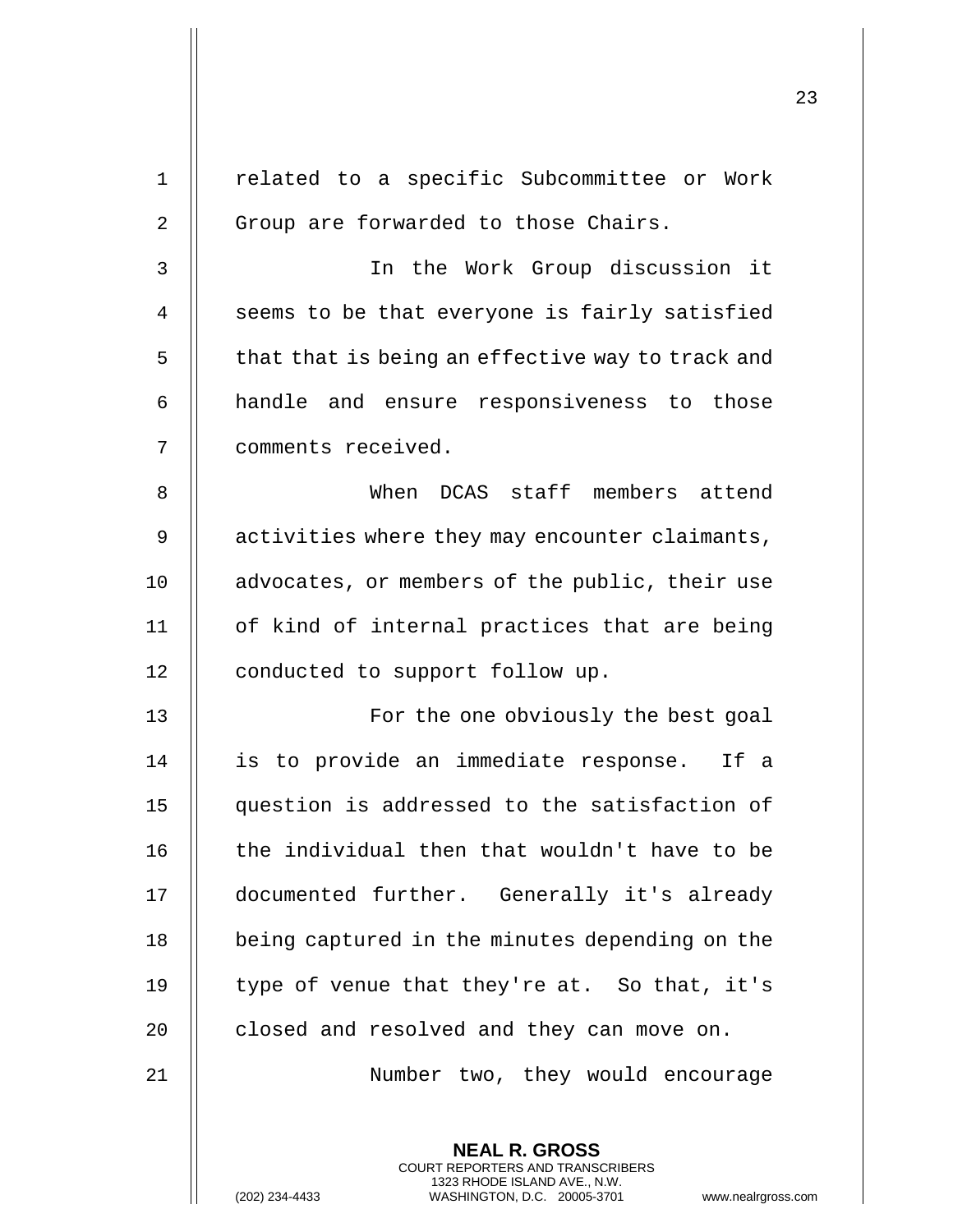related to a specific Subcommittee or Work Group are forwarded to those Chairs.

In the Work Group discussion it seems to be that everyone is fairly satisfied that that is being an effective way to track and handle and ensure responsiveness to those comments received.

When DCAS staff members attend activities where they may encounter claimants, advocates, or members of the public, their use of kind of internal practices that are being conducted to support follow up.

For the one obviously the best goal is to provide an immediate response. If a question is addressed to the satisfaction of the individual then that wouldn't have to be documented further. Generally it's already being captured in the minutes depending on the type of venue that they're at. So that, it's closed and resolved and they can move on.

Number two, they would encourage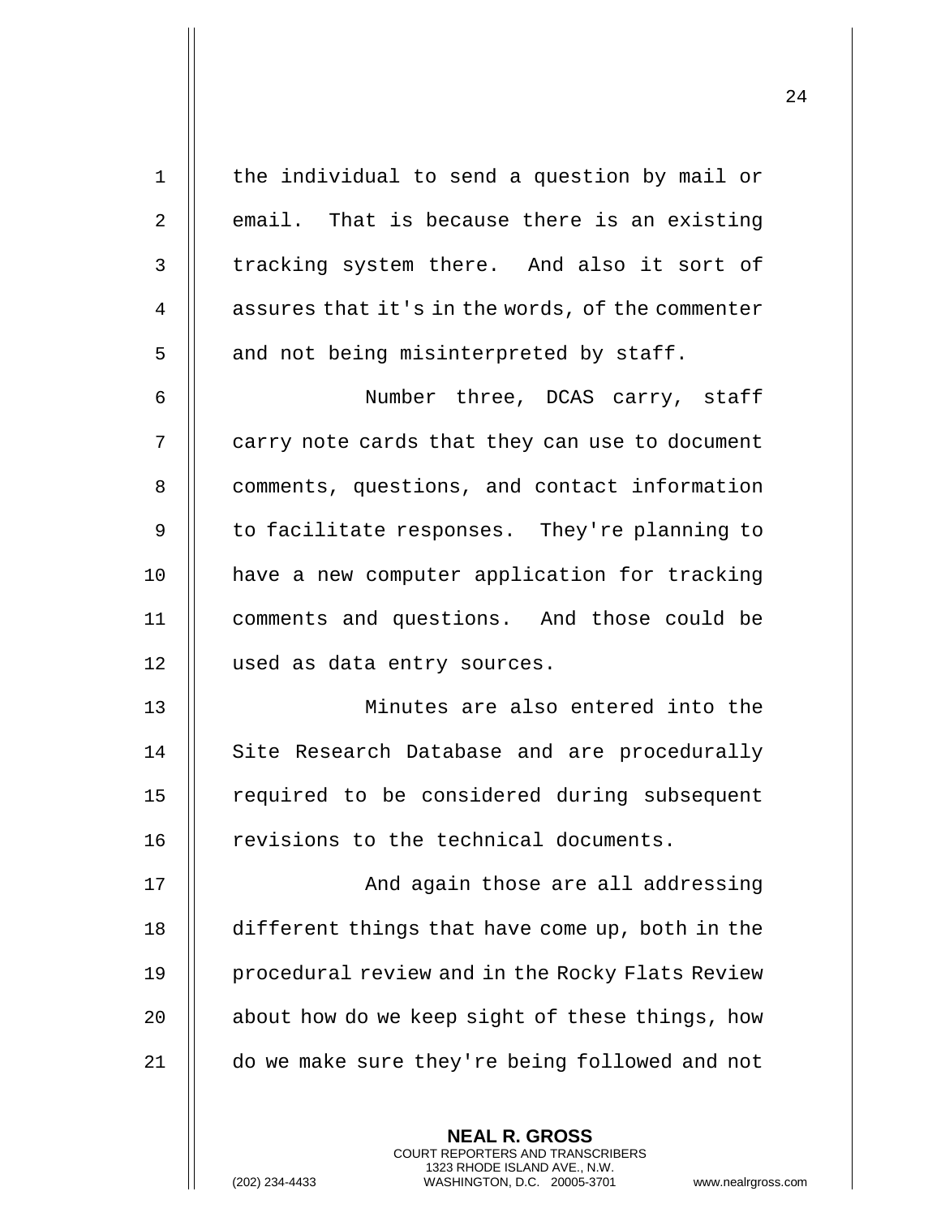the individual to send a question by mail or email. That is because there is an existing tracking system there. And also it sort of assures that it's in the words, of the commenter and not being misinterpreted by staff.

Number three, DCAS carry, staff carry note cards that they can use to document comments, questions, and contact information to facilitate responses. They're planning to have a new computer application for tracking comments and questions. And those could be used as data entry sources.

Minutes are also entered into the Site Research Database and are procedurally required to be considered during subsequent revisions to the technical documents.

And again those are all addressing different things that have come up, both in the procedural review and in the Rocky Flats Review about how do we keep sight of these things, how do we make sure they're being followed and not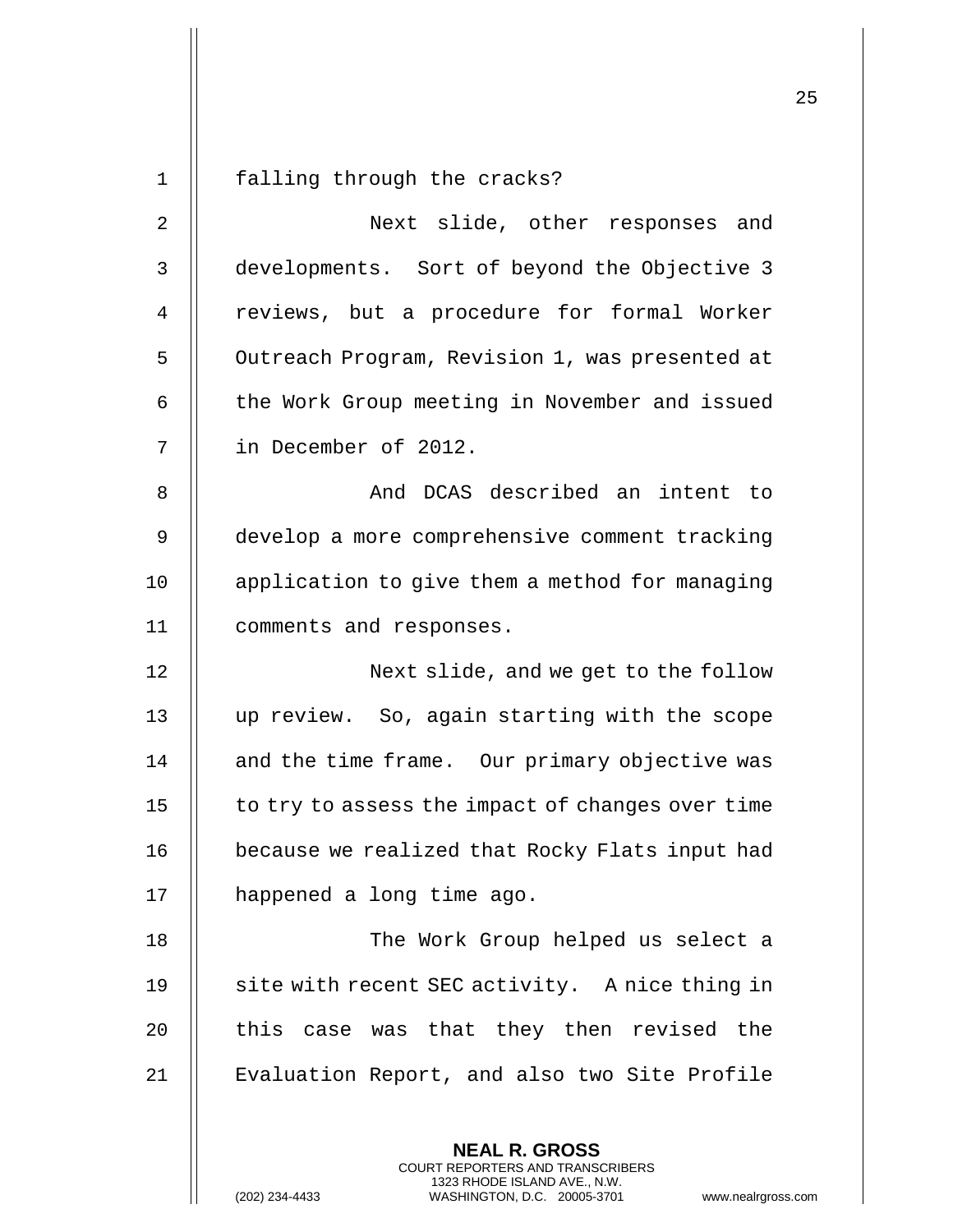falling through the cracks?

Next slide, other responses and developments. Sort of beyond the Objective 3 reviews, but a procedure for formal Worker Outreach Program, Revision 1, was presented at the Work Group meeting in November and issued in December of 2012.

And DCAS described an intent to develop a more comprehensive comment tracking application to give them a method for managing comments and responses.

Next slide, and we get to the follow up review. So, again starting with the scope and the time frame. Our primary objective was to try to assess the impact of changes over time because we realized that Rocky Flats input had happened a long time ago.

The Work Group helped us select a site with recent SEC activity. A nice thing in this case was that they then revised the Evaluation Report, and also two Site Profile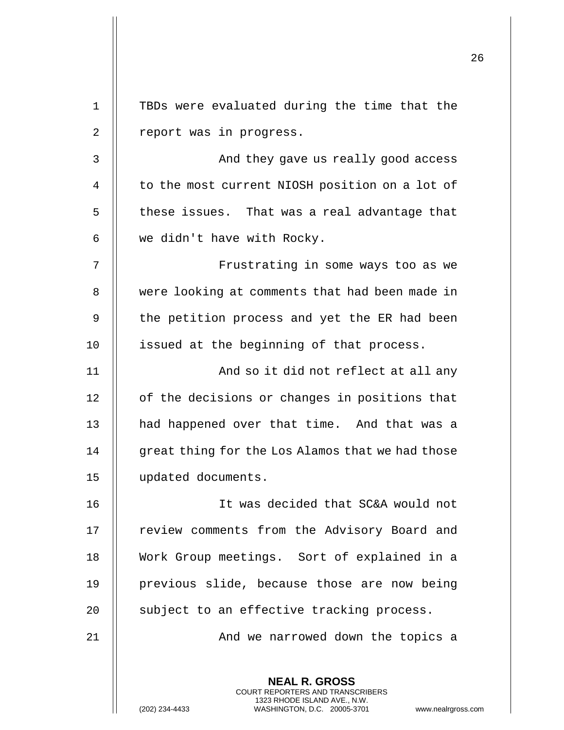TBDs were evaluated during the time that the report was in progress.

And they gave us really good access to the most current NIOSH position on a lot of these issues. That was a real advantage that we didn't have with Rocky.

Frustrating in some ways too as we were looking at comments that had been made in the petition process and yet the ER had been issued at the beginning of that process.

And so it did not reflect at all any of the decisions or changes in positions that had happened over that time. And that was a great thing for the Los Alamos that we had those updated documents.

It was decided that SC&A would not review comments from the Advisory Board and Work Group meetings. Sort of explained in a previous slide, because those are now being subject to an effective tracking process.

And we narrowed down the topics a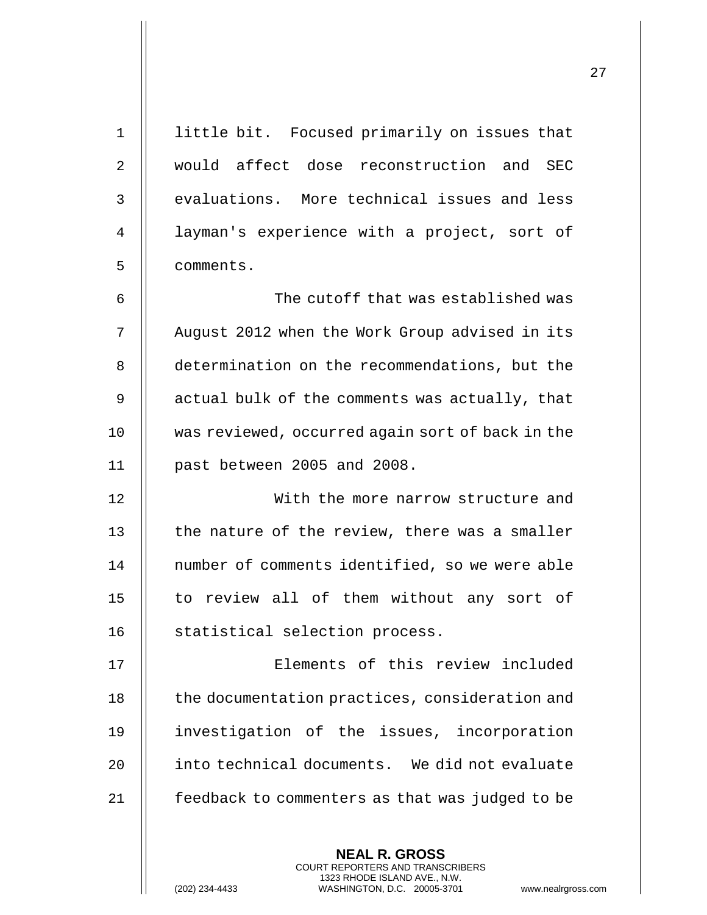little bit. Focused primarily on issues that would affect dose reconstruction and SEC evaluations. More technical issues and less layman's experience with a project, sort of comments.

The cutoff that was established was August 2012 when the Work Group advised in its determination on the recommendations, but the actual bulk of the comments was actually, that was reviewed, occurred again sort of back in the past between 2005 and 2008.

With the more narrow structure and the nature of the review, there was a smaller number of comments identified, so we were able to review all of them without any sort of statistical selection process.

Elements of this review included the documentation practices, consideration and investigation of the issues, incorporation into technical documents. We did not evaluate feedback to commenters as that was judged to be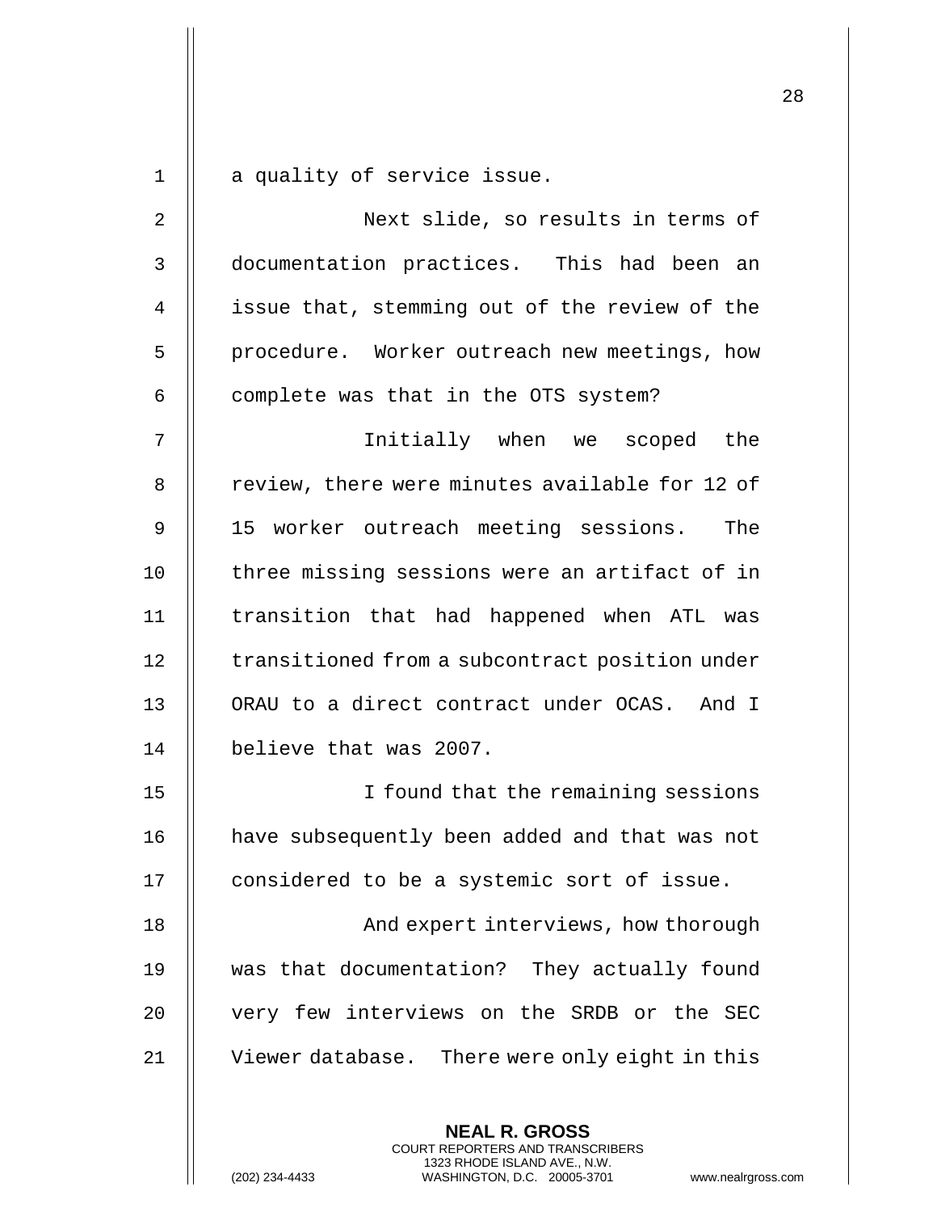a quality of service issue.

Next slide, so results in terms of documentation practices. This had been an issue that, stemming out of the review of the procedure. Worker outreach new meetings, how complete was that in the OTS system?

Initially when we scoped the review, there were minutes available for 12 of 15 worker outreach meeting sessions. The three missing sessions were an artifact of in transition that had happened when ATL was transitioned from a subcontract position under ORAU to a direct contract under OCAS. And I believe that was 2007.

I found that the remaining sessions have subsequently been added and that was not considered to be a systemic sort of issue.

And expert interviews, how thorough was that documentation? They actually found very few interviews on the SRDB or the SEC Viewer database. There were only eight in this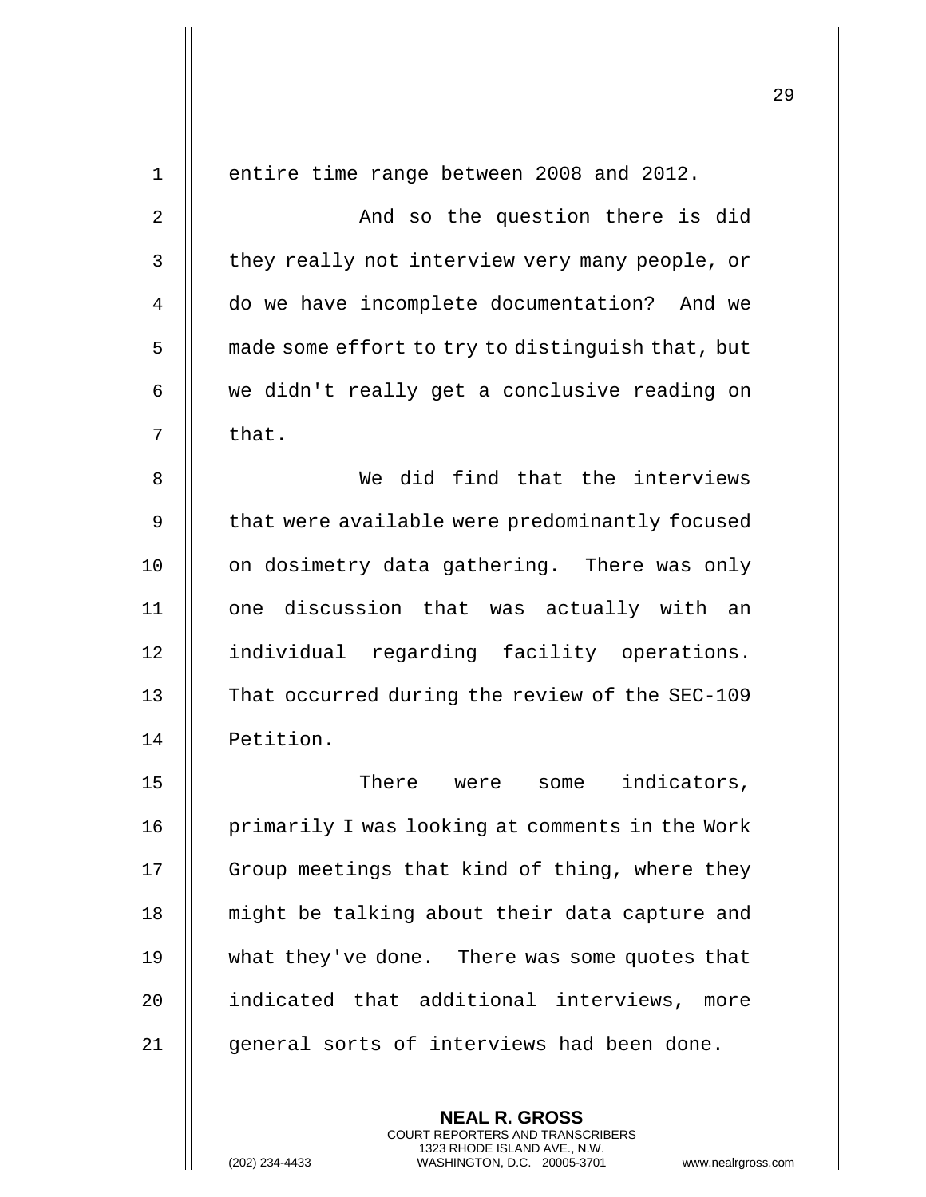entire time range between 2008 and 2012.

And so the question there is did they really not interview very many people, or do we have incomplete documentation? And we made some effort to try to distinguish that, but we didn't really get a conclusive reading on that.

We did find that the interviews that were available were predominantly focused on dosimetry data gathering. There was only one discussion that was actually with an individual regarding facility operations. That occurred during the review of the SEC-109 Petition.

There were some indicators, primarily I was looking at comments in the Work Group meetings that kind of thing, where they might be talking about their data capture and what they've done. There was some quotes that indicated that additional interviews, more general sorts of interviews had been done.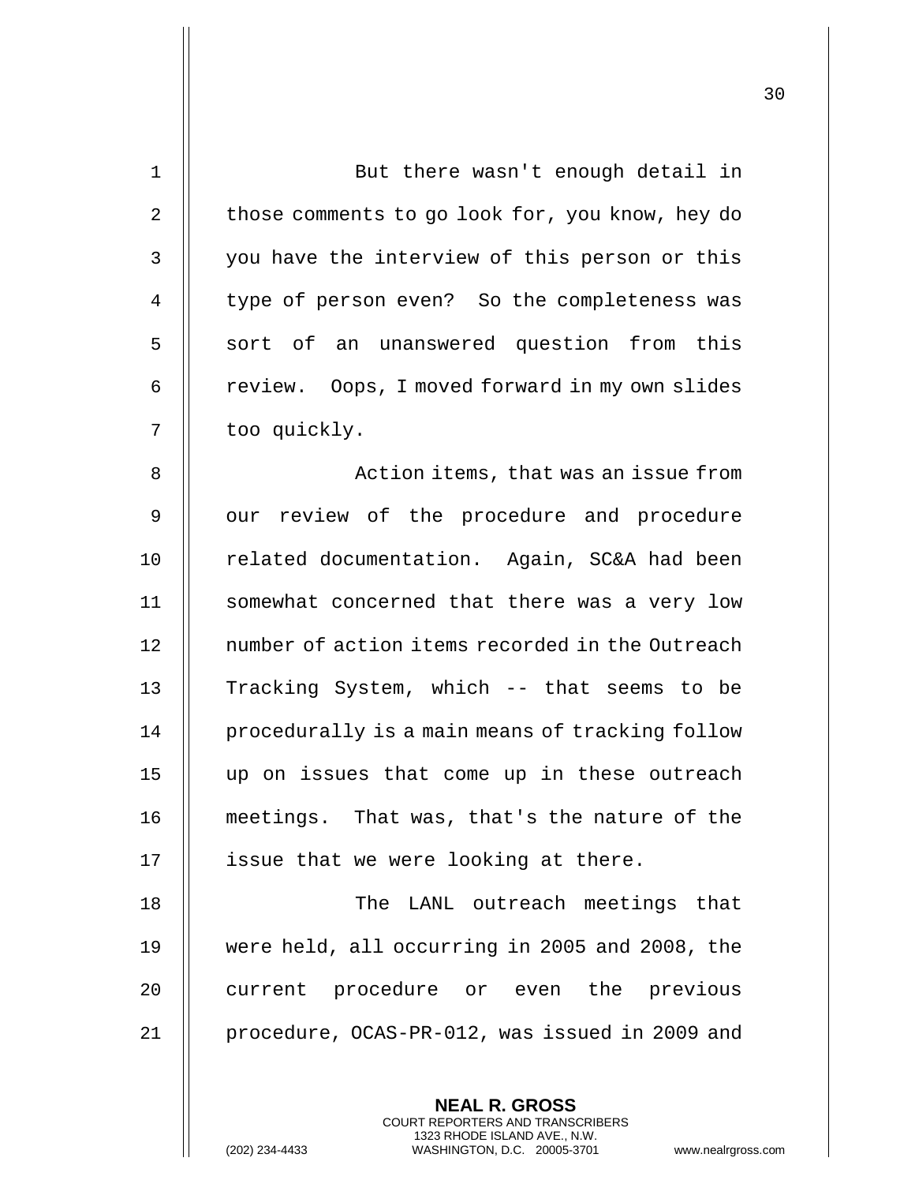But there wasn't enough detail in those comments to go look for, you know, hey do you have the interview of this person or this type of person even? So the completeness was sort of an unanswered question from this review. Oops, I moved forward in my own slides too quickly.

Action items, that was an issue from our review of the procedure and procedure related documentation. Again, SC&A had been somewhat concerned that there was a very low number of action items recorded in the Outreach Tracking System, which -- that seems to be procedurally is a main means of tracking follow up on issues that come up in these outreach meetings. That was, that's the nature of the issue that we were looking at there.

The LANL outreach meetings that were held, all occurring in 2005 and 2008, the current procedure or even the previous procedure, OCAS-PR-012, was issued in 2009 and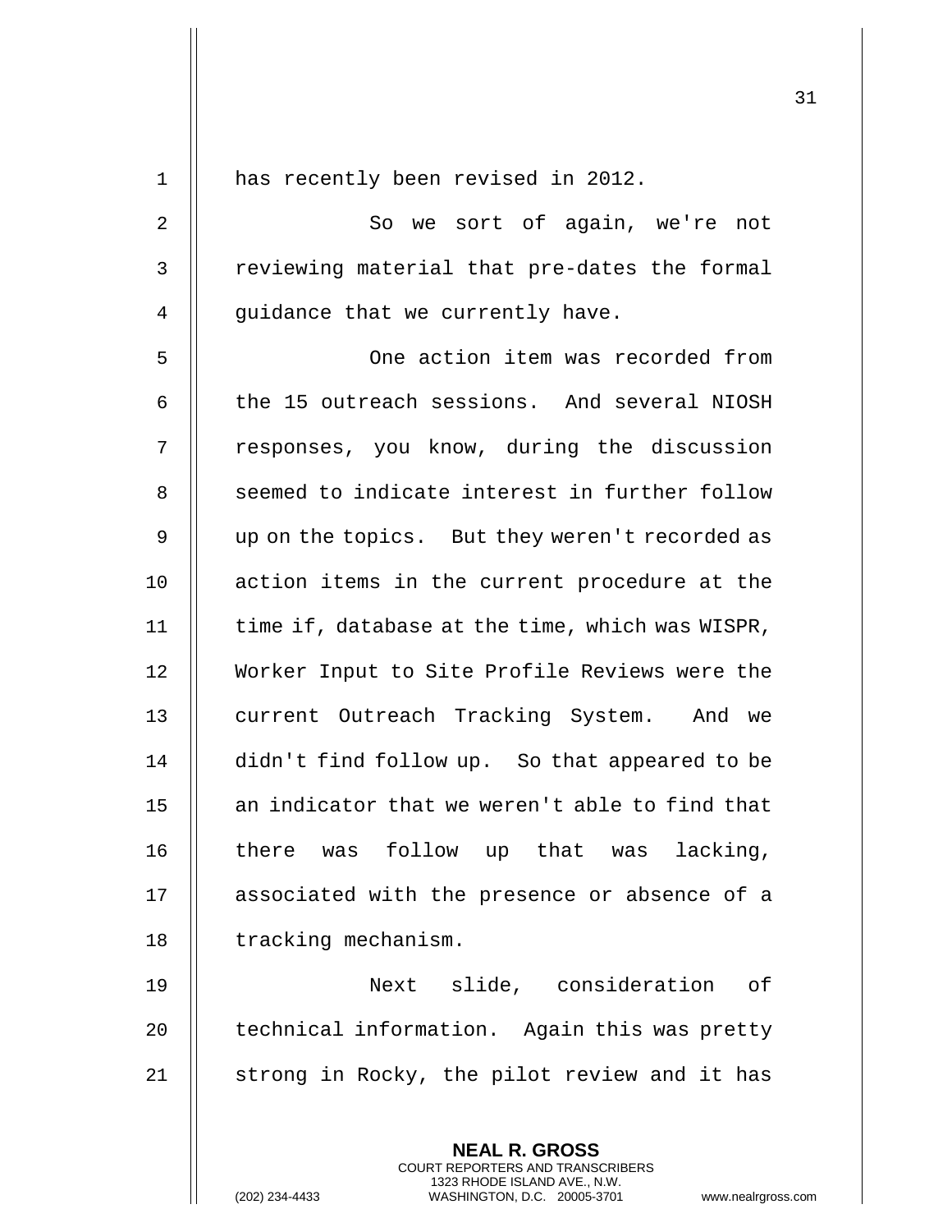has recently been revised in 2012.

So we sort of again, we're not reviewing material that pre-dates the formal guidance that we currently have.

One action item was recorded from the 15 outreach sessions. And several NIOSH responses, you know, during the discussion seemed to indicate interest in further follow up on the topics. But they weren't recorded as action items in the current procedure at the time if, database at the time, which was WISPR, Worker Input to Site Profile Reviews were the current Outreach Tracking System. And we didn't find follow up. So that appeared to be an indicator that we weren't able to find that there was follow up that was lacking, associated with the presence or absence of a tracking mechanism.

Next slide, consideration of technical information. Again this was pretty strong in Rocky, the pilot review and it has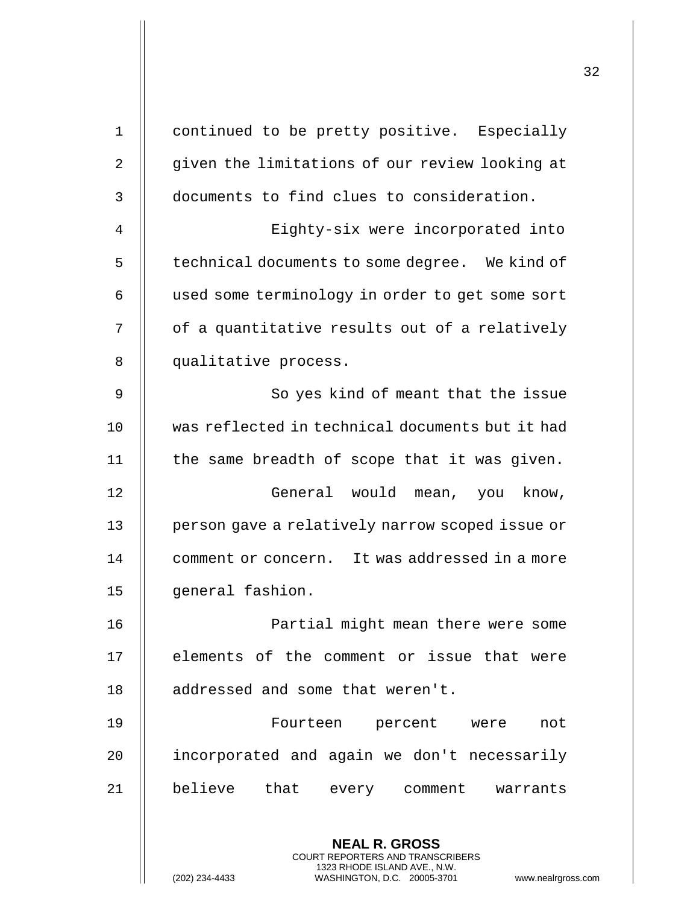continued to be pretty positive. Especially given the limitations of our review looking at documents to find clues to consideration.

Eighty-six were incorporated into technical documents to some degree. We kind of used some terminology in order to get some sort of a quantitative results out of a relatively qualitative process.

So yes kind of meant that the issue was reflected in technical documents but it had the same breadth of scope that it was given.

General would mean, you know, person gave a relatively narrow scoped issue or comment or concern. It was addressed in a more general fashion.

Partial might mean there were some elements of the comment or issue that were addressed and some that weren't.

Fourteen percent were not incorporated and again we don't necessarily believe that every comment warrants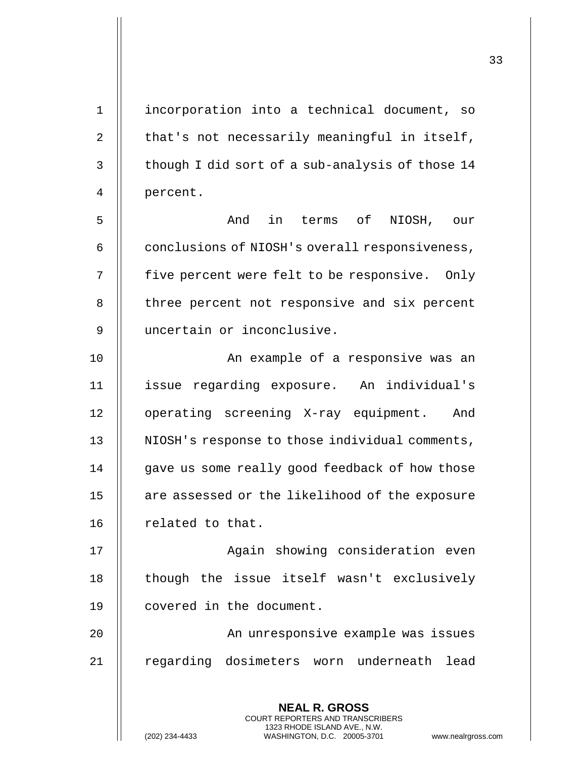incorporation into a technical document, so that's not necessarily meaningful in itself, though I did sort of a sub-analysis of those 14 percent.

And in terms of NIOSH, our conclusions of NIOSH's overall responsiveness, five percent were felt to be responsive. Only three percent not responsive and six percent uncertain or inconclusive.

An example of a responsive was an issue regarding exposure. An individual's operating screening X-ray equipment. And NIOSH's response to those individual comments, gave us some really good feedback of how those are assessed or the likelihood of the exposure related to that.

Again showing consideration even though the issue itself wasn't exclusively covered in the document.

An unresponsive example was issues regarding dosimeters worn underneath lead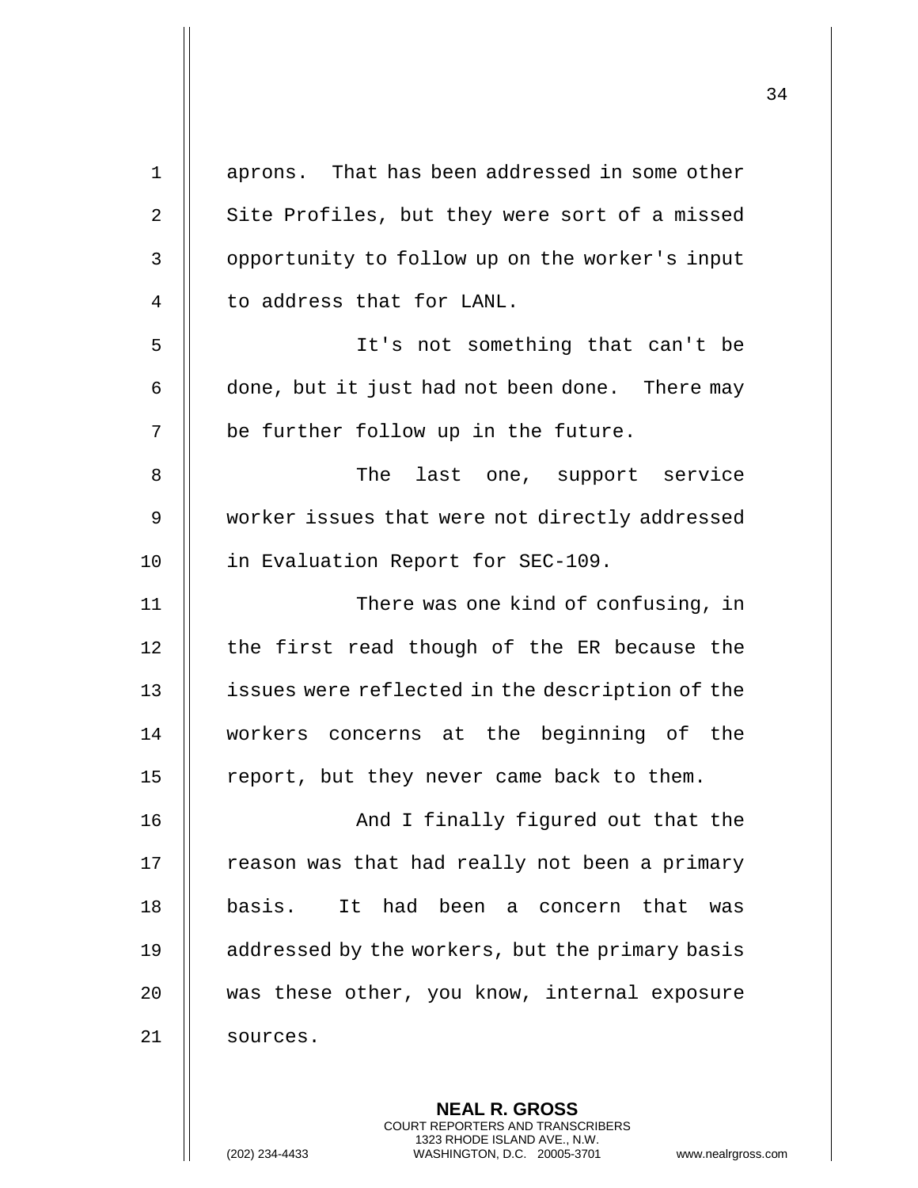aprons. That has been addressed in some other Site Profiles, but they were sort of a missed opportunity to follow up on the worker's input to address that for LANL.

It's not something that can't be done, but it just had not been done. There may be further follow up in the future.

The last one, support service worker issues that were not directly addressed in Evaluation Report for SEC-109.

There was one kind of confusing, in the first read though of the ER because the issues were reflected in the description of the workers concerns at the beginning of the report, but they never came back to them.

And I finally figured out that the reason was that had really not been a primary basis. It had been a concern that was addressed by the workers, but the primary basis was these other, you know, internal exposure sources.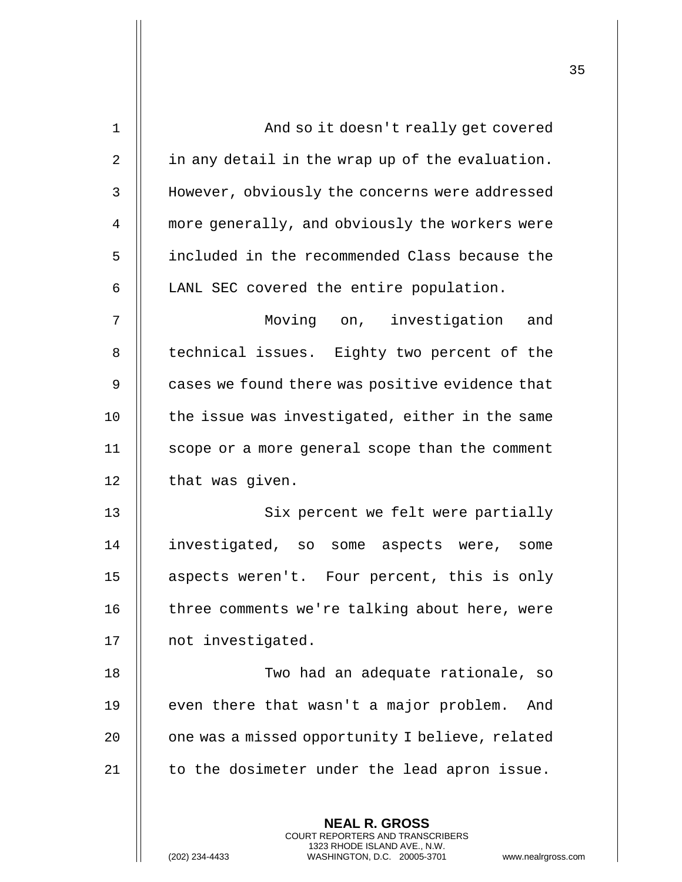And so it doesn't really get covered in any detail in the wrap up of the evaluation. However, obviously the concerns were addressed more generally, and obviously the workers were included in the recommended Class because the LANL SEC covered the entire population.

Moving on, investigation and technical issues. Eighty two percent of the cases we found there was positive evidence that the issue was investigated, either in the same scope or a more general scope than the comment that was given.

Six percent we felt were partially investigated, so some aspects were, some aspects weren't. Four percent, this is only three comments we're talking about here, were not investigated.

Two had an adequate rationale, so even there that wasn't a major problem. And one was a missed opportunity I believe, related to the dosimeter under the lead apron issue.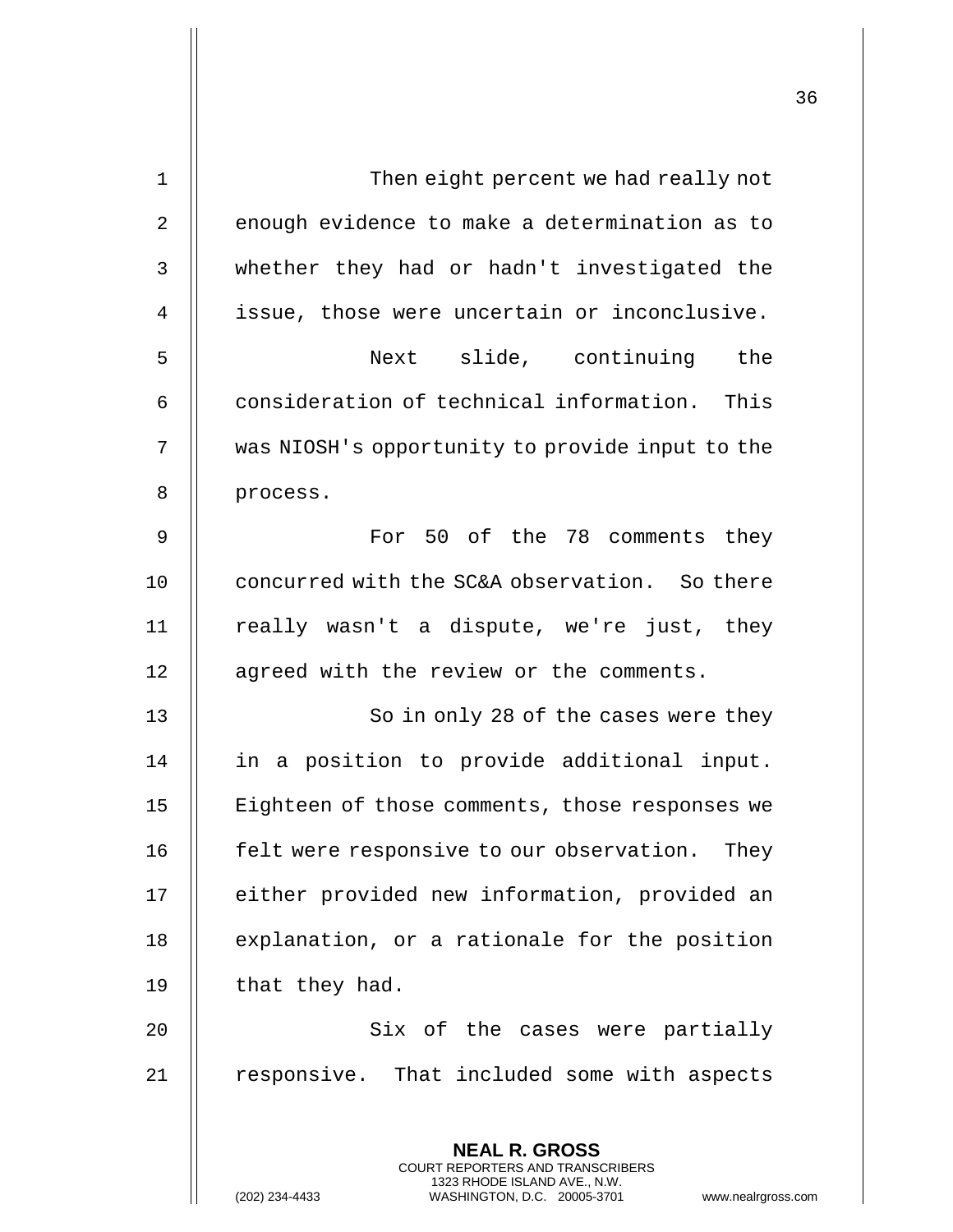Then eight percent we had really not enough evidence to make a determination as to whether they had or hadn't investigated the issue, those were uncertain or inconclusive.

Next slide, continuing the consideration of technical information. This was NIOSH's opportunity to provide input to the process.

For 50 of the 78 comments they concurred with the SC&A observation. So there really wasn't a dispute, we're just, they agreed with the review or the comments.

So in only 28 of the cases were they in a position to provide additional input. Eighteen of those comments, those responses we felt were responsive to our observation. They either provided new information, provided an explanation, or a rationale for the position that they had.

Six of the cases were partially responsive. That included some with aspects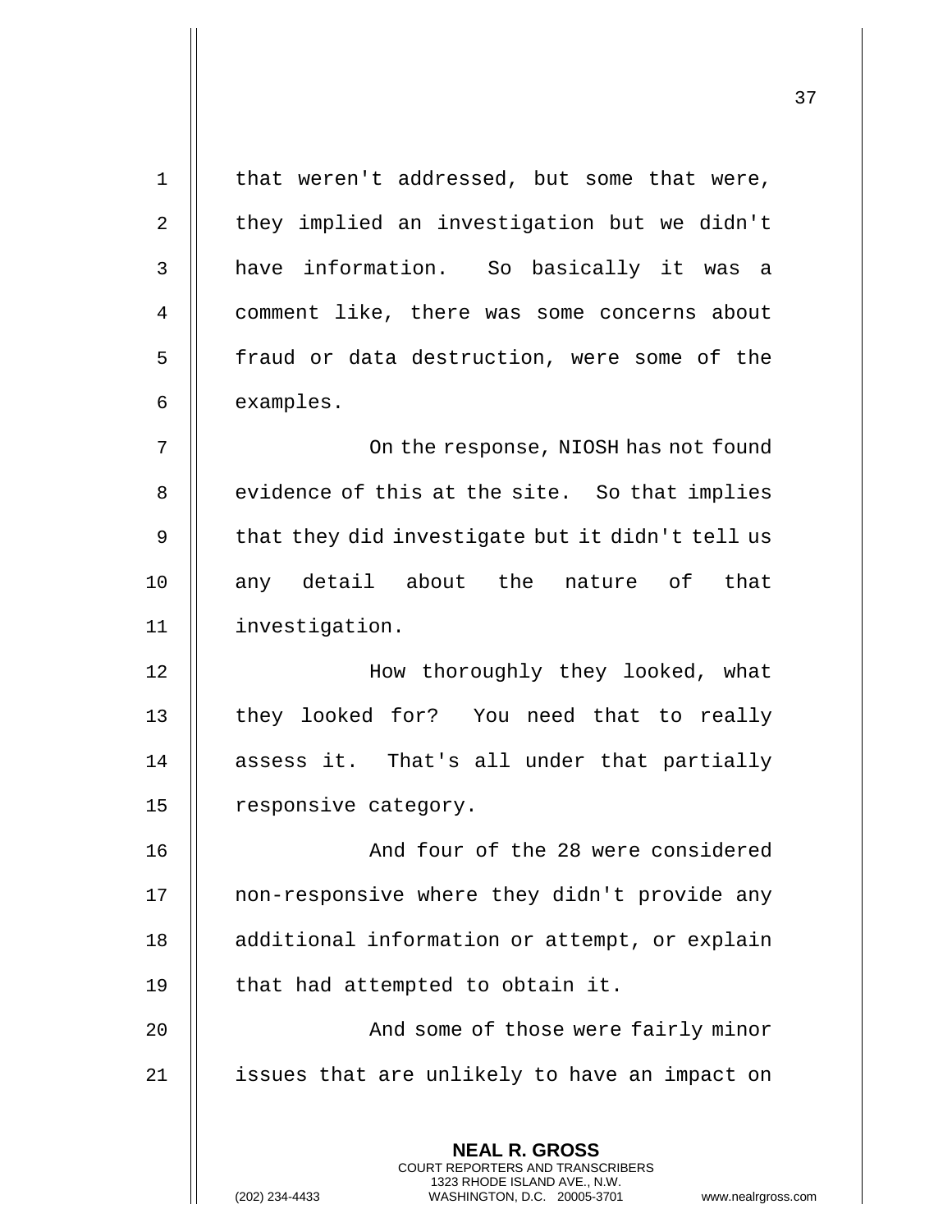that weren't addressed, but some that were, they implied an investigation but we didn't have information. So basically it was a comment like, there was some concerns about fraud or data destruction, were some of the examples.

On the response, NIOSH has not found evidence of this at the site. So that implies that they did investigate but it didn't tell us any detail about the nature of that investigation.

How thoroughly they looked, what they looked for? You need that to really assess it. That's all under that partially responsive category.

And four of the 28 were considered non-responsive where they didn't provide any additional information or attempt, or explain that had attempted to obtain it.

And some of those were fairly minor issues that are unlikely to have an impact on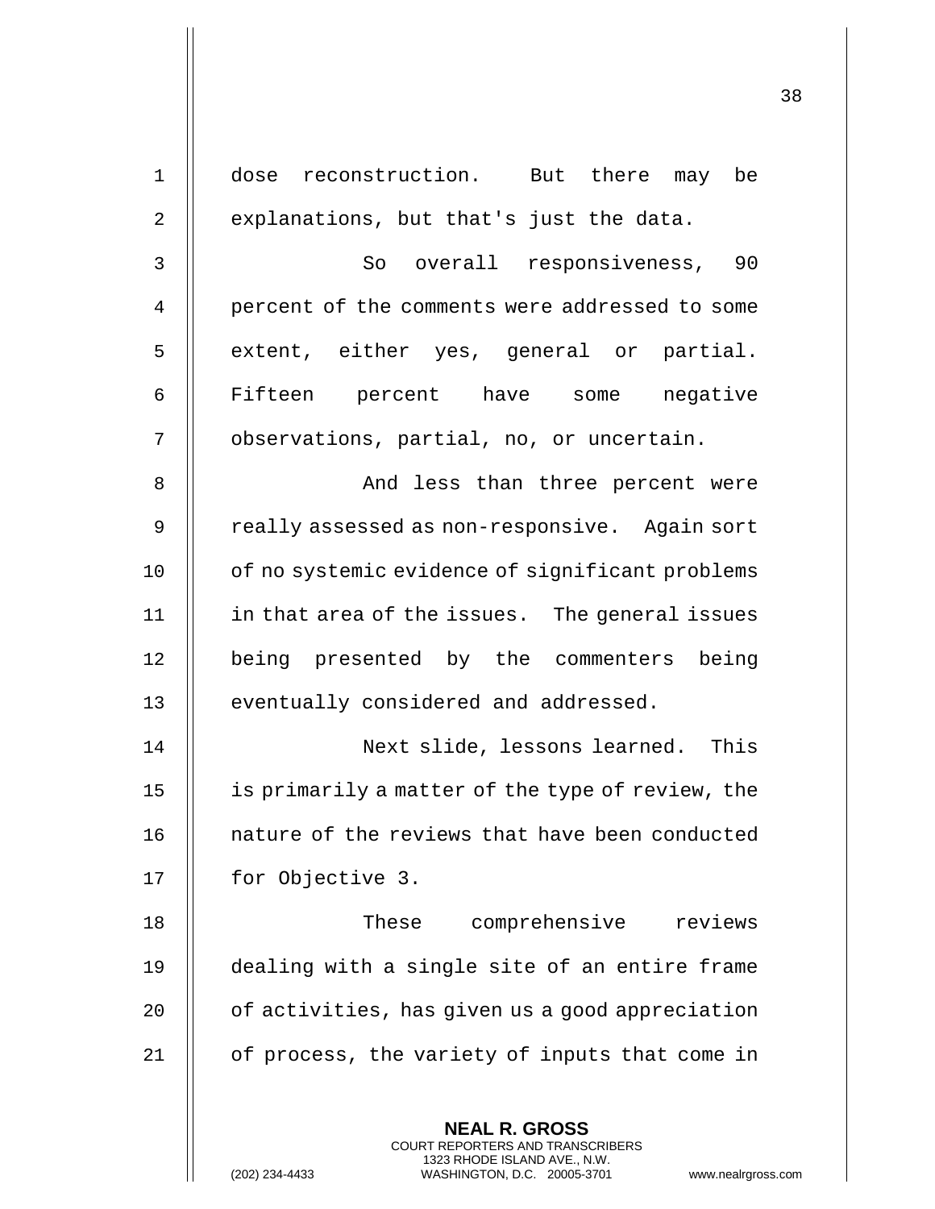dose reconstruction. But there may be explanations, but that's just the data.

So overall responsiveness, 90 percent of the comments were addressed to some extent, either yes, general or partial. Fifteen percent have some negative observations, partial, no, or uncertain.

And less than three percent were really assessed as non-responsive. Again sort of no systemic evidence of significant problems in that area of the issues. The general issues being presented by the commenters being eventually considered and addressed.

Next slide, lessons learned. This is primarily a matter of the type of review, the nature of the reviews that have been conducted for Objective 3.

These comprehensive reviews dealing with a single site of an entire frame of activities, has given us a good appreciation of process, the variety of inputs that come in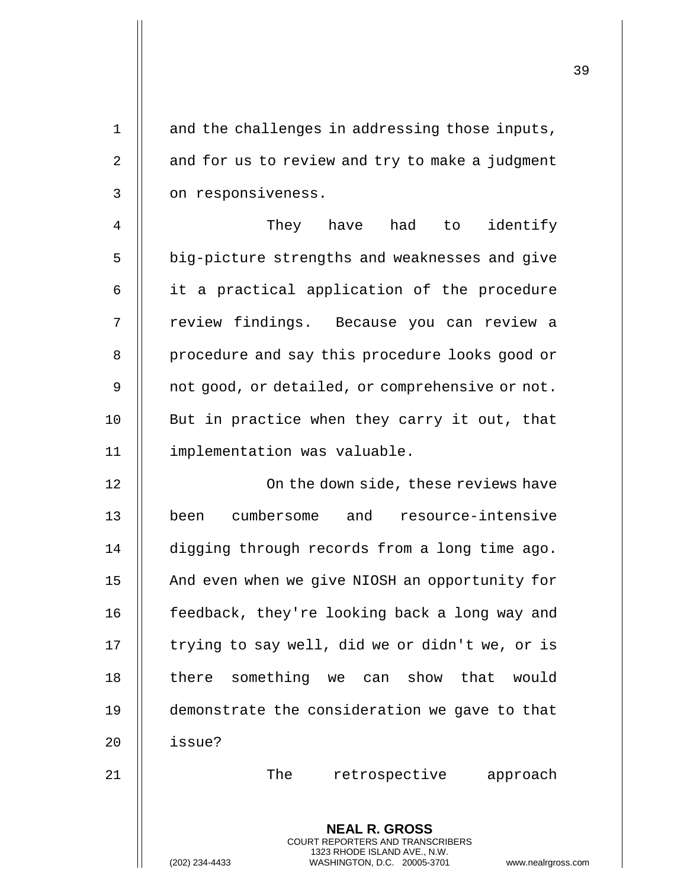and the challenges in addressing those inputs, and for us to review and try to make a judgment on responsiveness.

They have had to identify big-picture strengths and weaknesses and give it a practical application of the procedure review findings. Because you can review a procedure and say this procedure looks good or not good, or detailed, or comprehensive or not. But in practice when they carry it out, that implementation was valuable.

On the down side, these reviews have been cumbersome and resource-intensive digging through records from a long time ago. And even when we give NIOSH an opportunity for feedback, they're looking back a long way and trying to say well, did we or didn't we, or is there something we can show that would demonstrate the consideration we gave to that issue?

The retrospective approach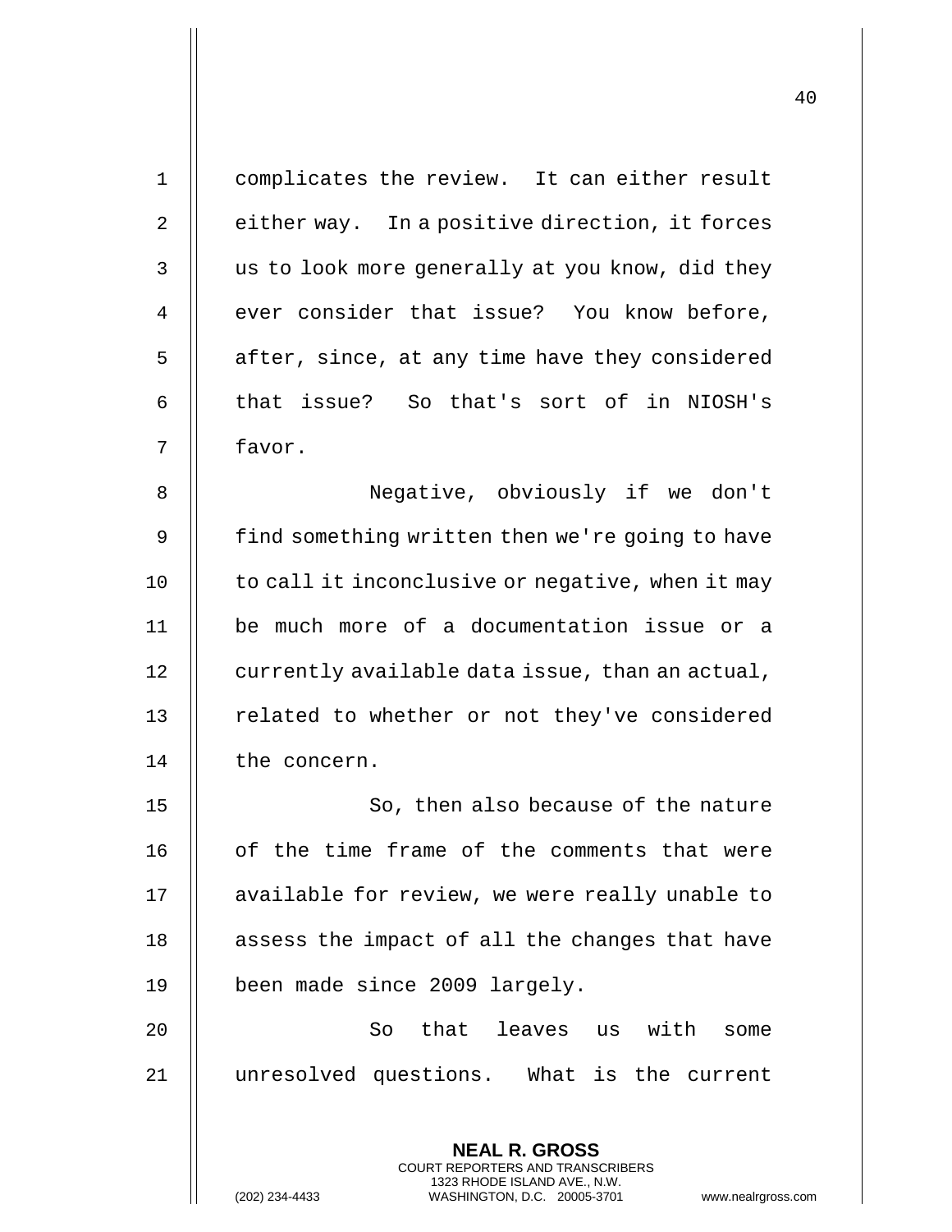complicates the review. It can either result either way. In a positive direction, it forces us to look more generally at you know, did they ever consider that issue? You know before, after, since, at any time have they considered that issue? So that's sort of in NIOSH's favor.

Negative, obviously if we don't find something written then we're going to have to call it inconclusive or negative, when it may be much more of a documentation issue or a currently available data issue, than an actual, related to whether or not they've considered the concern.

So, then also because of the nature of the time frame of the comments that were available for review, we were really unable to assess the impact of all the changes that have been made since 2009 largely.

So that leaves us with some unresolved questions. What is the current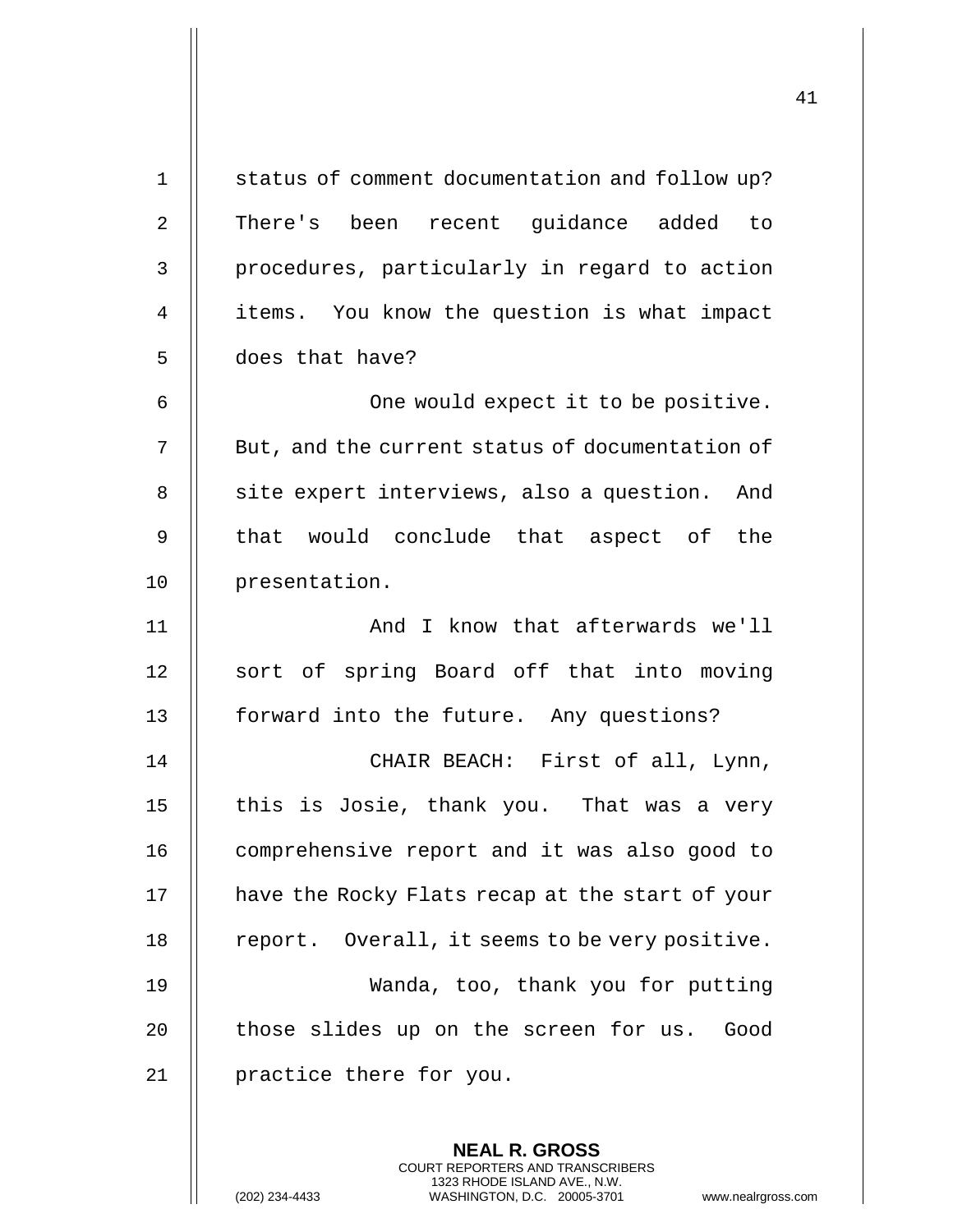status of comment documentation and follow up? There's been recent guidance added to procedures, particularly in regard to action items. You know the question is what impact does that have?

One would expect it to be positive. But, and the current status of documentation of site expert interviews, also a question. And that would conclude that aspect of the presentation.

And I know that afterwards we'll sort of spring Board off that into moving forward into the future. Any questions?

CHAIR BEACH: First of all, Lynn, this is Josie, thank you. That was a very comprehensive report and it was also good to have the Rocky Flats recap at the start of your report. Overall, it seems to be very positive.

Wanda, too, thank you for putting those slides up on the screen for us. Good practice there for you.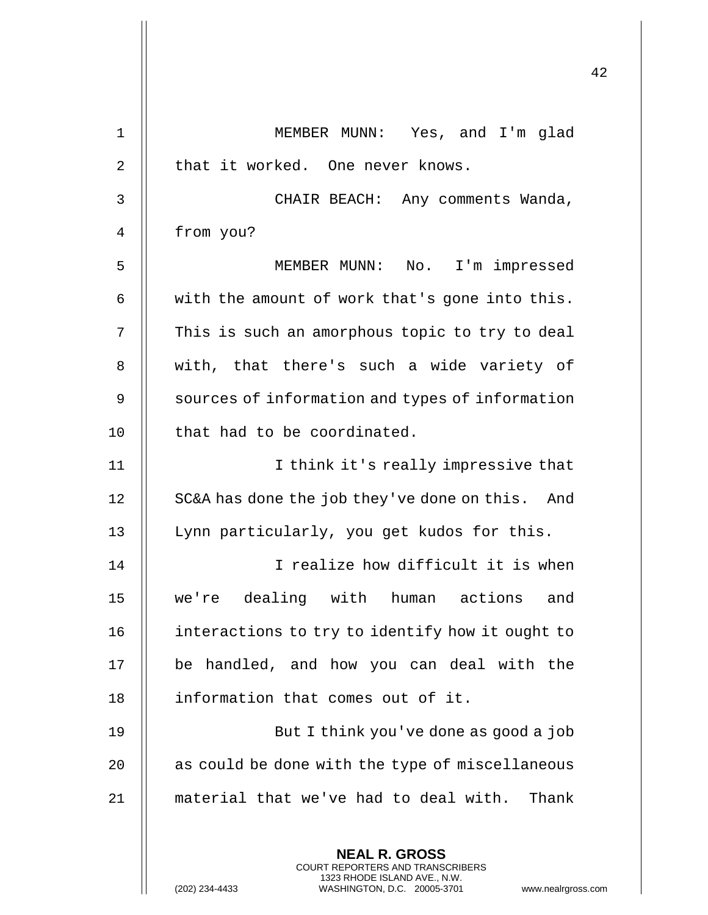MEMBER MUNN: Yes, and I'm glad that it worked. One never knows.

CHAIR BEACH: Any comments Wanda, from you?

MEMBER MUNN: No. I'm impressed with the amount of work that's gone into this. This is such an amorphous topic to try to deal with, that there's such a wide variety of sources of information and types of information that had to be coordinated.

I think it's really impressive that SC&A has done the job they've done on this. And Lynn particularly, you get kudos for this.

I realize how difficult it is when we're dealing with human actions and interactions to try to identify how it ought to be handled, and how you can deal with the information that comes out of it.

But I think you've done as good a job as could be done with the type of miscellaneous material that we've had to deal with. Thank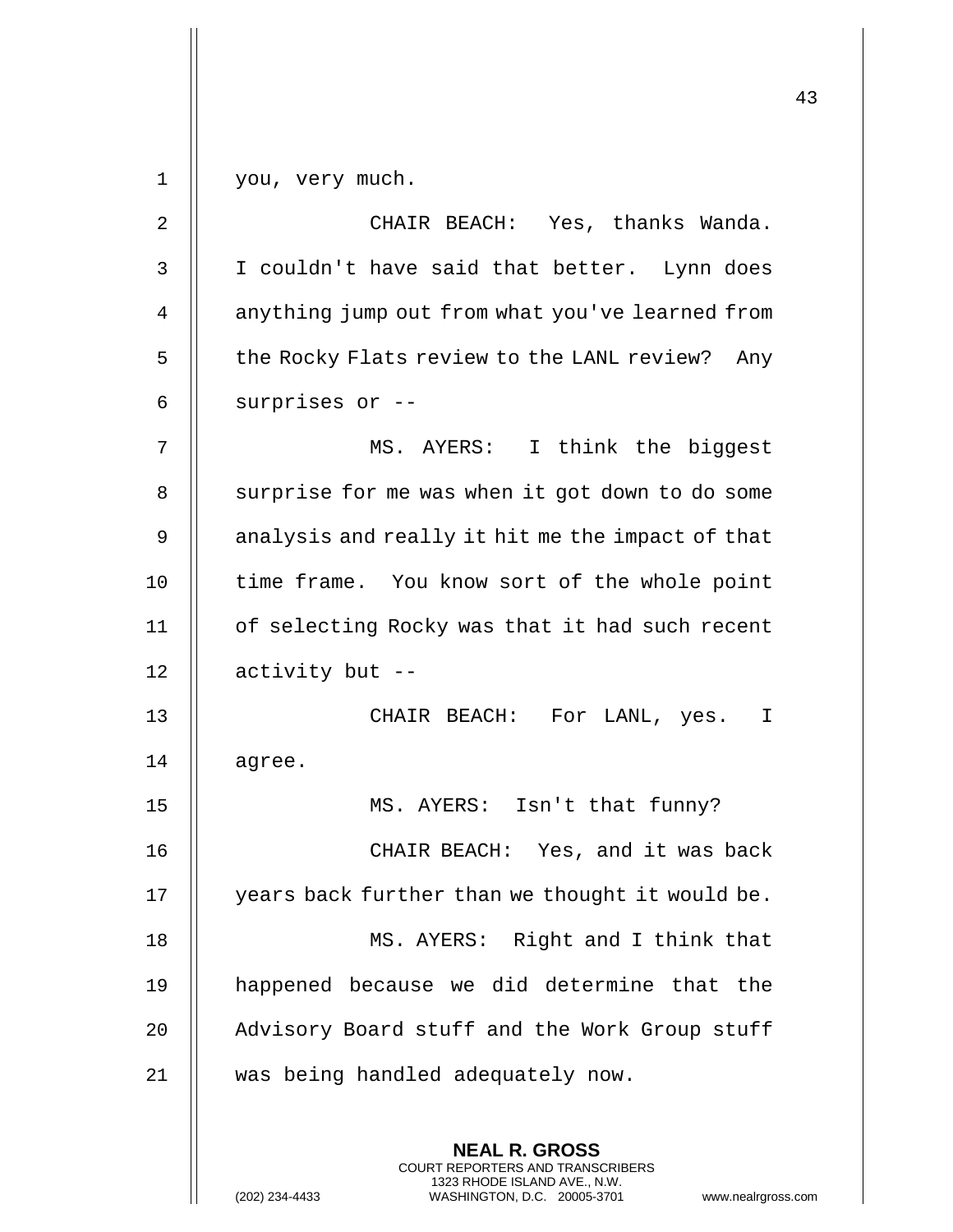you, very much.

CHAIR BEACH: Yes, thanks Wanda. I couldn't have said that better. Lynn does anything jump out from what you've learned from the Rocky Flats review to the LANL review? Any surprises or --

MS. AYERS: I think the biggest surprise for me was when it got down to do some analysis and really it hit me the impact of that time frame. You know sort of the whole point of selecting Rocky was that it had such recent activity but --

CHAIR BEACH: For LANL, yes. I agree.

MS. AYERS: Isn't that funny?

CHAIR BEACH: Yes, and it was back years back further than we thought it would be.

MS. AYERS: Right and I think that happened because we did determine that the Advisory Board stuff and the Work Group stuff was being handled adequately now.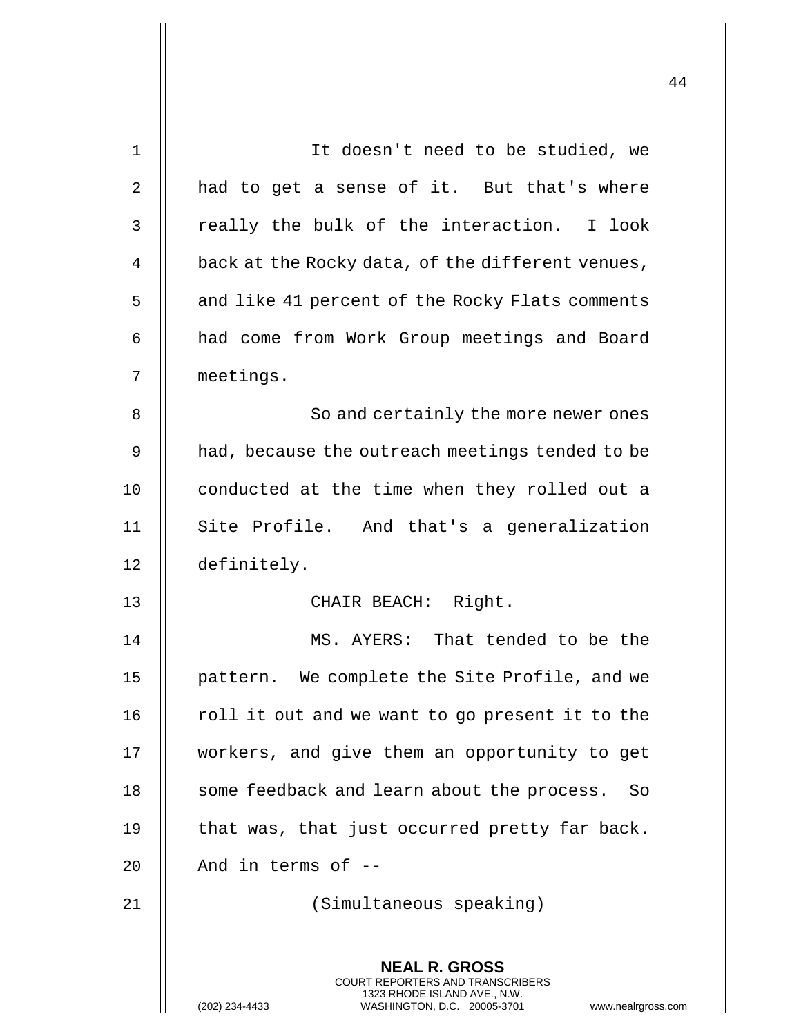It doesn't need to be studied, we had to get a sense of it. But that's where really the bulk of the interaction. I look back at the Rocky data, of the different venues, and like 41 percent of the Rocky Flats comments had come from Work Group meetings and Board meetings.

So and certainly the more newer ones had, because the outreach meetings tended to be conducted at the time when they rolled out a Site Profile. And that's a generalization definitely.

CHAIR BEACH: Right.

MS. AYERS: That tended to be the pattern. We complete the Site Profile, and we roll it out and we want to go present it to the workers, and give them an opportunity to get some feedback and learn about the process. So that was, that just occurred pretty far back. And in terms of --

(Simultaneous speaking)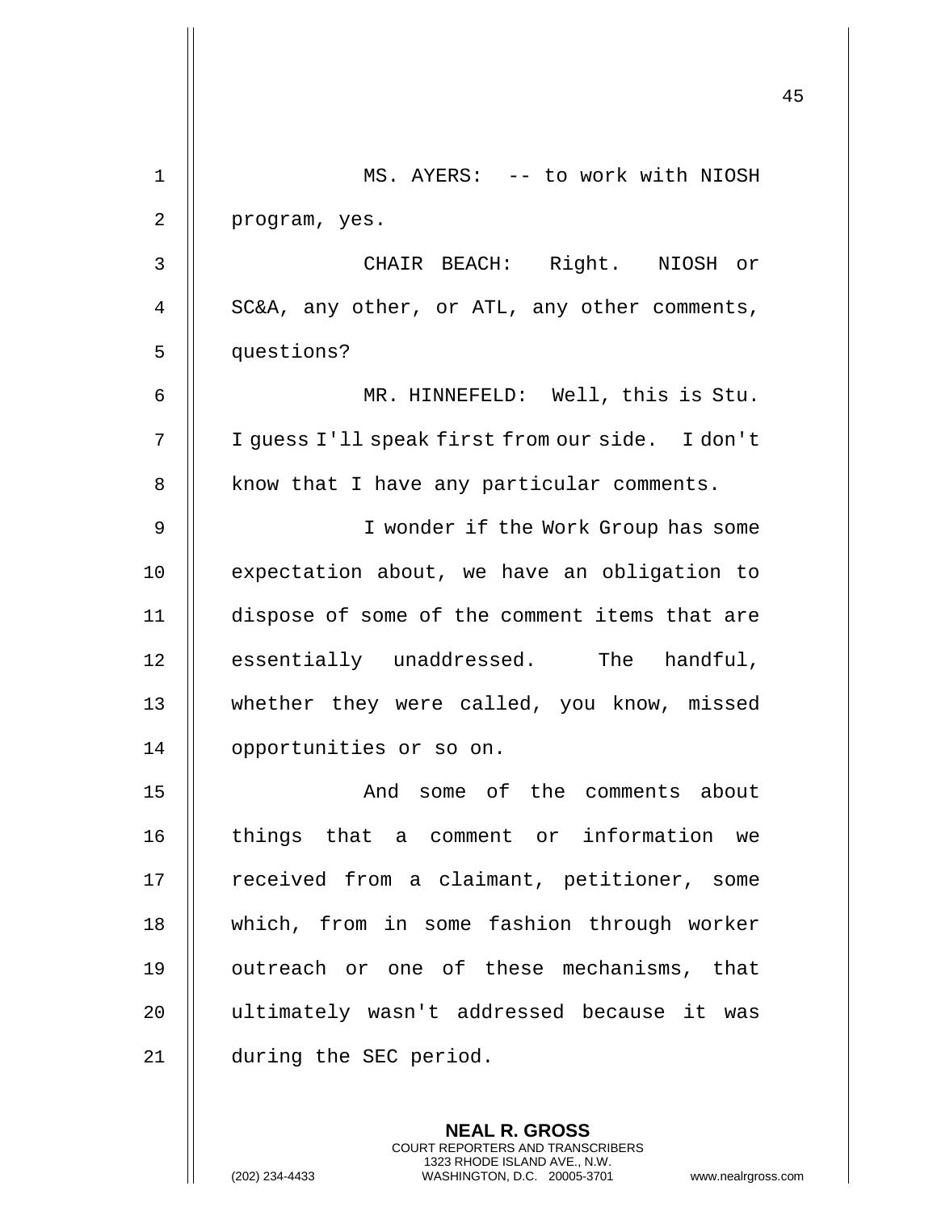MS. AYERS: -- to work with NIOSH program, yes.

CHAIR BEACH: Right. NIOSH or SC&A, any other, or ATL, any other comments, questions?

MR. HINNEFELD: Well, this is Stu. I guess I'll speak first from our side. I don't know that I have any particular comments.

I wonder if the Work Group has some expectation about, we have an obligation to dispose of some of the comment items that are essentially unaddressed. The handful, whether they were called, you know, missed opportunities or so on.

And some of the comments about things that a comment or information we received from a claimant, petitioner, some which, from in some fashion through worker outreach or one of these mechanisms, that ultimately wasn't addressed because it was during the SEC period.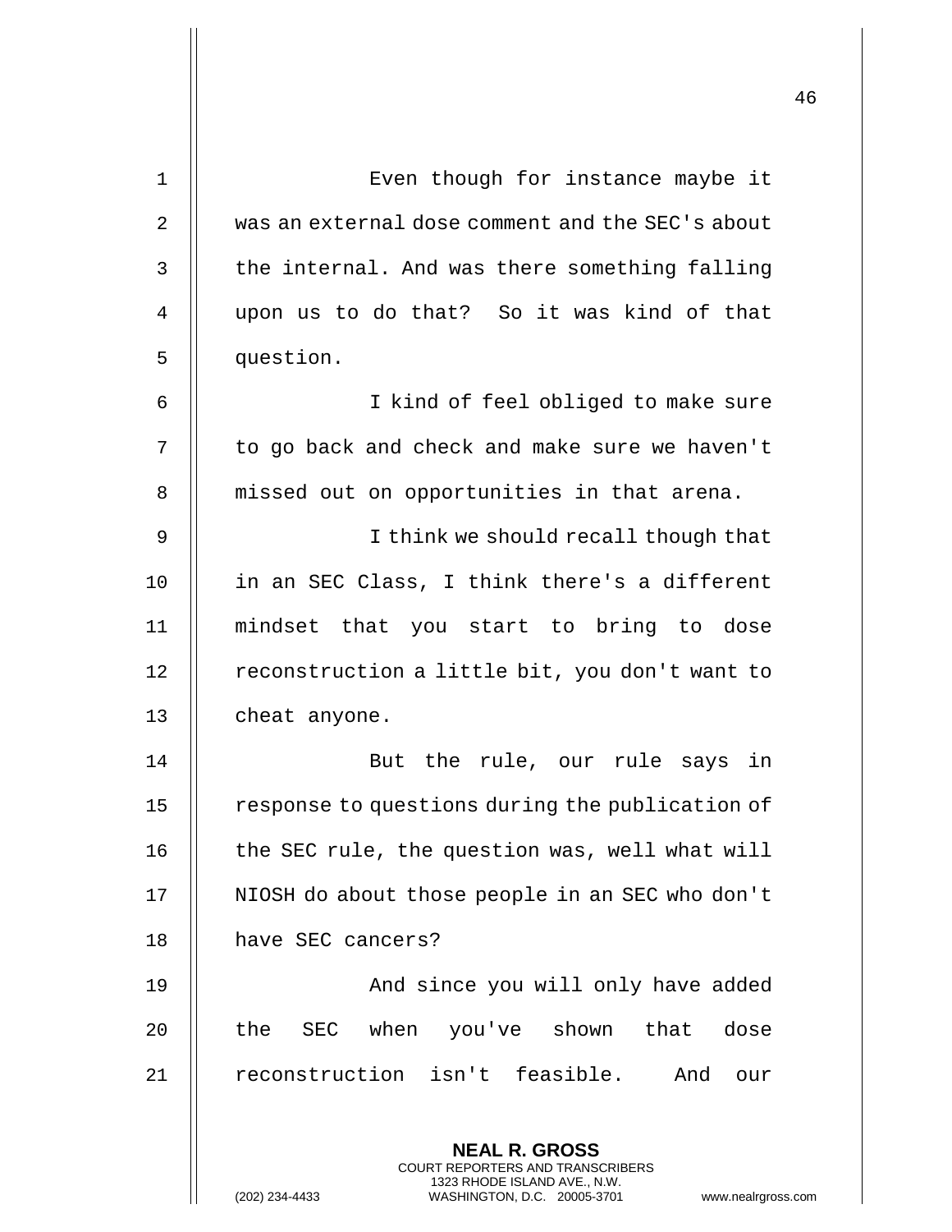Even though for instance maybe it was an external dose comment and the SEC's about the internal. And was there something falling upon us to do that? So it was kind of that question.

I kind of feel obliged to make sure to go back and check and make sure we haven't missed out on opportunities in that arena.

I think we should recall though that in an SEC Class, I think there's a different mindset that you start to bring to dose reconstruction a little bit, you don't want to cheat anyone.

But the rule, our rule says in response to questions during the publication of the SEC rule, the question was, well what will NIOSH do about those people in an SEC who don't have SEC cancers?

And since you will only have added the SEC when you've shown that dose reconstruction isn't feasible. And our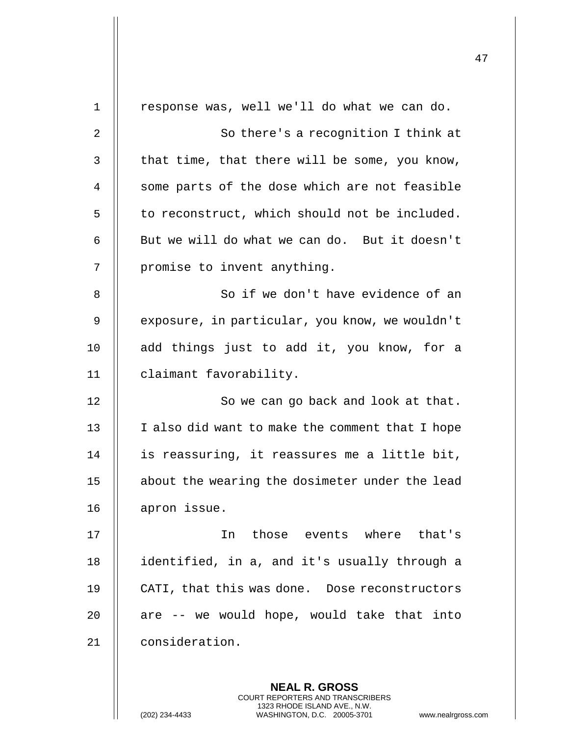response was, well we'll do what we can do.

So there's a recognition I think at that time, that there will be some, you know, some parts of the dose which are not feasible to reconstruct, which should not be included. But we will do what we can do. But it doesn't promise to invent anything.

So if we don't have evidence of an exposure, in particular, you know, we wouldn't add things just to add it, you know, for a claimant favorability.

So we can go back and look at that. I also did want to make the comment that I hope is reassuring, it reassures me a little bit, about the wearing the dosimeter under the lead apron issue.

In those events where that's identified, in a, and it's usually through a CATI, that this was done. Dose reconstructors are -- we would hope, would take that into consideration.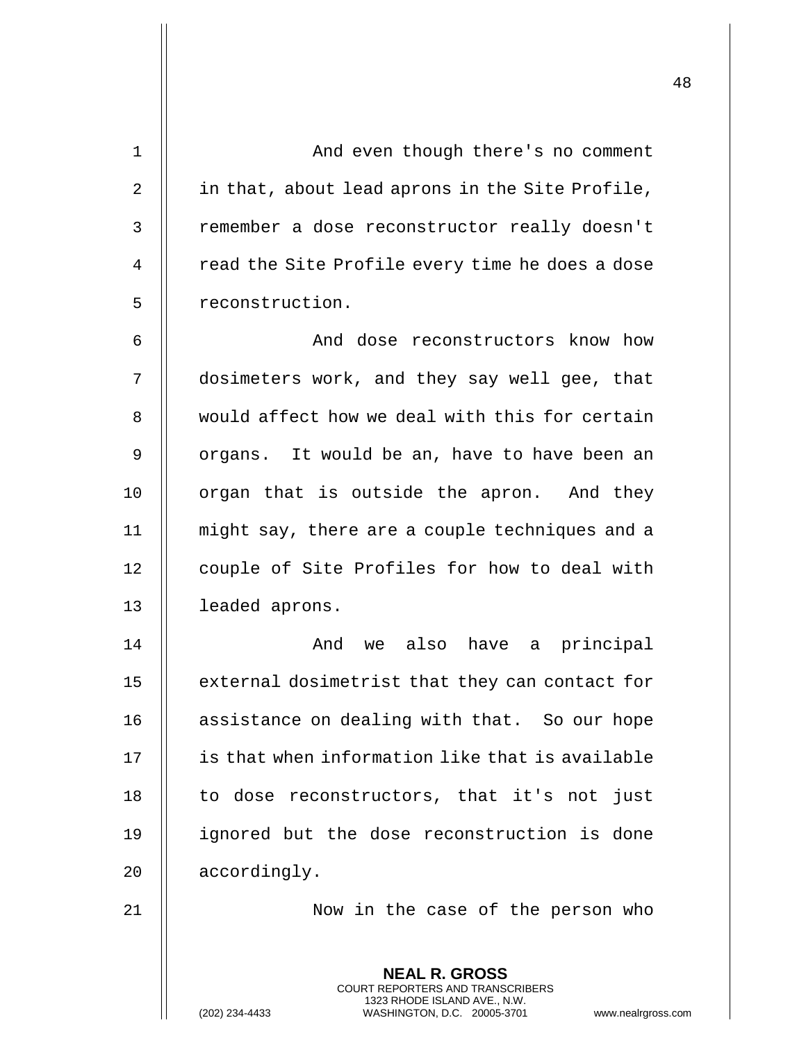And even though there's no comment in that, about lead aprons in the Site Profile, remember a dose reconstructor really doesn't read the Site Profile every time he does a dose reconstruction.

And dose reconstructors know how dosimeters work, and they say well gee, that would affect how we deal with this for certain organs. It would be an, have to have been an organ that is outside the apron. And they might say, there are a couple techniques and a couple of Site Profiles for how to deal with leaded aprons.

And we also have a principal external dosimetrist that they can contact for assistance on dealing with that. So our hope is that when information like that is available to dose reconstructors, that it's not just ignored but the dose reconstruction is done accordingly.

Now in the case of the person who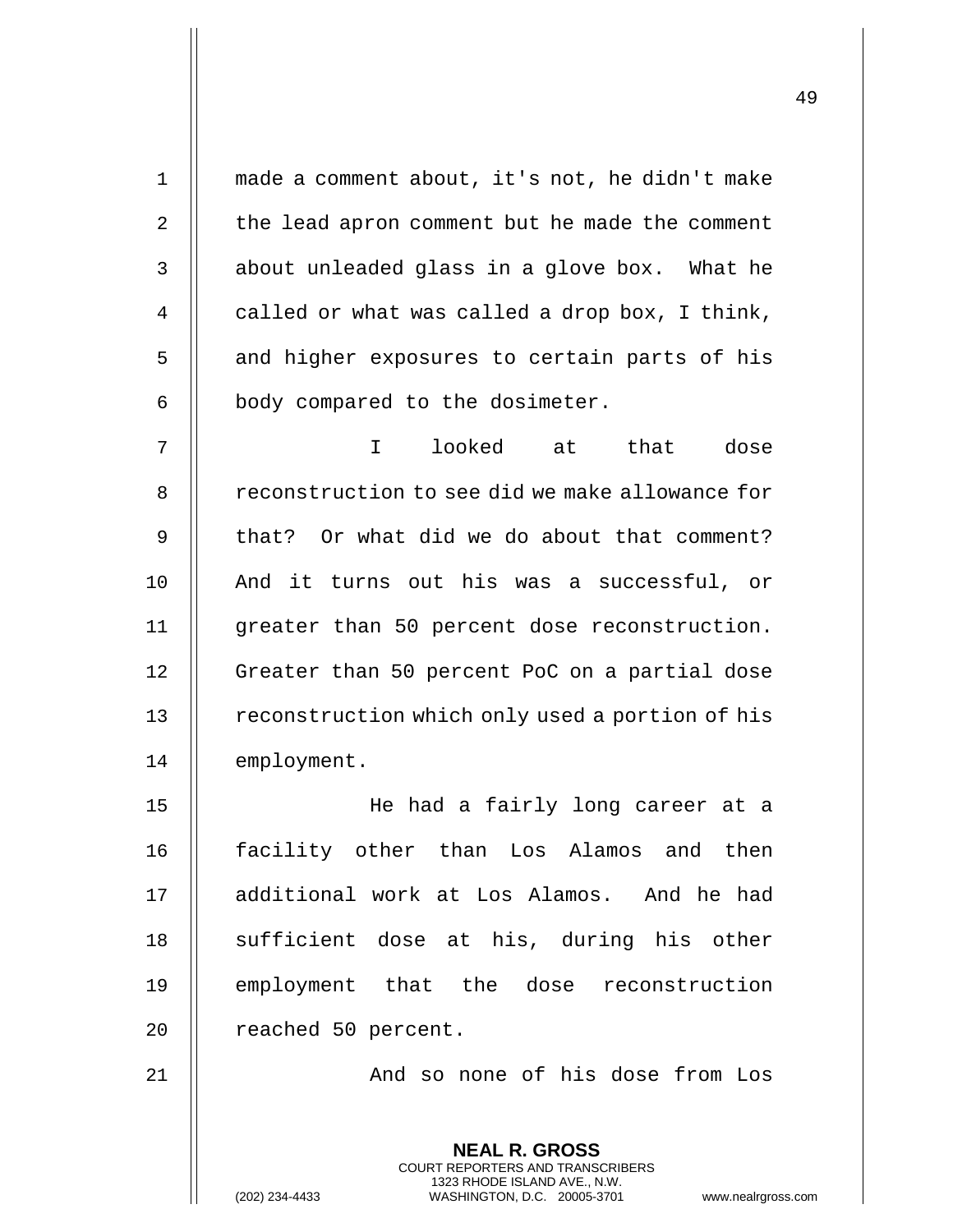made a comment about, it's not, he didn't make the lead apron comment but he made the comment about unleaded glass in a glove box. What he called or what was called a drop box, I think, and higher exposures to certain parts of his body compared to the dosimeter.

I looked at that dose reconstruction to see did we make allowance for that? Or what did we do about that comment? And it turns out his was a successful, or greater than 50 percent dose reconstruction. Greater than 50 percent PoC on a partial dose reconstruction which only used a portion of his employment.

He had a fairly long career at a facility other than Los Alamos and then additional work at Los Alamos. And he had sufficient dose at his, during his other employment that the dose reconstruction reached 50 percent.

And so none of his dose from Los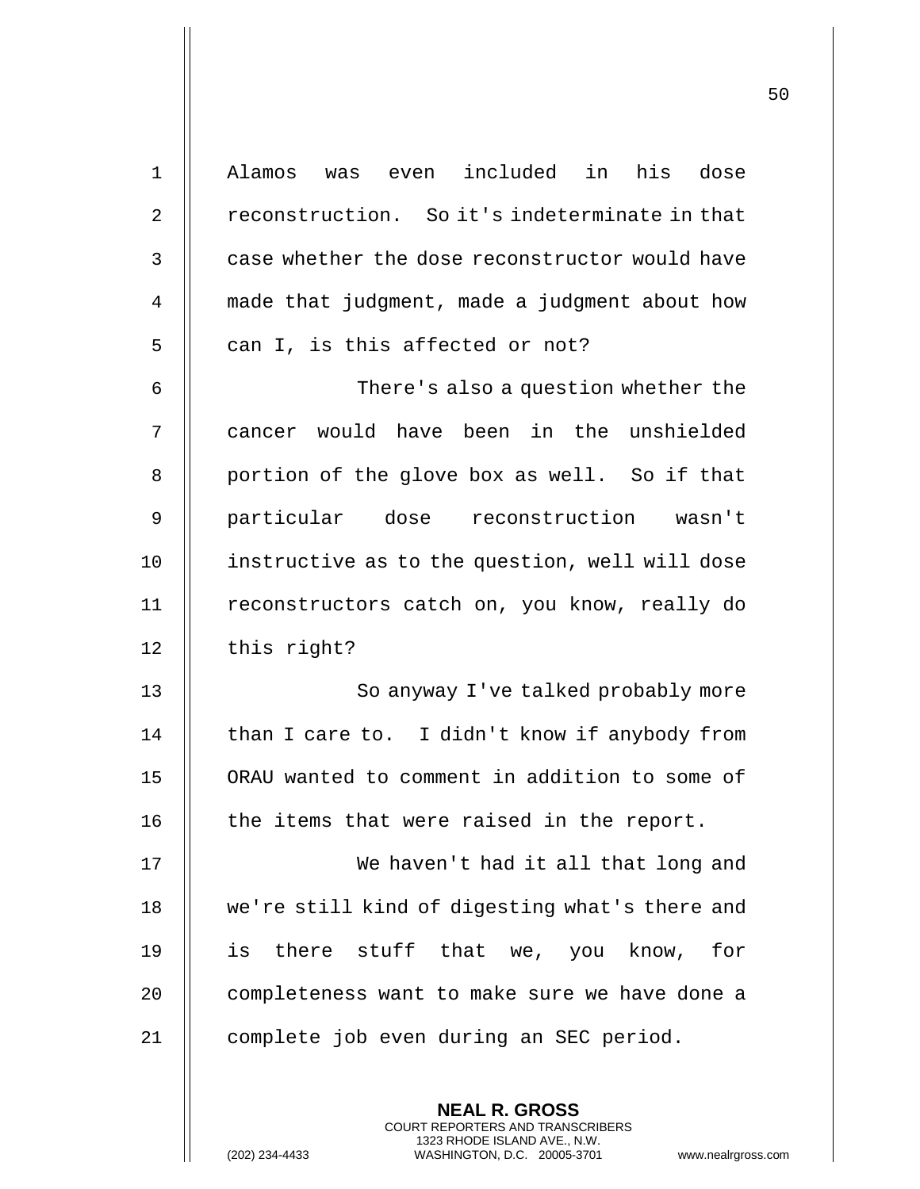Alamos was even included in his dose reconstruction. So it's indeterminate in that case whether the dose reconstructor would have made that judgment, made a judgment about how can I, is this affected or not?

There's also a question whether the cancer would have been in the unshielded portion of the glove box as well. So if that particular dose reconstruction wasn't instructive as to the question, well will dose reconstructors catch on, you know, really do this right?

So anyway I've talked probably more than I care to. I didn't know if anybody from ORAU wanted to comment in addition to some of the items that were raised in the report.

We haven't had it all that long and we're still kind of digesting what's there and is there stuff that we, you know, for completeness want to make sure we have done a complete job even during an SEC period.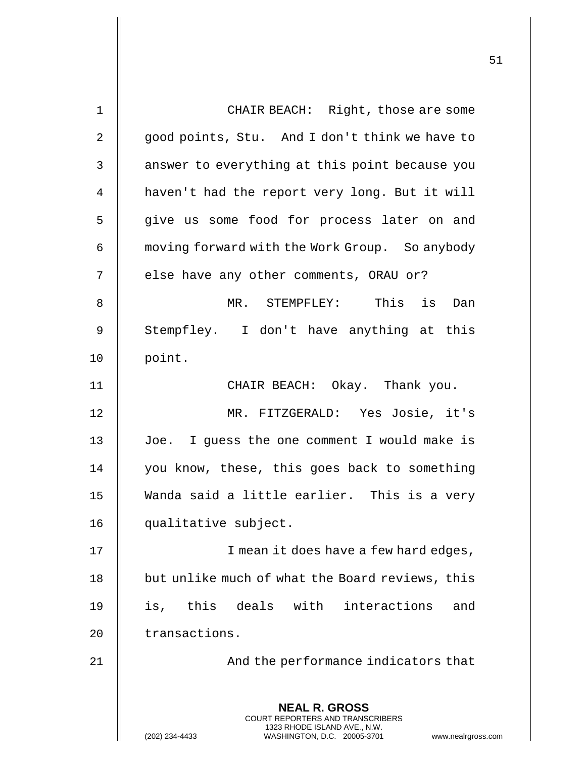CHAIR BEACH: Right, those are some good points, Stu. And I don't think we have to answer to everything at this point because you haven't had the report very long. But it will give us some food for process later on and moving forward with the Work Group. So anybody else have any other comments, ORAU or?

MR. STEMPFLEY: This is Dan Stempfley. I don't have anything at this point.

CHAIR BEACH: Okay. Thank you.

MR. FITZGERALD: Yes Josie, it's Joe. I guess the one comment I would make is you know, these, this goes back to something Wanda said a little earlier. This is a very qualitative subject.

I mean it does have a few hard edges, but unlike much of what the Board reviews, this is, this deals with interactions and transactions.

And the performance indicators that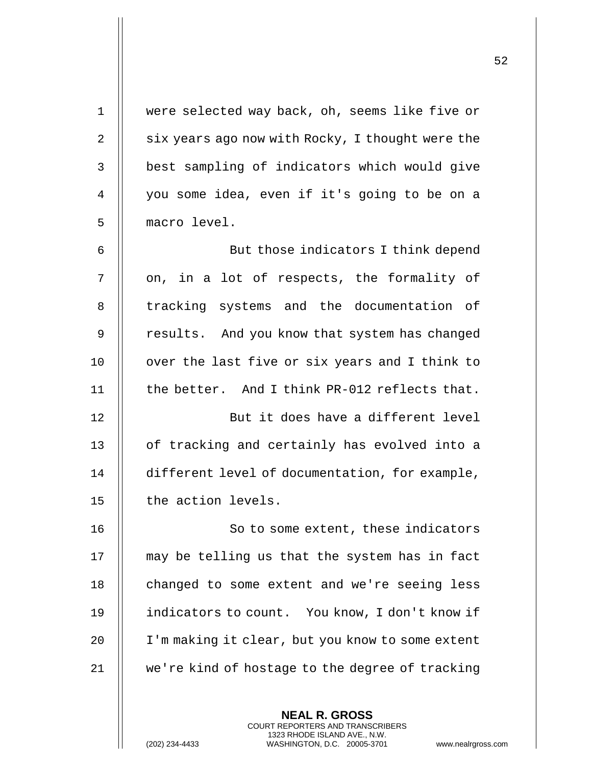were selected way back, oh, seems like five or six years ago now with Rocky, I thought were the best sampling of indicators which would give you some idea, even if it's going to be on a macro level.

But those indicators I think depend on, in a lot of respects, the formality of tracking systems and the documentation of results. And you know that system has changed over the last five or six years and I think to the better. And I think PR-012 reflects that.

But it does have a different level of tracking and certainly has evolved into a different level of documentation, for example, the action levels.

So to some extent, these indicators may be telling us that the system has in fact changed to some extent and we're seeing less indicators to count. You know, I don't know if I'm making it clear, but you know to some extent we're kind of hostage to the degree of tracking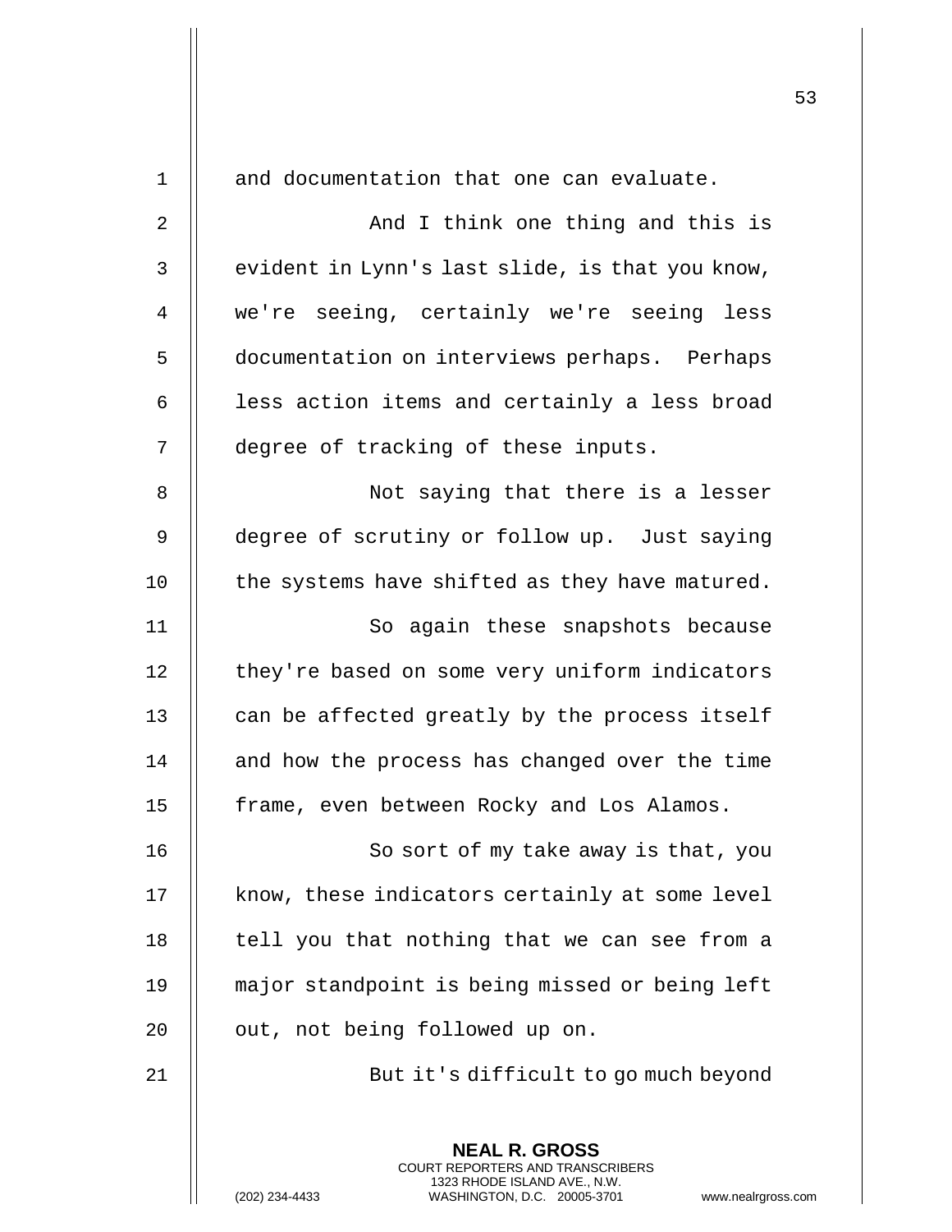and documentation that one can evaluate.

And I think one thing and this is evident in Lynn's last slide, is that you know, we're seeing, certainly we're seeing less documentation on interviews perhaps. Perhaps less action items and certainly a less broad degree of tracking of these inputs.

Not saying that there is a lesser degree of scrutiny or follow up. Just saying the systems have shifted as they have matured.

So again these snapshots because they're based on some very uniform indicators can be affected greatly by the process itself and how the process has changed over the time frame, even between Rocky and Los Alamos.

So sort of my take away is that, you know, these indicators certainly at some level tell you that nothing that we can see from a major standpoint is being missed or being left out, not being followed up on.

But it's difficult to go much beyond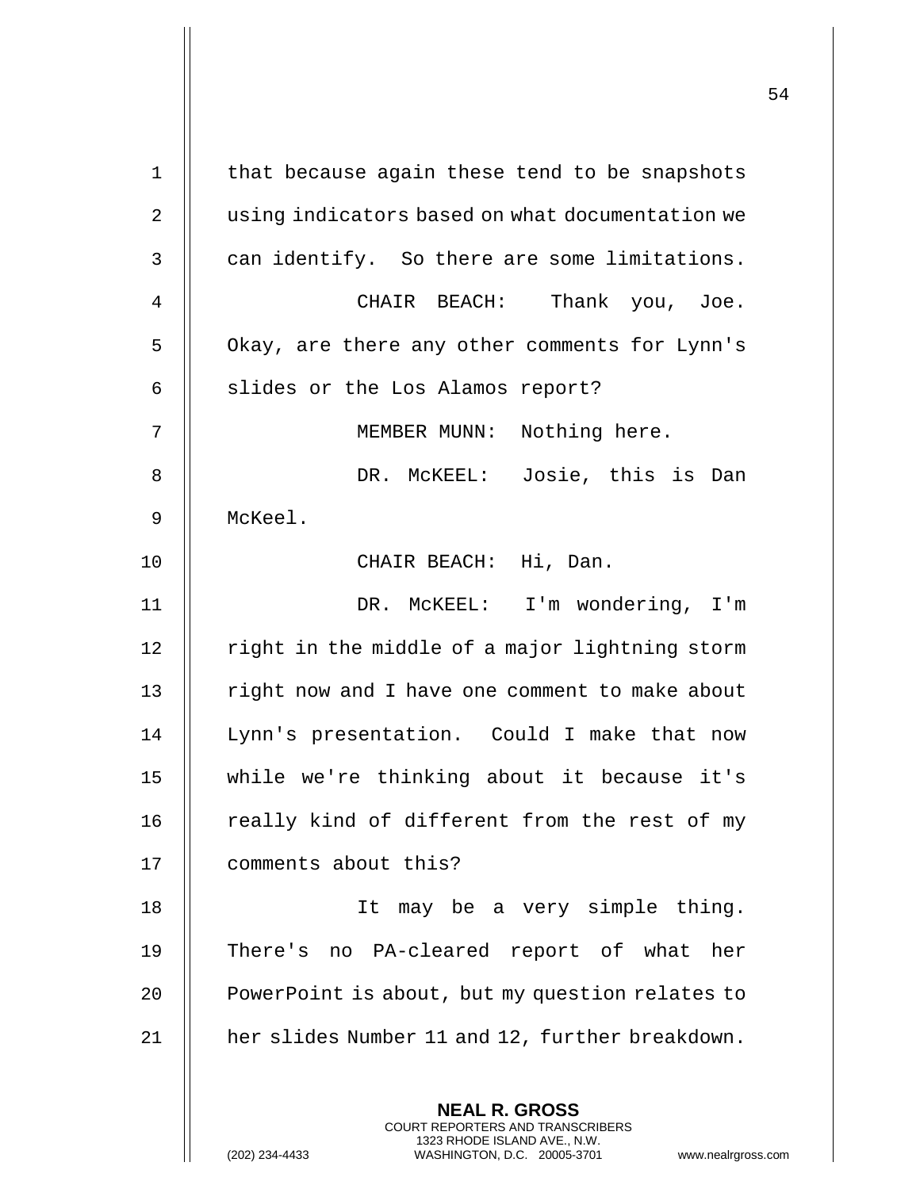that because again these tend to be snapshots using indicators based on what documentation we can identify. So there are some limitations.

CHAIR BEACH: Thank you, Joe. Okay, are there any other comments for Lynn's slides or the Los Alamos report?

MEMBER MUNN: Nothing here.

DR. McKEEL: Josie, this is Dan McKeel.

CHAIR BEACH: Hi, Dan.

DR. McKEEL: I'm wondering, I'm right in the middle of a major lightning storm right now and I have one comment to make about Lynn's presentation. Could I make that now while we're thinking about it because it's really kind of different from the rest of my comments about this?

It may be a very simple thing. There's no PA-cleared report of what her PowerPoint is about, but my question relates to her slides Number 11 and 12, further breakdown.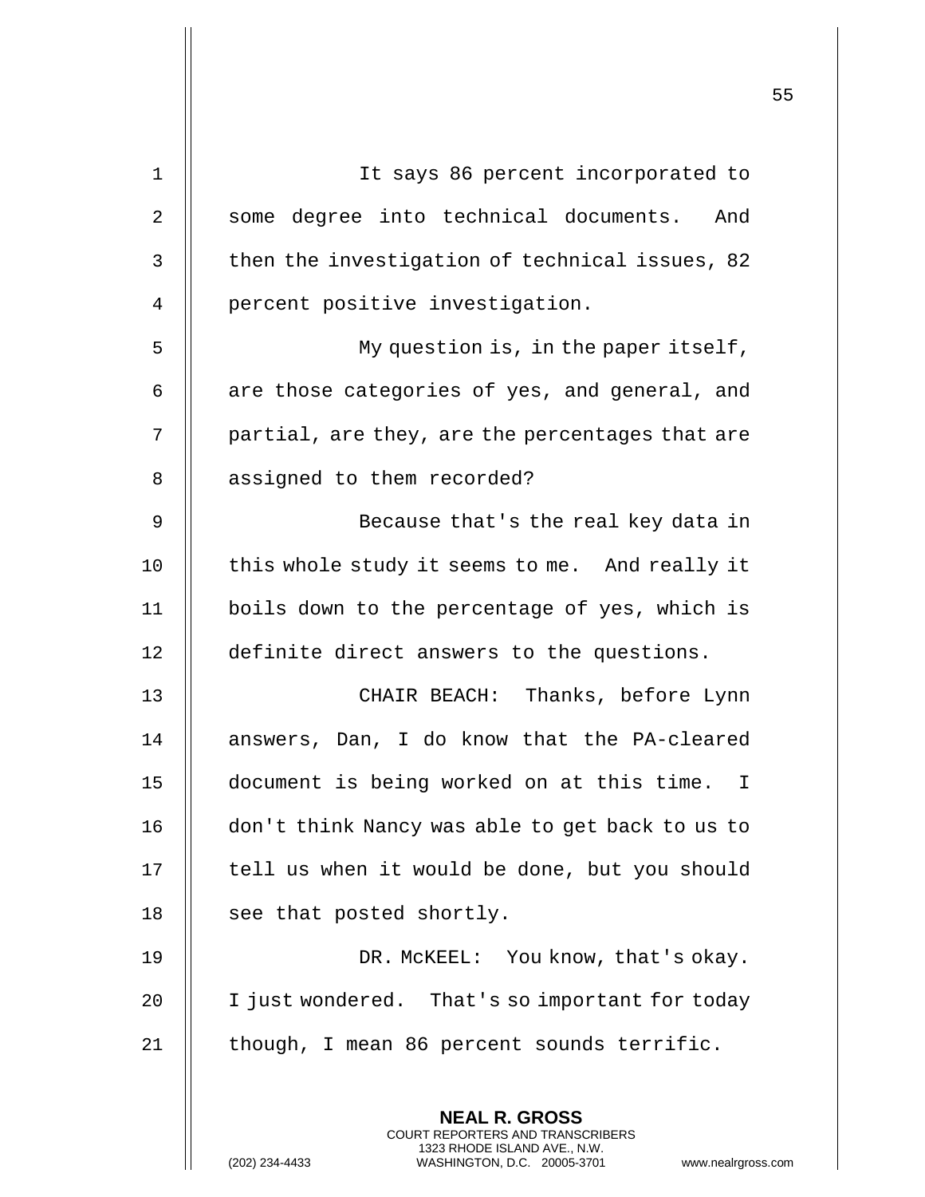It says 86 percent incorporated to some degree into technical documents. And then the investigation of technical issues, 82 percent positive investigation.

My question is, in the paper itself, are those categories of yes, and general, and partial, are they, are the percentages that are assigned to them recorded?

Because that's the real key data in this whole study it seems to me. And really it boils down to the percentage of yes, which is definite direct answers to the questions.

CHAIR BEACH: Thanks, before Lynn answers, Dan, I do know that the PA-cleared document is being worked on at this time. I don't think Nancy was able to get back to us to tell us when it would be done, but you should see that posted shortly.

DR. McKEEL: You know, that's okay. I just wondered. That's so important for today though, I mean 86 percent sounds terrific.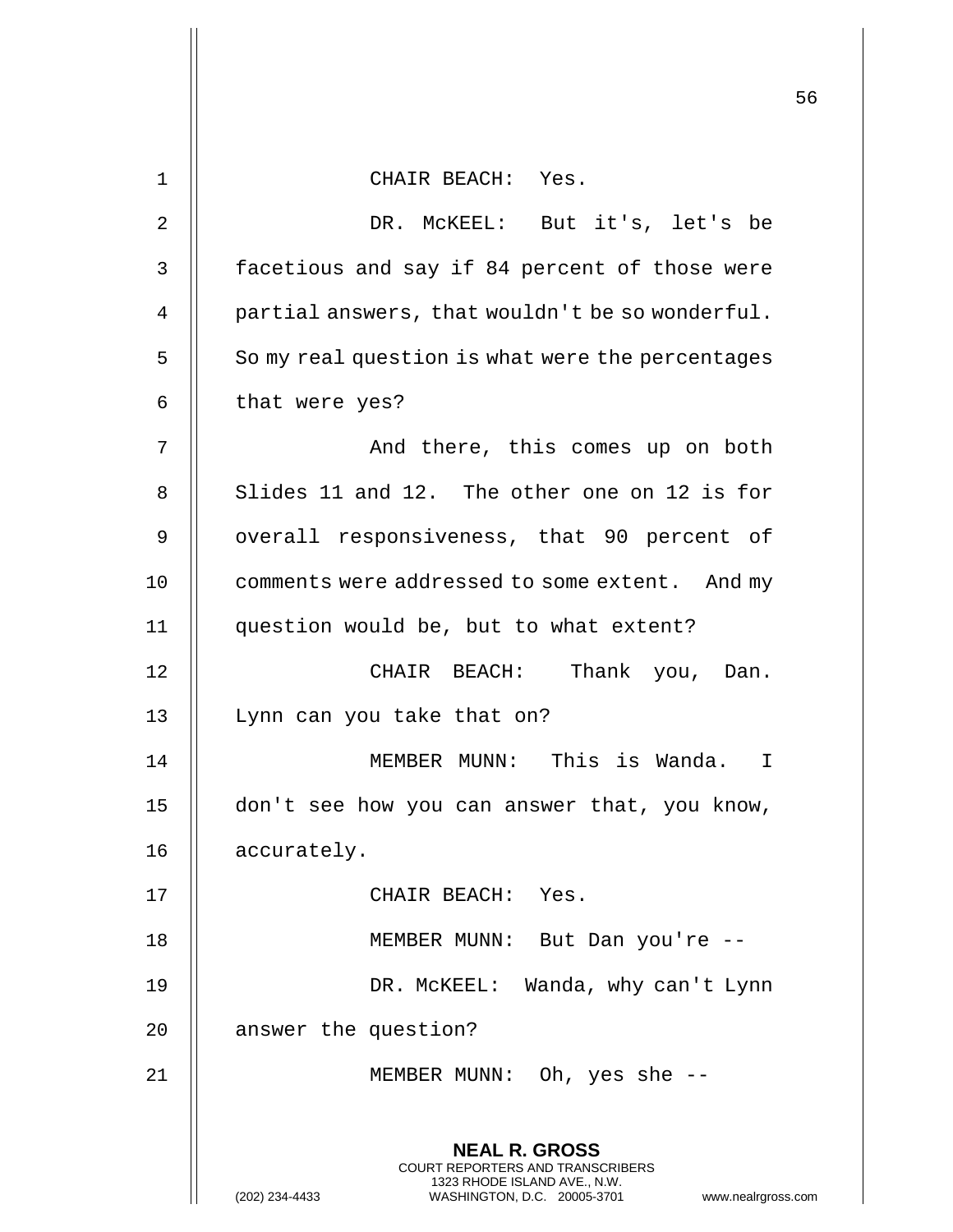CHAIR BEACH: Yes.

DR. McKEEL: But it's, let's be facetious and say if 84 percent of those were partial answers, that wouldn't be so wonderful. So my real question is what were the percentages that were yes?

And there, this comes up on both Slides 11 and 12. The other one on 12 is for overall responsiveness, that 90 percent of comments were addressed to some extent. And my question would be, but to what extent?

CHAIR BEACH: Thank you, Dan. Lynn can you take that on?

MEMBER MUNN: This is Wanda. I don't see how you can answer that, you know, accurately.

CHAIR BEACH: Yes.

MEMBER MUNN: But Dan you're --

DR. McKEEL: Wanda, why can't Lynn answer the question?

MEMBER MUNN: Oh, yes she --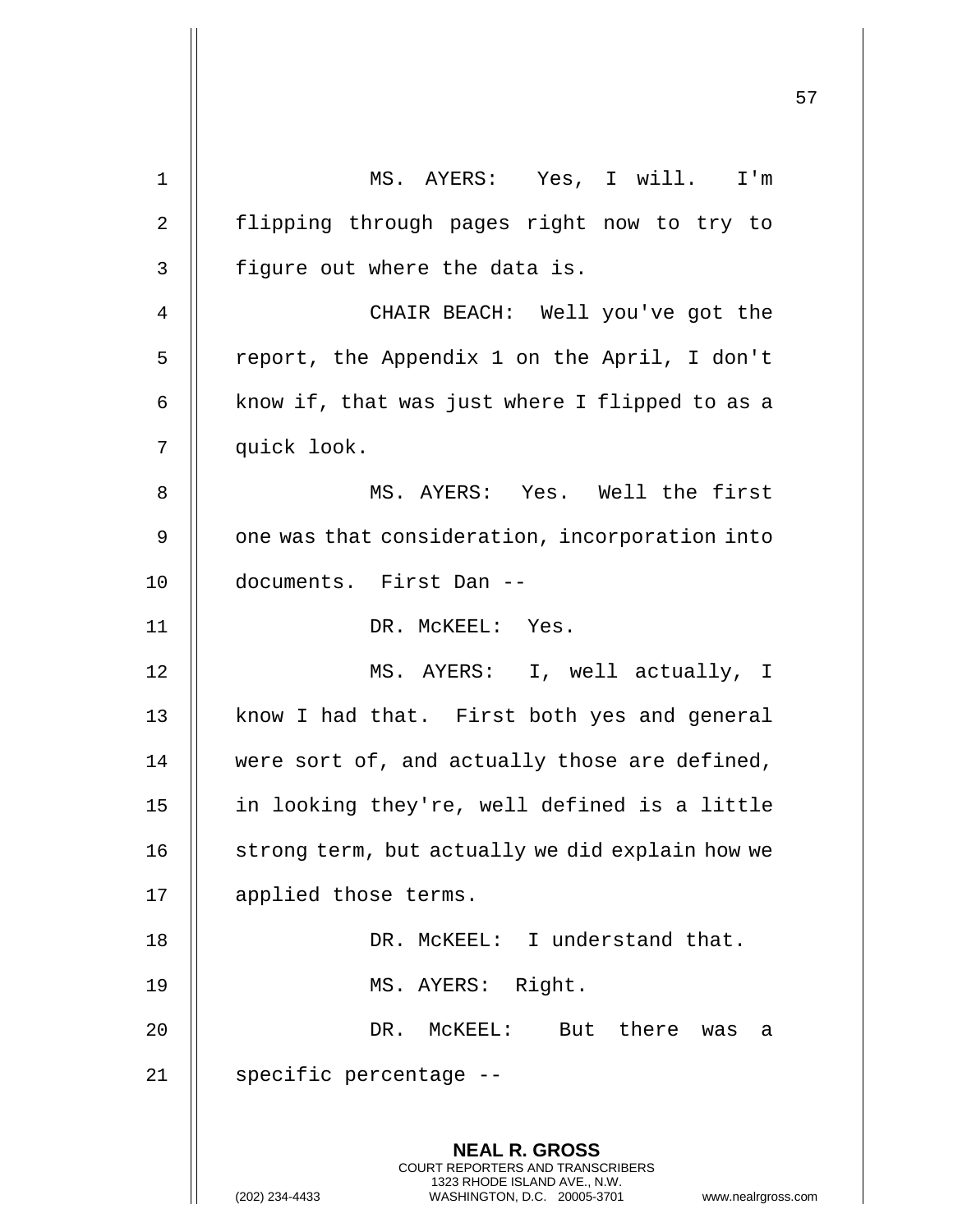MS. AYERS: Yes, I will. I'm flipping through pages right now to try to figure out where the data is.

CHAIR BEACH: Well you've got the report, the Appendix 1 on the April, I don't know if, that was just where I flipped to as a quick look.

MS. AYERS: Yes. Well the first one was that consideration, incorporation into documents. First Dan --

DR. McKEEL: Yes.

MS. AYERS: I, well actually, I know I had that. First both yes and general were sort of, and actually those are defined, in looking they're, well defined is a little strong term, but actually we did explain how we applied those terms.

DR. McKEEL: I understand that.

MS. AYERS: Right.

DR. McKEEL: But there was a specific percentage --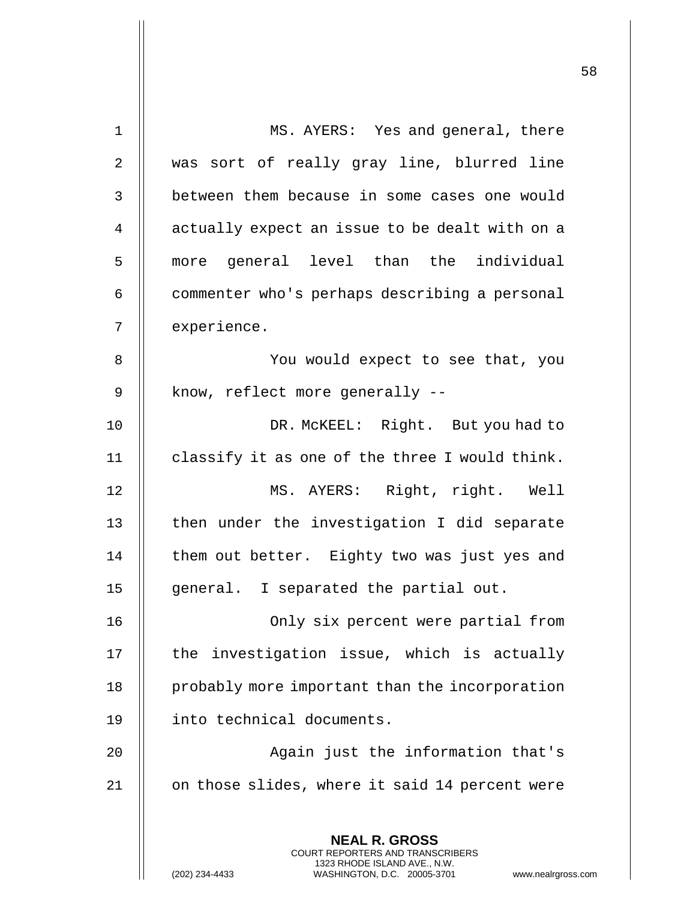MS. AYERS: Yes and general, there was sort of really gray line, blurred line between them because in some cases one would actually expect an issue to be dealt with on a more general level than the individual commenter who's perhaps describing a personal experience.

You would expect to see that, you know, reflect more generally --

DR. McKEEL: Right. But you had to classify it as one of the three I would think.

MS. AYERS: Right, right. Well then under the investigation I did separate them out better. Eighty two was just yes and general. I separated the partial out.

Only six percent were partial from the investigation issue, which is actually probably more important than the incorporation into technical documents.

Again just the information that's on those slides, where it said 14 percent were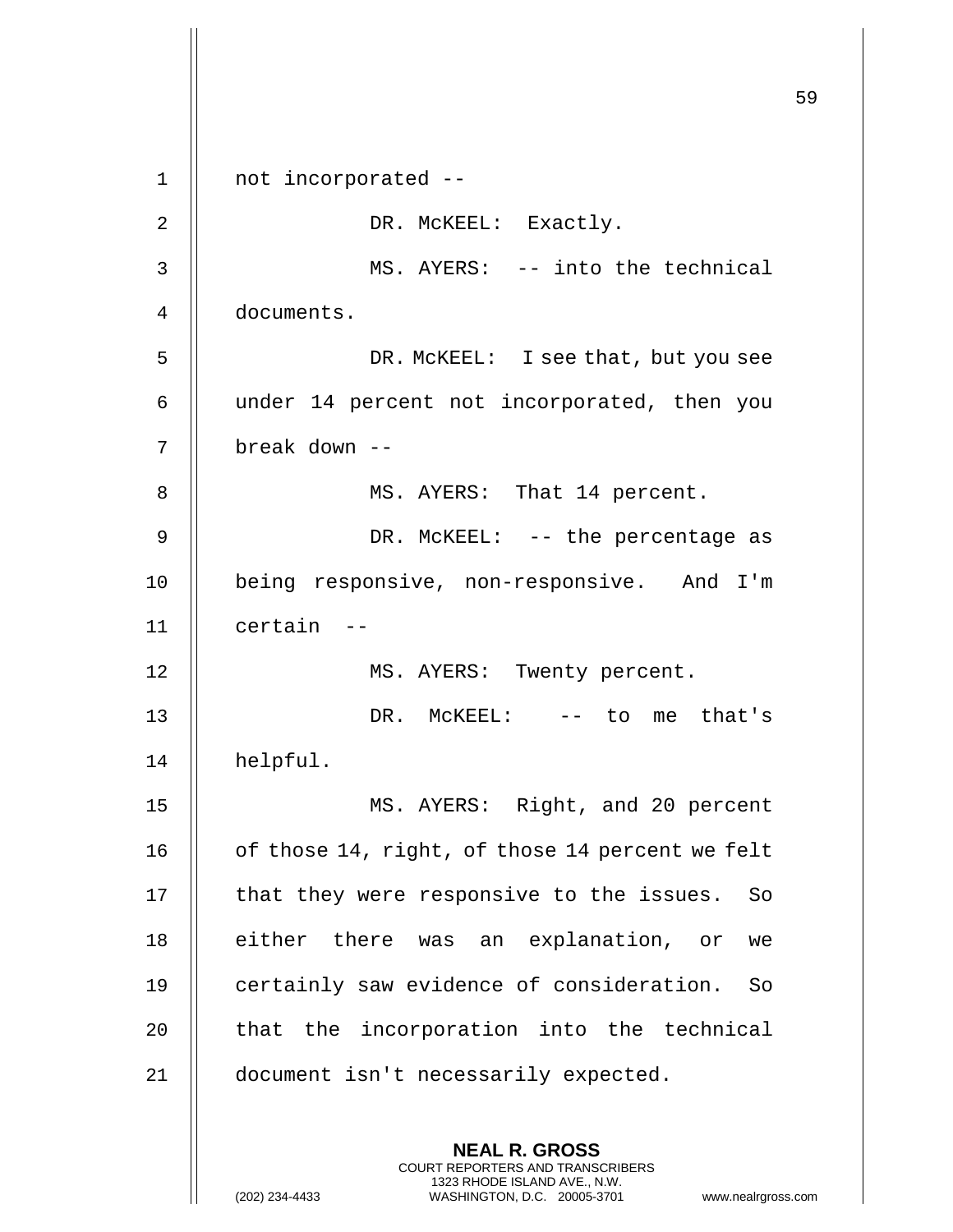not incorporated --

DR. McKEEL: Exactly.

MS. AYERS: -- into the technical documents.

DR. McKEEL: I see that, but you see under 14 percent not incorporated, then you break down --

MS. AYERS: That 14 percent.

DR. McKEEL: -- the percentage as being responsive, non-responsive. And I'm certain --

MS. AYERS: Twenty percent.

DR. McKEEL: -- to me that's helpful.

MS. AYERS: Right, and 20 percent of those 14, right, of those 14 percent we felt that they were responsive to the issues. So either there was an explanation, or we certainly saw evidence of consideration. So that the incorporation into the technical document isn't necessarily expected.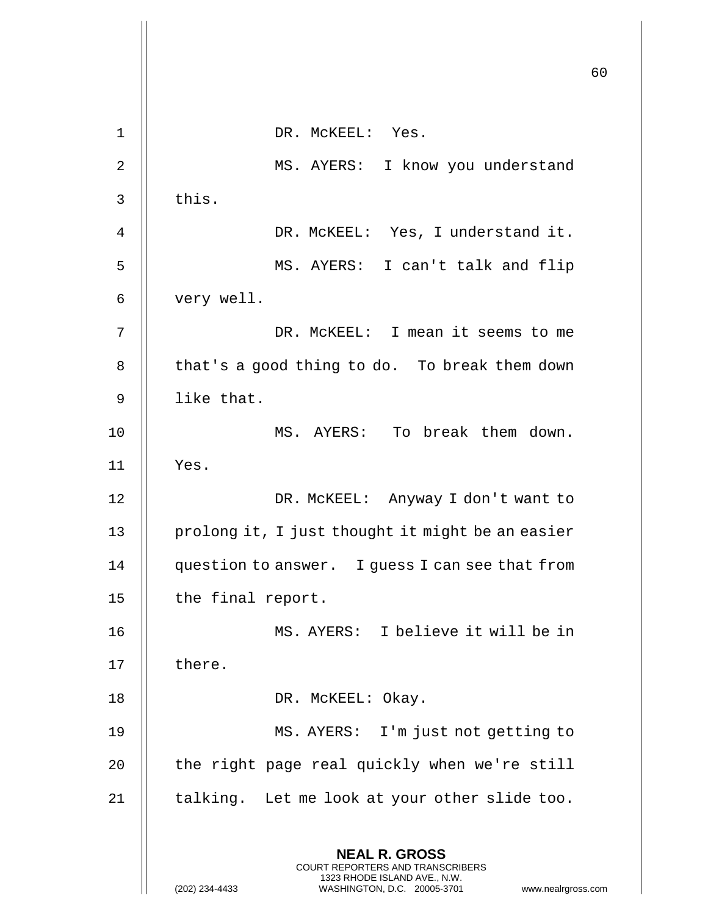DR. McKEEL: Yes.

MS. AYERS: I know you understand this.

DR. McKEEL: Yes, I understand it.

MS. AYERS: I can't talk and flip very well.

DR. McKEEL: I mean it seems to me that's a good thing to do. To break them down like that.

MS. AYERS: To break them down. Yes.

DR. McKEEL: Anyway I don't want to prolong it, I just thought it might be an easier question to answer. I guess I can see that from the final report.

MS. AYERS: I believe it will be in there.

DR. McKEEL: Okay.

MS. AYERS: I'm just not getting to the right page real quickly when we're still talking. Let me look at your other slide too.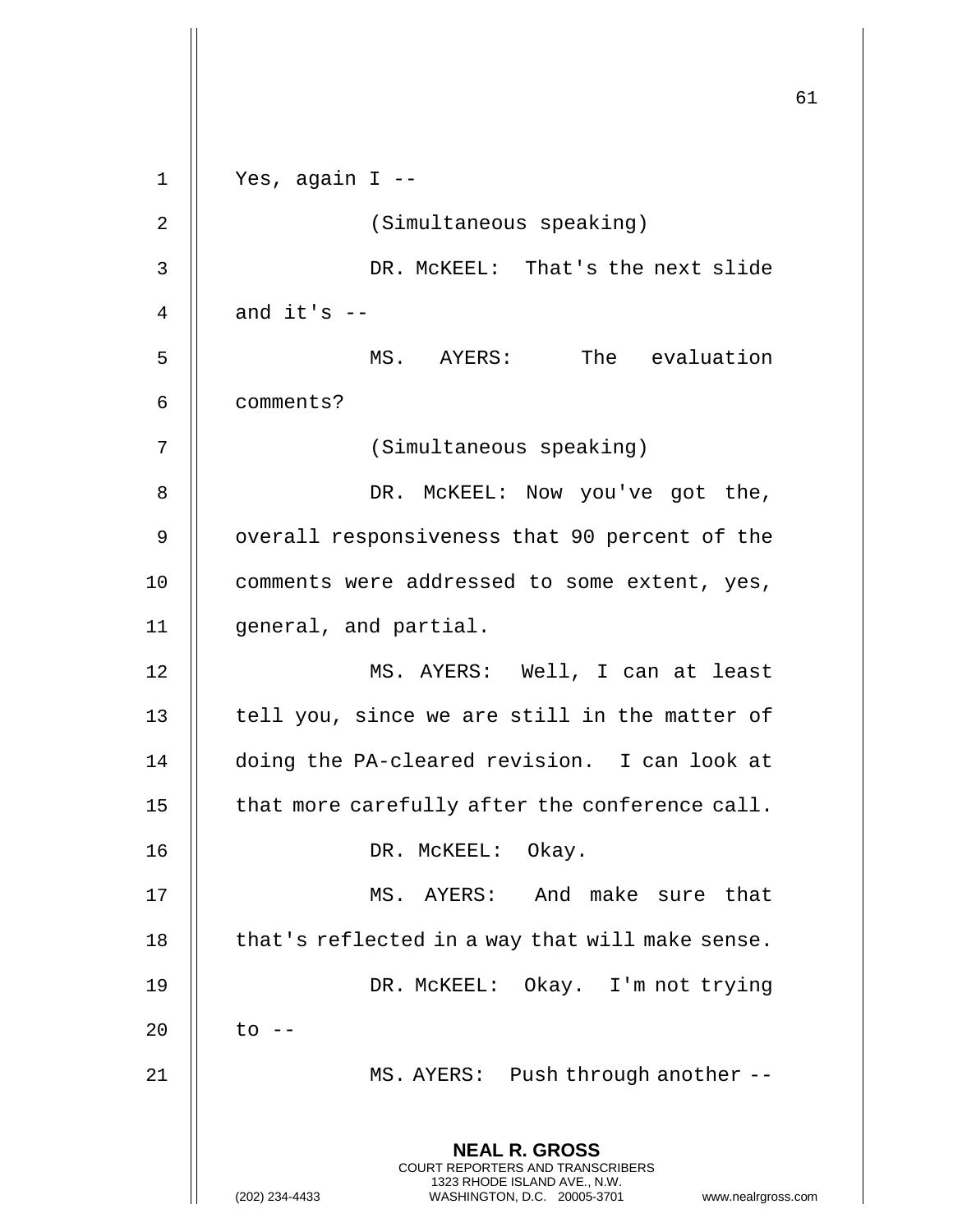Yes, again I --

(Simultaneous speaking)

DR. McKEEL: That's the next slide and it's --

MS. AYERS: The evaluation comments?

(Simultaneous speaking)

DR. McKEEL: Now you've got the, overall responsiveness that 90 percent of the comments were addressed to some extent, yes, general, and partial.

MS. AYERS: Well, I can at least tell you, since we are still in the matter of doing the PA-cleared revision. I can look at that more carefully after the conference call.

DR. McKEEL: Okay.

MS. AYERS: And make sure that that's reflected in a way that will make sense.

DR. McKEEL: Okay. I'm not trying to --

MS. AYERS: Push through another --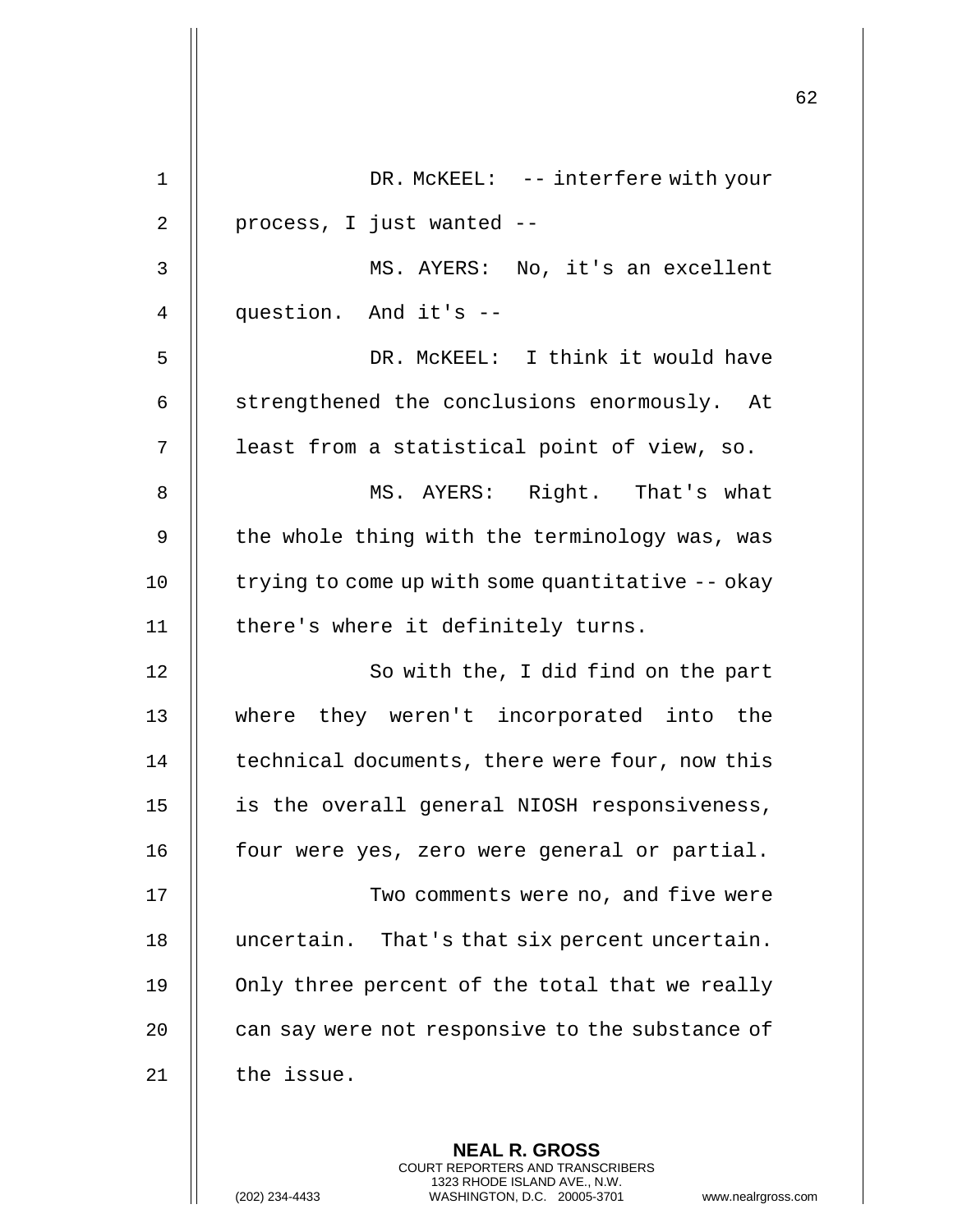DR. McKEEL: -- interfere with your process, I just wanted --

MS. AYERS: No, it's an excellent question. And it's --

DR. McKEEL: I think it would have strengthened the conclusions enormously. At least from a statistical point of view, so.

MS. AYERS: Right. That's what the whole thing with the terminology was, was trying to come up with some quantitative -- okay there's where it definitely turns.

So with the, I did find on the part where they weren't incorporated into the technical documents, there were four, now this is the overall general NIOSH responsiveness, four were yes, zero were general or partial.

Two comments were no, and five were uncertain. That's that six percent uncertain. Only three percent of the total that we really can say were not responsive to the substance of the issue.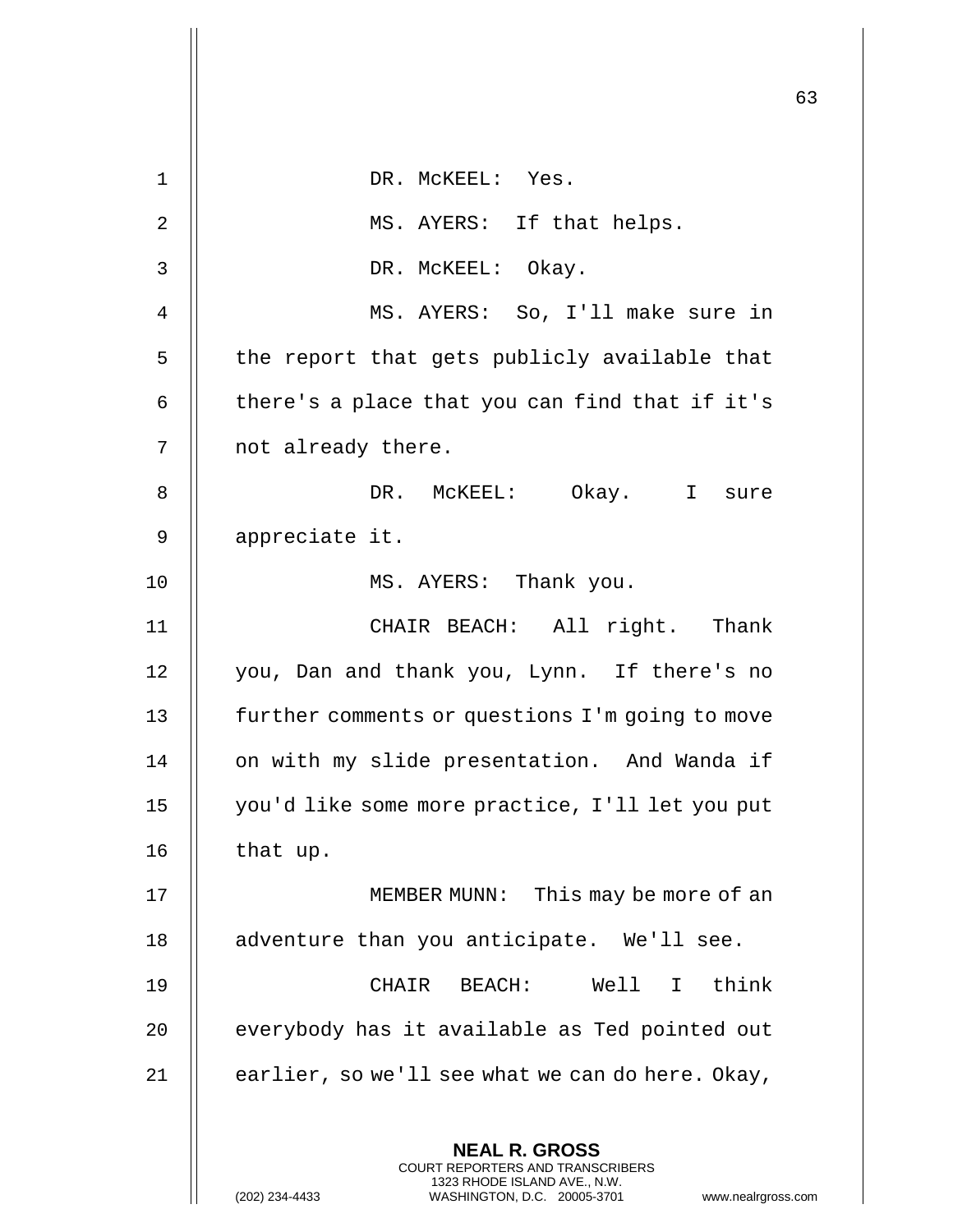DR. McKEEL: Yes.

MS. AYERS: If that helps.

DR. McKEEL: Okay.

MS. AYERS: So, I'll make sure in the report that gets publicly available that there's a place that you can find that if it's not already there.

DR. McKEEL: Okay. I sure appreciate it.

MS. AYERS: Thank you.

CHAIR BEACH: All right. Thank you, Dan and thank you, Lynn. If there's no further comments or questions I'm going to move on with my slide presentation. And Wanda if you'd like some more practice, I'll let you put that up.

MEMBER MUNN: This may be more of an adventure than you anticipate. We'll see.

CHAIR BEACH: Well I think everybody has it available as Ted pointed out earlier, so we'll see what we can do here. Okay,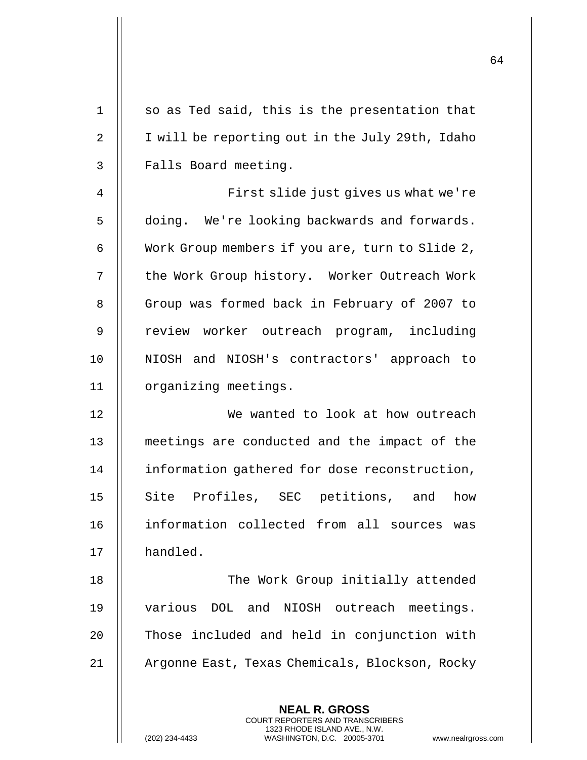so as Ted said, this is the presentation that I will be reporting out in the July 29th, Idaho Falls Board meeting.

First slide just gives us what we're doing. We're looking backwards and forwards. Work Group members if you are, turn to Slide 2, the Work Group history. Worker Outreach Work Group was formed back in February of 2007 to review worker outreach program, including NIOSH and NIOSH's contractors' approach to organizing meetings.

We wanted to look at how outreach meetings are conducted and the impact of the information gathered for dose reconstruction, Site Profiles, SEC petitions, and how information collected from all sources was handled.

The Work Group initially attended various DOL and NIOSH outreach meetings. Those included and held in conjunction with Argonne East, Texas Chemicals, Blockson, Rocky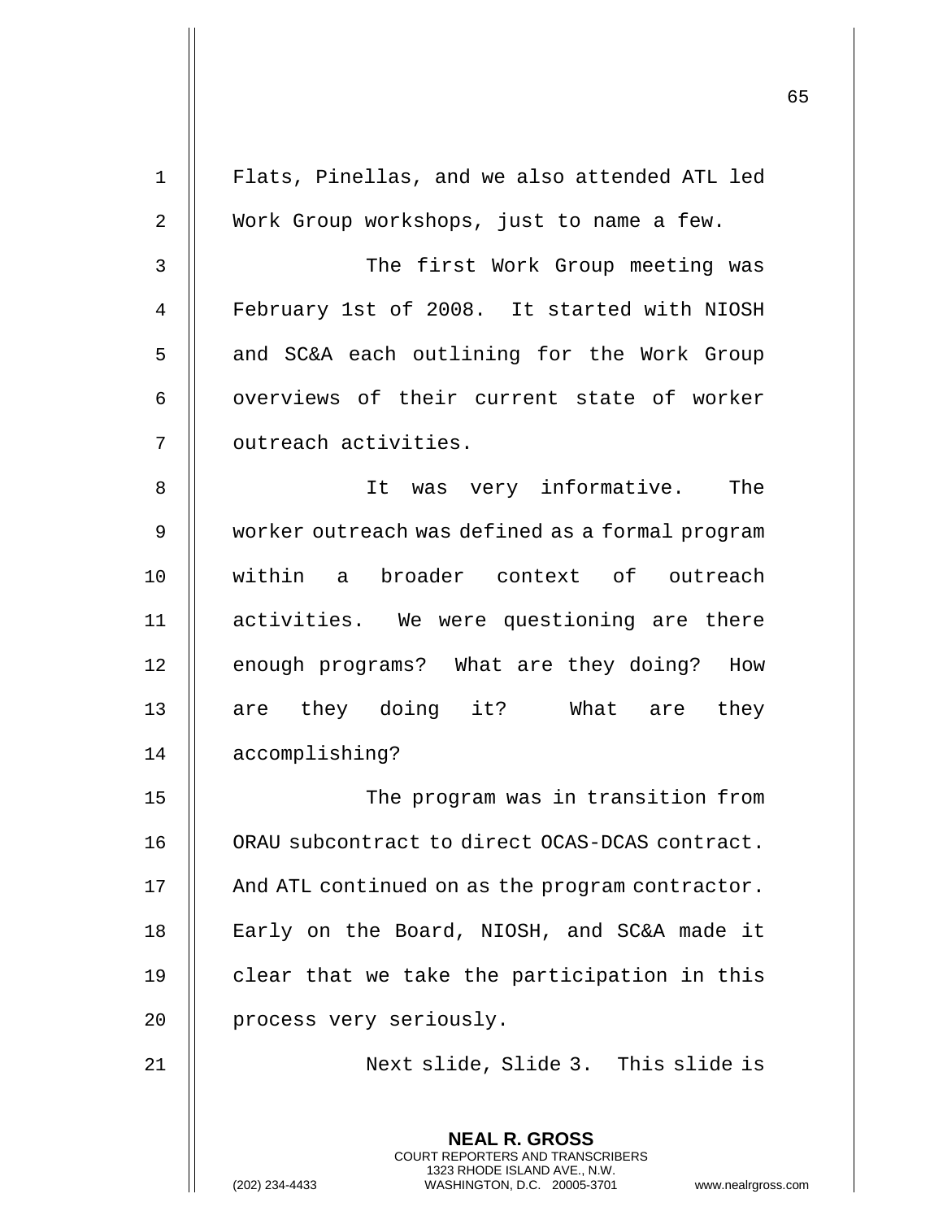Flats, Pinellas, and we also attended ATL led Work Group workshops, just to name a few.

The first Work Group meeting was February 1st of 2008. It started with NIOSH and SC&A each outlining for the Work Group overviews of their current state of worker outreach activities.

It was very informative. The worker outreach was defined as a formal program within a broader context of outreach activities. We were questioning are there enough programs? What are they doing? How are they doing it? What are they accomplishing?

The program was in transition from ORAU subcontract to direct OCAS-DCAS contract. And ATL continued on as the program contractor. Early on the Board, NIOSH, and SC&A made it clear that we take the participation in this process very seriously.

Next slide, Slide 3. This slide is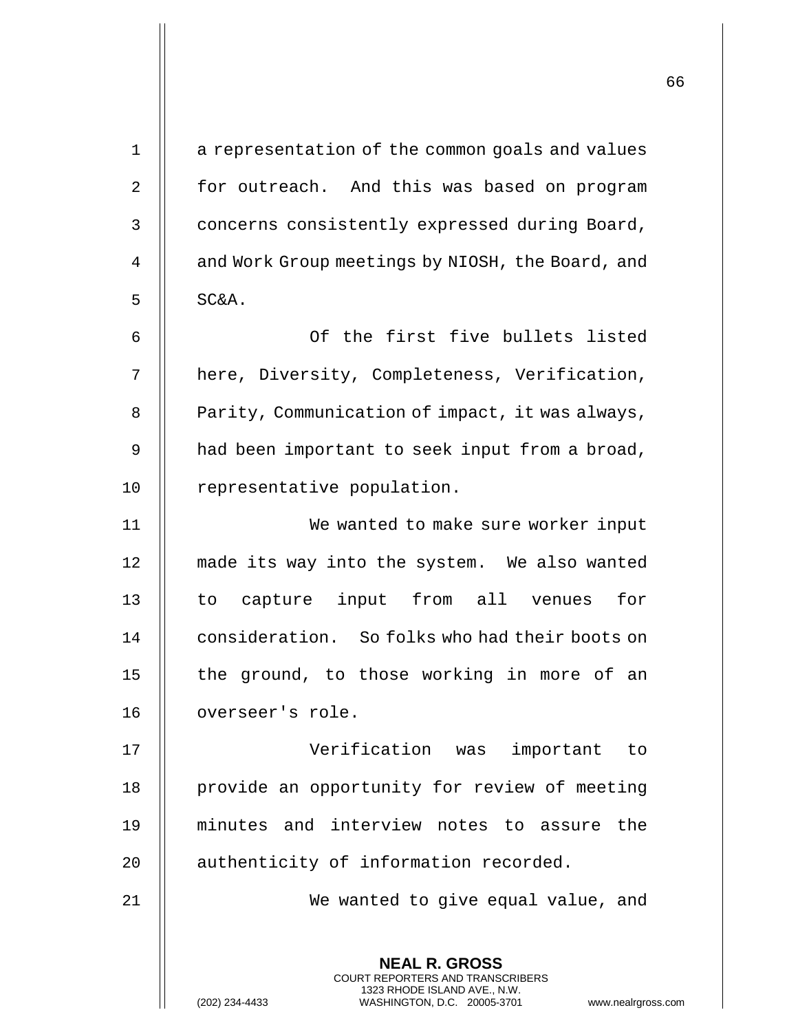a representation of the common goals and values for outreach. And this was based on program concerns consistently expressed during Board, and Work Group meetings by NIOSH, the Board, and SC&A.

Of the first five bullets listed here, Diversity, Completeness, Verification, Parity, Communication of impact, it was always, had been important to seek input from a broad, representative population.

We wanted to make sure worker input made its way into the system. We also wanted to capture input from all venues for consideration. So folks who had their boots on the ground, to those working in more of an overseer's role.

Verification was important to provide an opportunity for review of meeting minutes and interview notes to assure the authenticity of information recorded.

We wanted to give equal value, and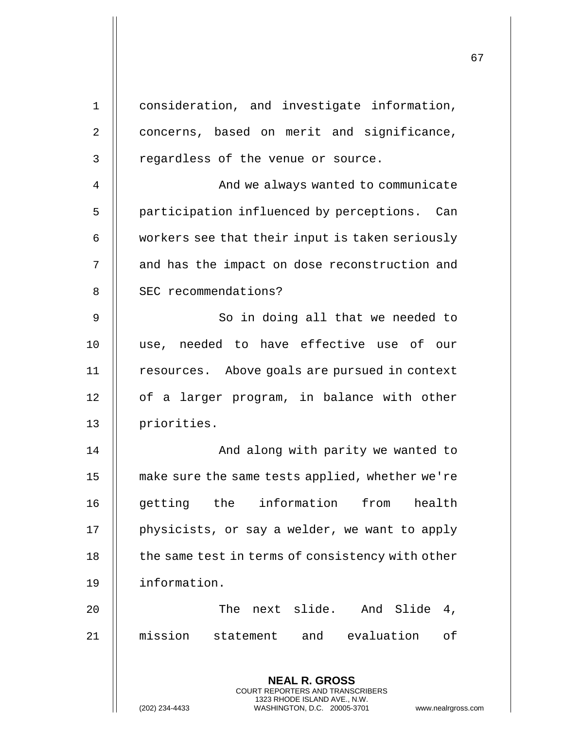consideration, and investigate information, concerns, based on merit and significance, regardless of the venue or source.

And we always wanted to communicate participation influenced by perceptions. Can workers see that their input is taken seriously and has the impact on dose reconstruction and SEC recommendations?

So in doing all that we needed to use, needed to have effective use of our resources. Above goals are pursued in context of a larger program, in balance with other priorities.

And along with parity we wanted to make sure the same tests applied, whether we're getting the information from health physicists, or say a welder, we want to apply the same test in terms of consistency with other information.

The next slide. And Slide 4, mission statement and evaluation of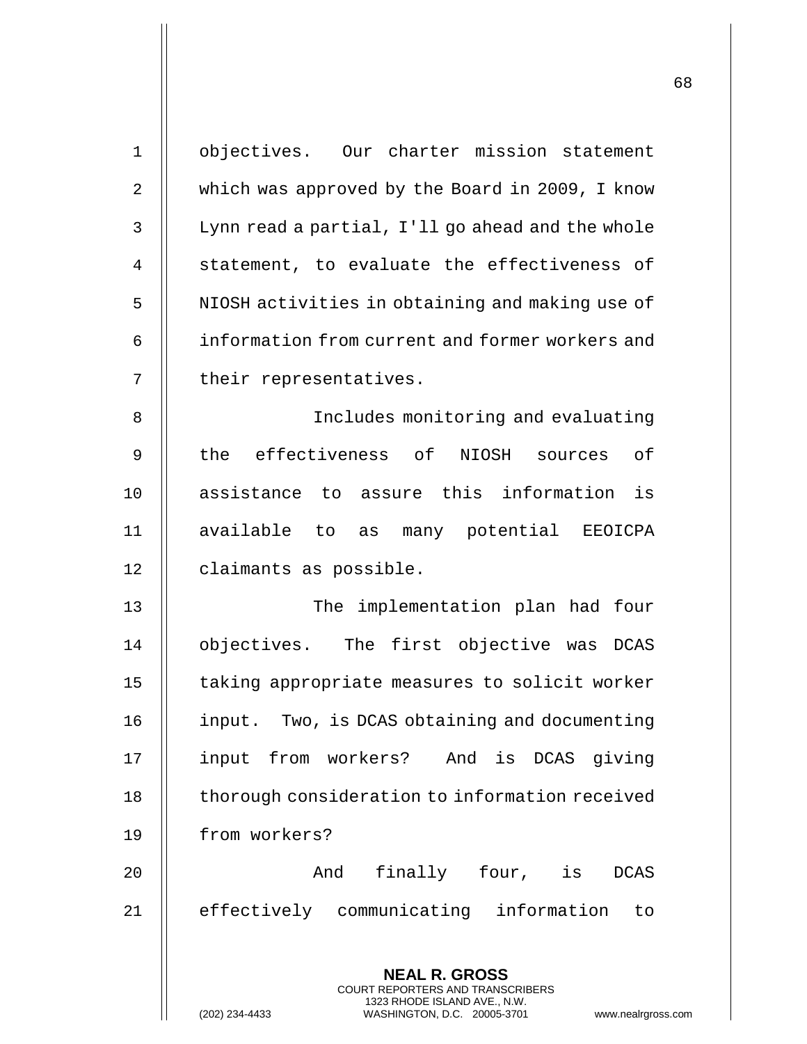objectives. Our charter mission statement which was approved by the Board in 2009, I know Lynn read a partial, I'll go ahead and the whole statement, to evaluate the effectiveness of NIOSH activities in obtaining and making use of information from current and former workers and their representatives.

Includes monitoring and evaluating the effectiveness of NIOSH sources of assistance to assure this information is available to as many potential EEOICPA claimants as possible.

The implementation plan had four objectives. The first objective was DCAS taking appropriate measures to solicit worker input. Two, is DCAS obtaining and documenting input from workers? And is DCAS giving thorough consideration to information received from workers?

And finally four, is DCAS effectively communicating information to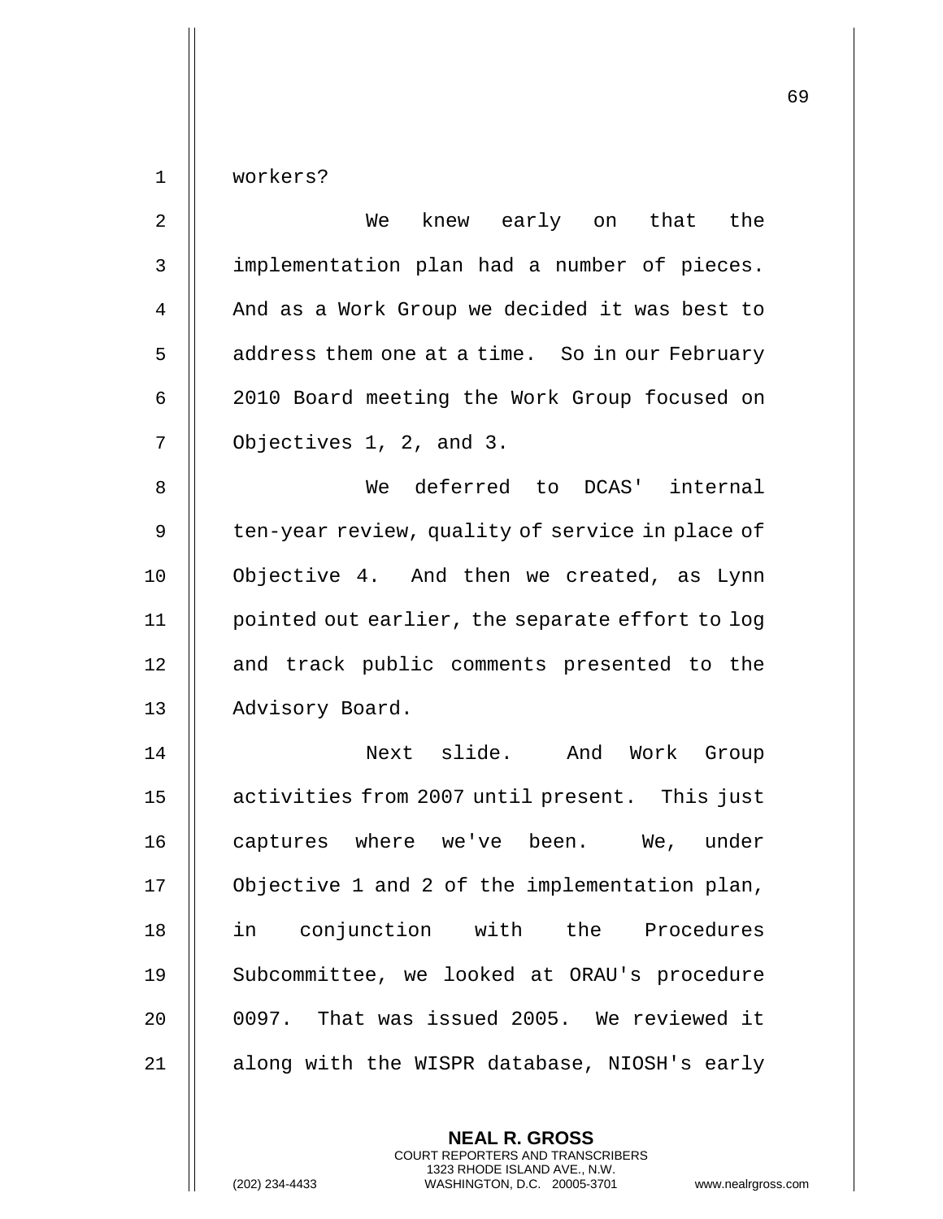workers?

We knew early on that the implementation plan had a number of pieces. And as a Work Group we decided it was best to address them one at a time. So in our February 2010 Board meeting the Work Group focused on Objectives 1, 2, and 3.

We deferred to DCAS' internal ten-year review, quality of service in place of Objective 4. And then we created, as Lynn pointed out earlier, the separate effort to log and track public comments presented to the Advisory Board.

Next slide. And Work Group activities from 2007 until present. This just captures where we've been. We, under Objective 1 and 2 of the implementation plan, in conjunction with the Procedures Subcommittee, we looked at ORAU's procedure 0097. That was issued 2005. We reviewed it along with the WISPR database, NIOSH's early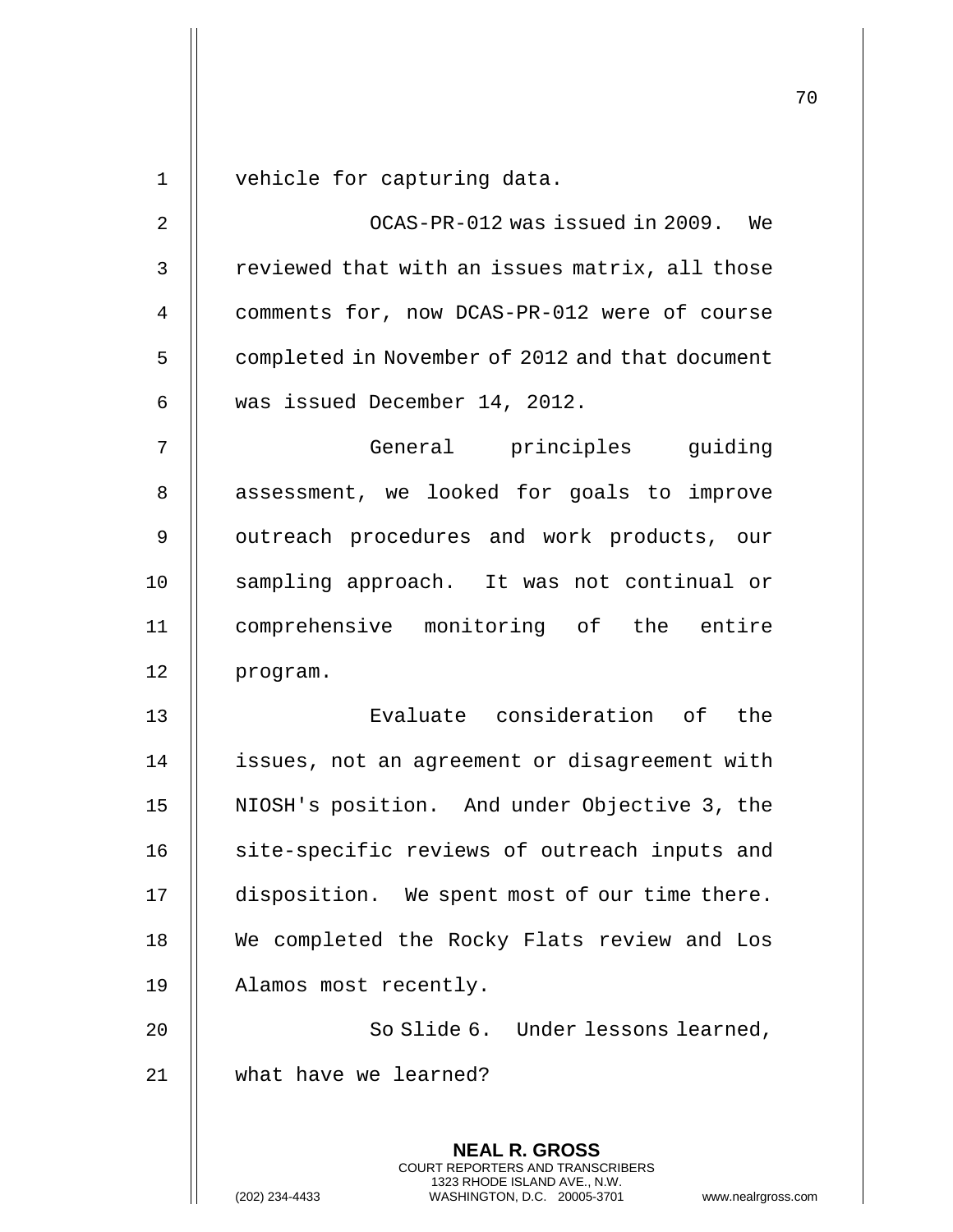vehicle for capturing data.

OCAS-PR-012 was issued in 2009. We reviewed that with an issues matrix, all those comments for, now DCAS-PR-012 were of course completed in November of 2012 and that document was issued December 14, 2012.

General principles guiding assessment, we looked for goals to improve outreach procedures and work products, our sampling approach. It was not continual or comprehensive monitoring of the entire program.

Evaluate consideration of the issues, not an agreement or disagreement with NIOSH's position. And under Objective 3, the site-specific reviews of outreach inputs and disposition. We spent most of our time there. We completed the Rocky Flats review and Los Alamos most recently.

So Slide 6. Under lessons learned, what have we learned?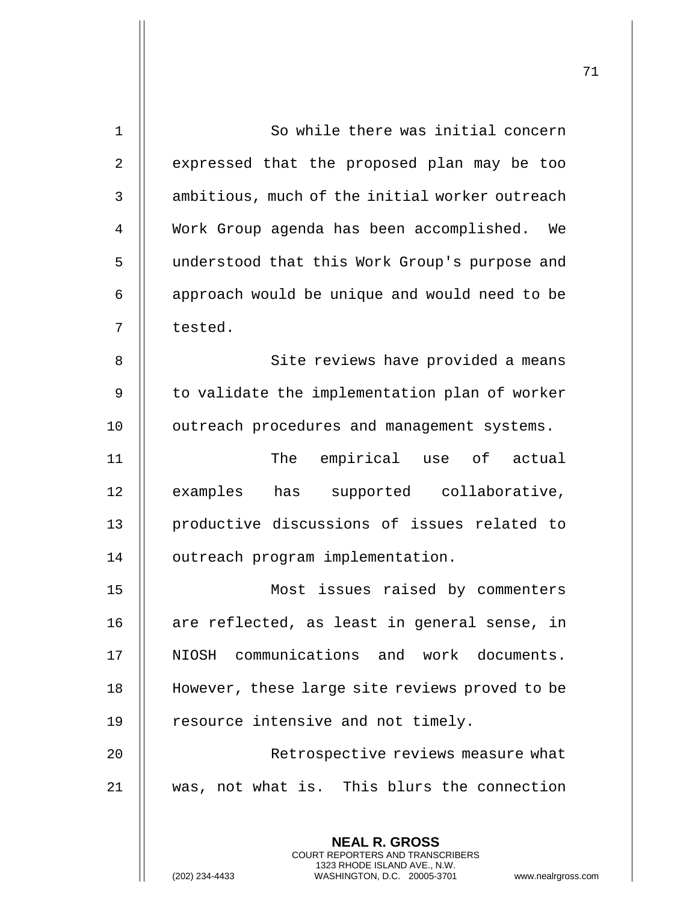So while there was initial concern expressed that the proposed plan may be too ambitious, much of the initial worker outreach Work Group agenda has been accomplished. We understood that this Work Group's purpose and approach would be unique and would need to be tested.

Site reviews have provided a means to validate the implementation plan of worker outreach procedures and management systems.

The empirical use of actual examples has supported collaborative, productive discussions of issues related to outreach program implementation.

Most issues raised by commenters are reflected, as least in general sense, in NIOSH communications and work documents. However, these large site reviews proved to be resource intensive and not timely.

Retrospective reviews measure what was, not what is. This blurs the connection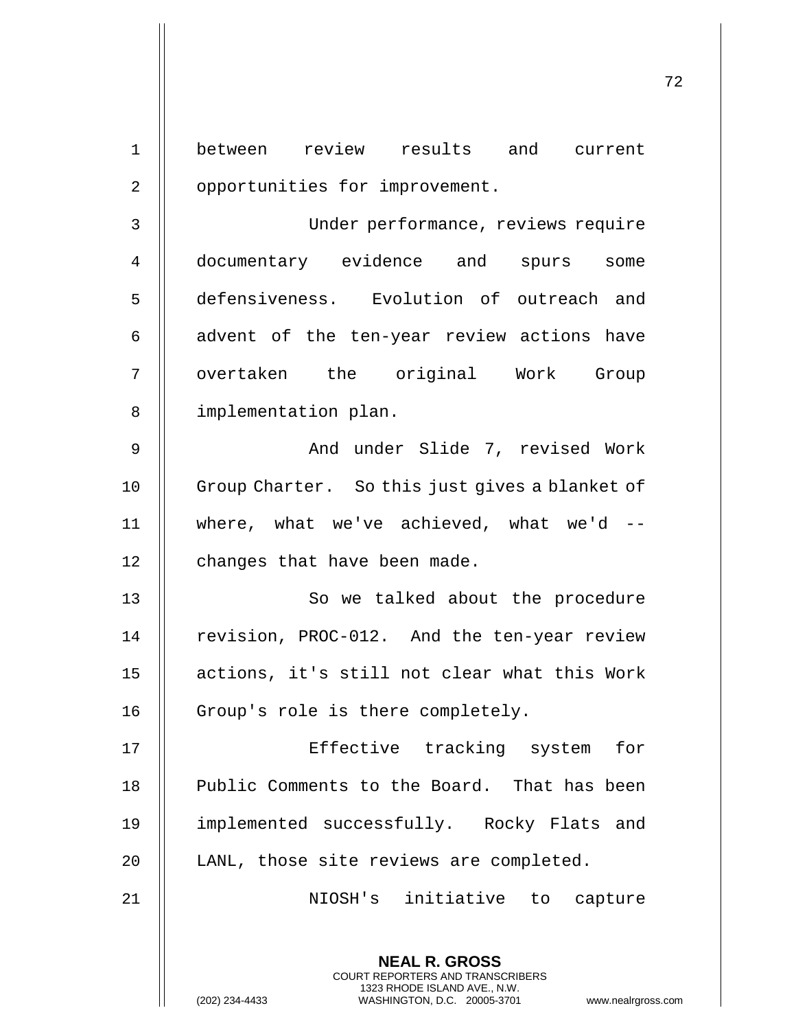between review results and current opportunities for improvement.

Under performance, reviews require documentary evidence and spurs some defensiveness. Evolution of outreach and advent of the ten-year review actions have overtaken the original Work Group implementation plan.

And under Slide 7, revised Work Group Charter. So this just gives a blanket of where, what we've achieved, what we'd -- changes that have been made.

So we talked about the procedure revision, PROC-012. And the ten-year review actions, it's still not clear what this Work Group's role is there completely.

Effective tracking system for Public Comments to the Board. That has been implemented successfully. Rocky Flats and LANL, those site reviews are completed.

NIOSH's initiative to capture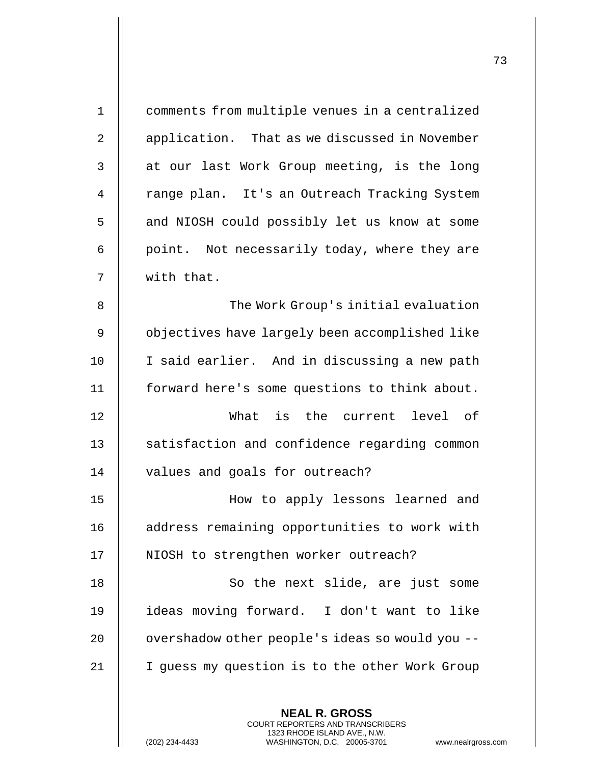comments from multiple venues in a centralized application. That as we discussed in November at our last Work Group meeting, is the long range plan. It's an Outreach Tracking System and NIOSH could possibly let us know at some point. Not necessarily today, where they are with that.

The Work Group's initial evaluation objectives have largely been accomplished like I said earlier. And in discussing a new path forward here's some questions to think about.

What is the current level of satisfaction and confidence regarding common values and goals for outreach?

How to apply lessons learned and address remaining opportunities to work with NIOSH to strengthen worker outreach?

So the next slide, are just some ideas moving forward. I don't want to like overshadow other people's ideas so would you -- I guess my question is to the other Work Group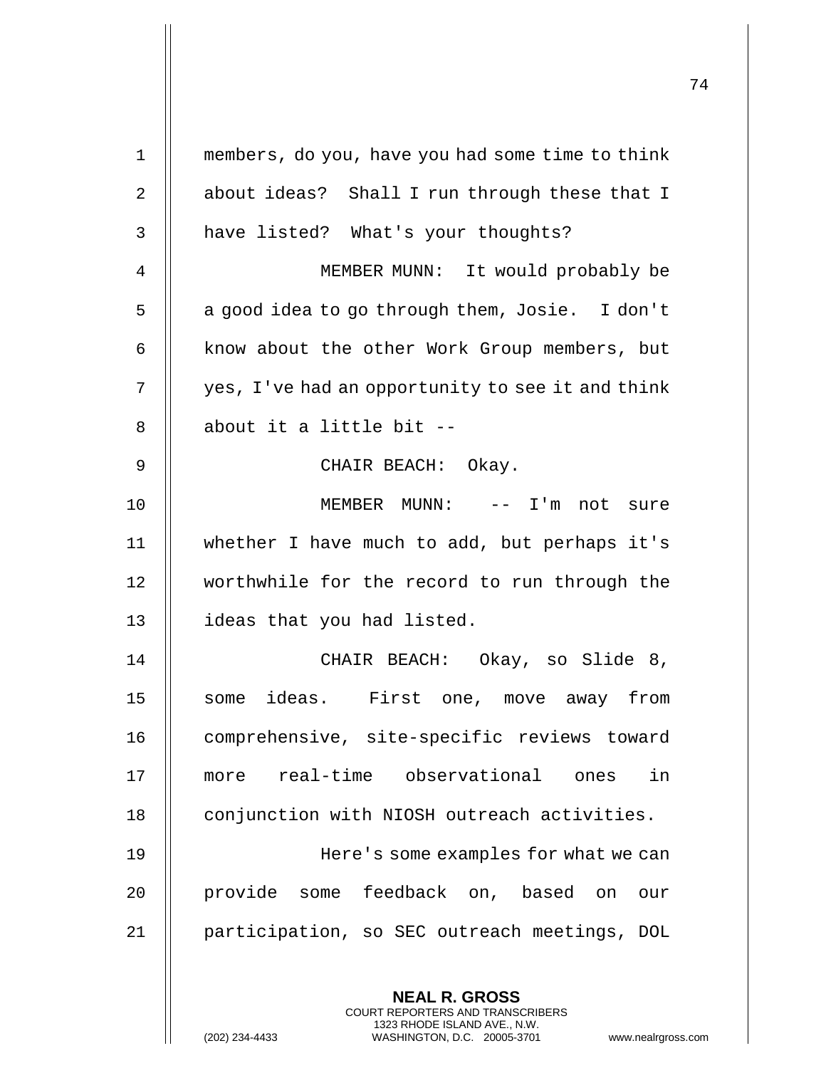members, do you, have you had some time to think about ideas? Shall I run through these that I have listed? What's your thoughts?

MEMBER MUNN: It would probably be a good idea to go through them, Josie. I don't know about the other Work Group members, but yes, I've had an opportunity to see it and think about it a little bit --

CHAIR BEACH: Okay.

MEMBER MUNN: -- I'm not sure whether I have much to add, but perhaps it's worthwhile for the record to run through the ideas that you had listed.

CHAIR BEACH: Okay, so Slide 8, some ideas. First one, move away from comprehensive, site-specific reviews toward more real-time observational ones in conjunction with NIOSH outreach activities.

Here's some examples for what we can provide some feedback on, based on our participation, so SEC outreach meetings, DOL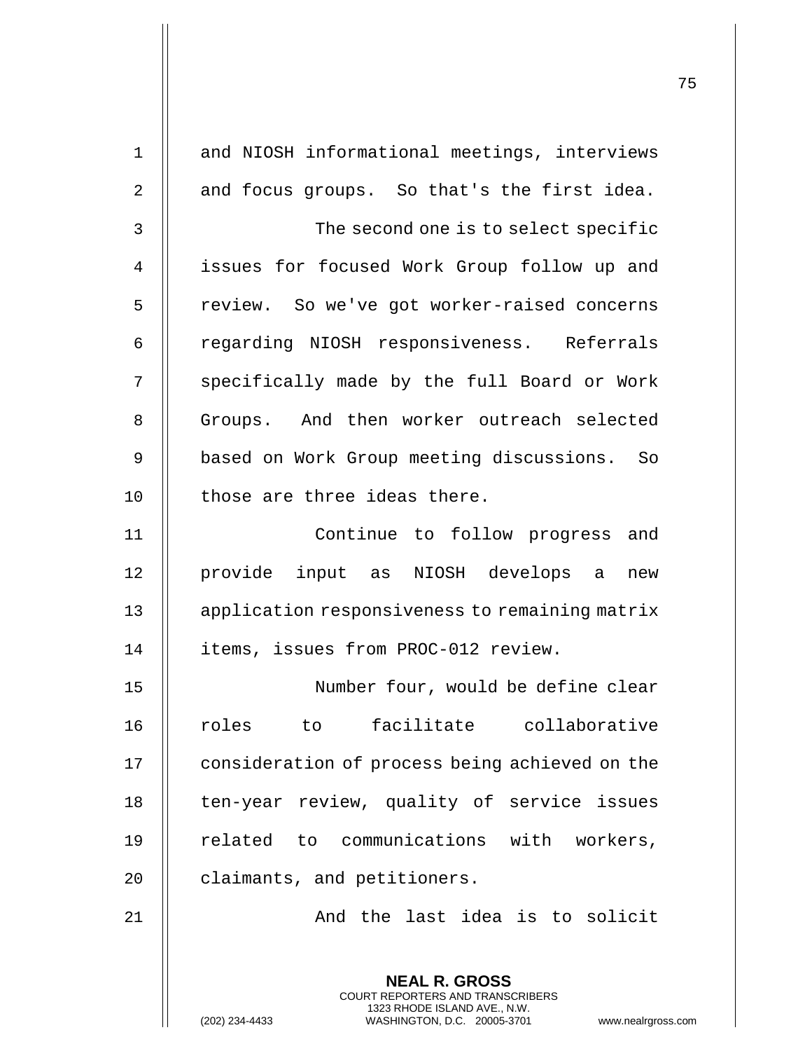and NIOSH informational meetings, interviews and focus groups. So that's the first idea.

The second one is to select specific issues for focused Work Group follow up and review. So we've got worker-raised concerns regarding NIOSH responsiveness. Referrals specifically made by the full Board or Work Groups. And then worker outreach selected based on Work Group meeting discussions. So those are three ideas there.

Continue to follow progress and provide input as NIOSH develops a new application responsiveness to remaining matrix items, issues from PROC-012 review.

Number four, would be define clear roles to facilitate collaborative consideration of process being achieved on the ten-year review, quality of service issues related to communications with workers, claimants, and petitioners.

And the last idea is to solicit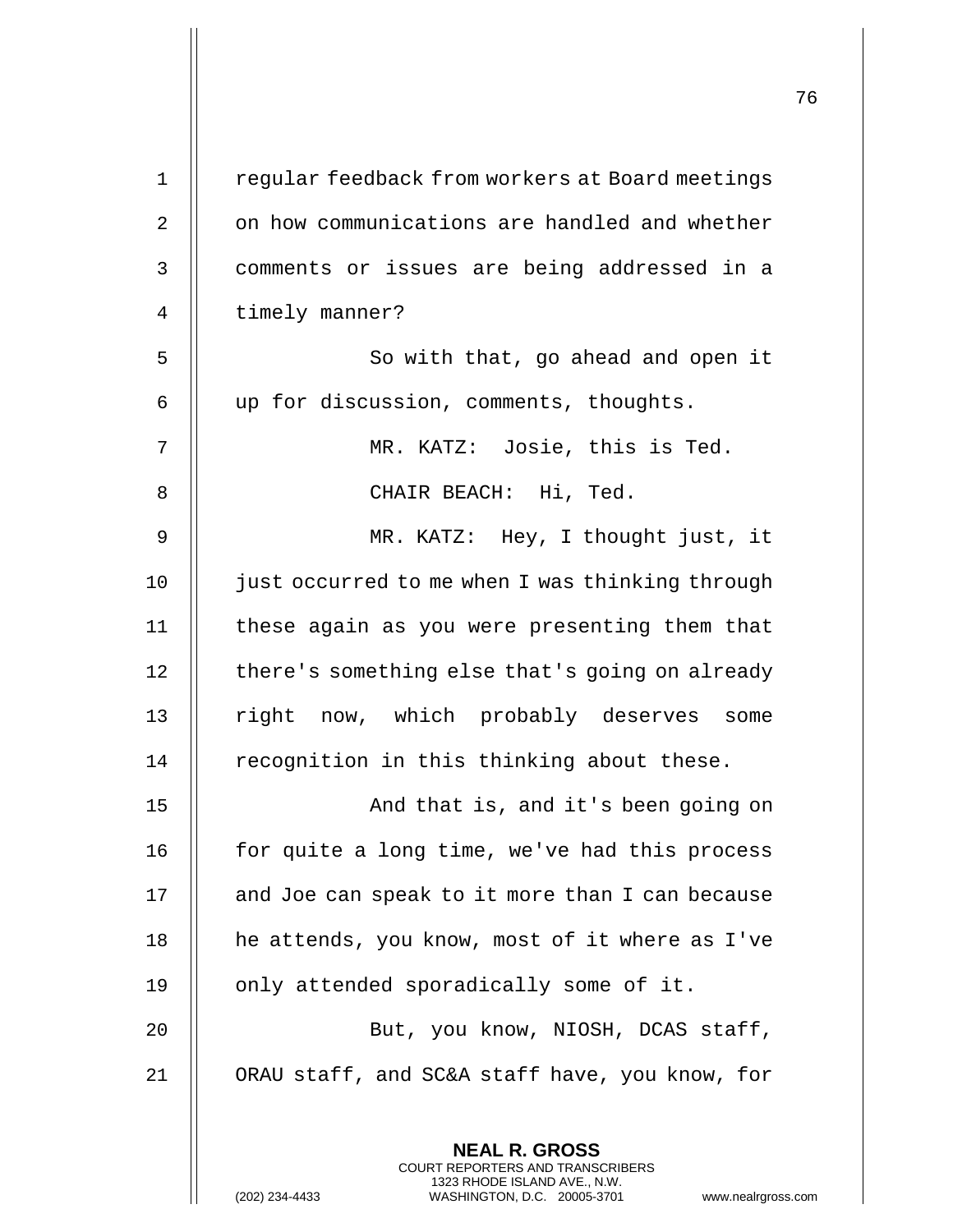regular feedback from workers at Board meetings on how communications are handled and whether comments or issues are being addressed in a timely manner?

So with that, go ahead and open it up for discussion, comments, thoughts.

MR. KATZ: Josie, this is Ted.

CHAIR BEACH: Hi, Ted.

MR. KATZ: Hey, I thought just, it just occurred to me when I was thinking through these again as you were presenting them that there's something else that's going on already right now, which probably deserves some recognition in this thinking about these.

And that is, and it's been going on for quite a long time, we've had this process and Joe can speak to it more than I can because he attends, you know, most of it where as I've only attended sporadically some of it.

But, you know, NIOSH, DCAS staff, ORAU staff, and SC&A staff have, you know, for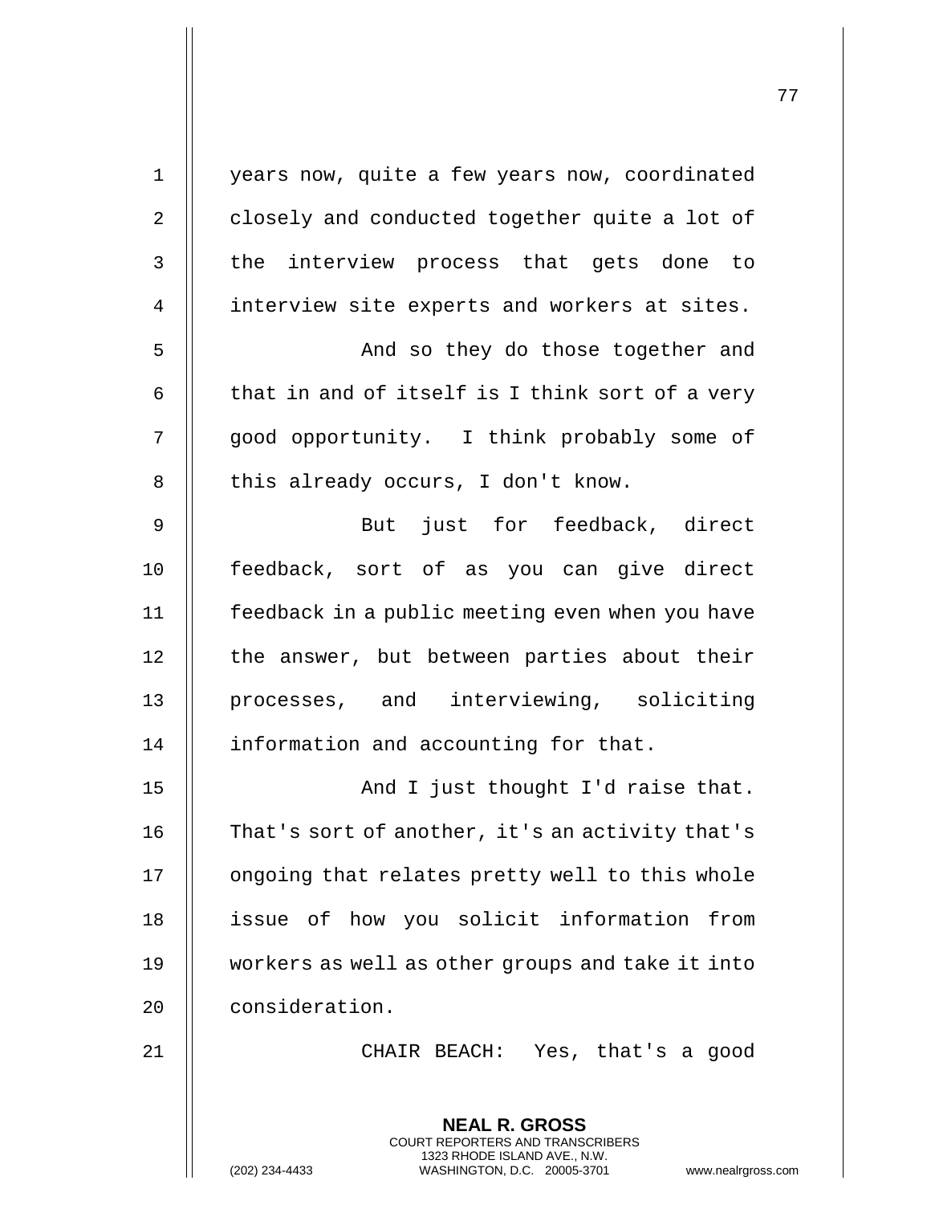years now, quite a few years now, coordinated closely and conducted together quite a lot of the interview process that gets done to interview site experts and workers at sites.

And so they do those together and that in and of itself is I think sort of a very good opportunity. I think probably some of this already occurs, I don't know.

But just for feedback, direct feedback, sort of as you can give direct feedback in a public meeting even when you have the answer, but between parties about their processes, and interviewing, soliciting information and accounting for that.

And I just thought I'd raise that. That's sort of another, it's an activity that's ongoing that relates pretty well to this whole issue of how you solicit information from workers as well as other groups and take it into consideration.

CHAIR BEACH: Yes, that's a good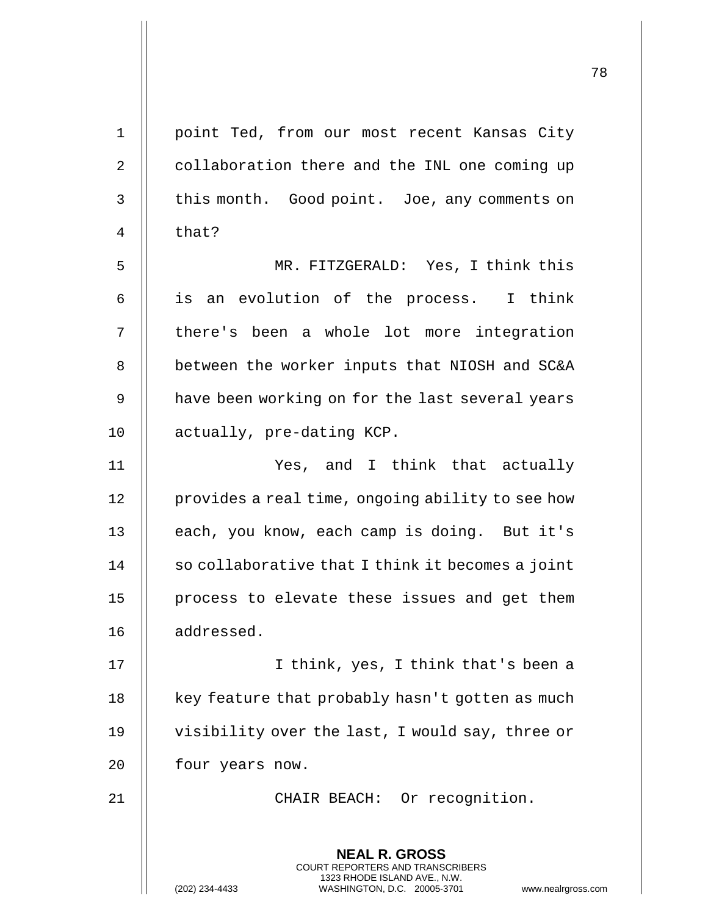point Ted, from our most recent Kansas City collaboration there and the INL one coming up this month. Good point. Joe, any comments on that?

MR. FITZGERALD: Yes, I think this is an evolution of the process. I think there's been a whole lot more integration between the worker inputs that NIOSH and SC&A have been working on for the last several years actually, pre-dating KCP.

Yes, and I think that actually provides a real time, ongoing ability to see how each, you know, each camp is doing. But it's so collaborative that I think it becomes a joint process to elevate these issues and get them addressed.

I think, yes, I think that's been a key feature that probably hasn't gotten as much visibility over the last, I would say, three or four years now.

CHAIR BEACH: Or recognition.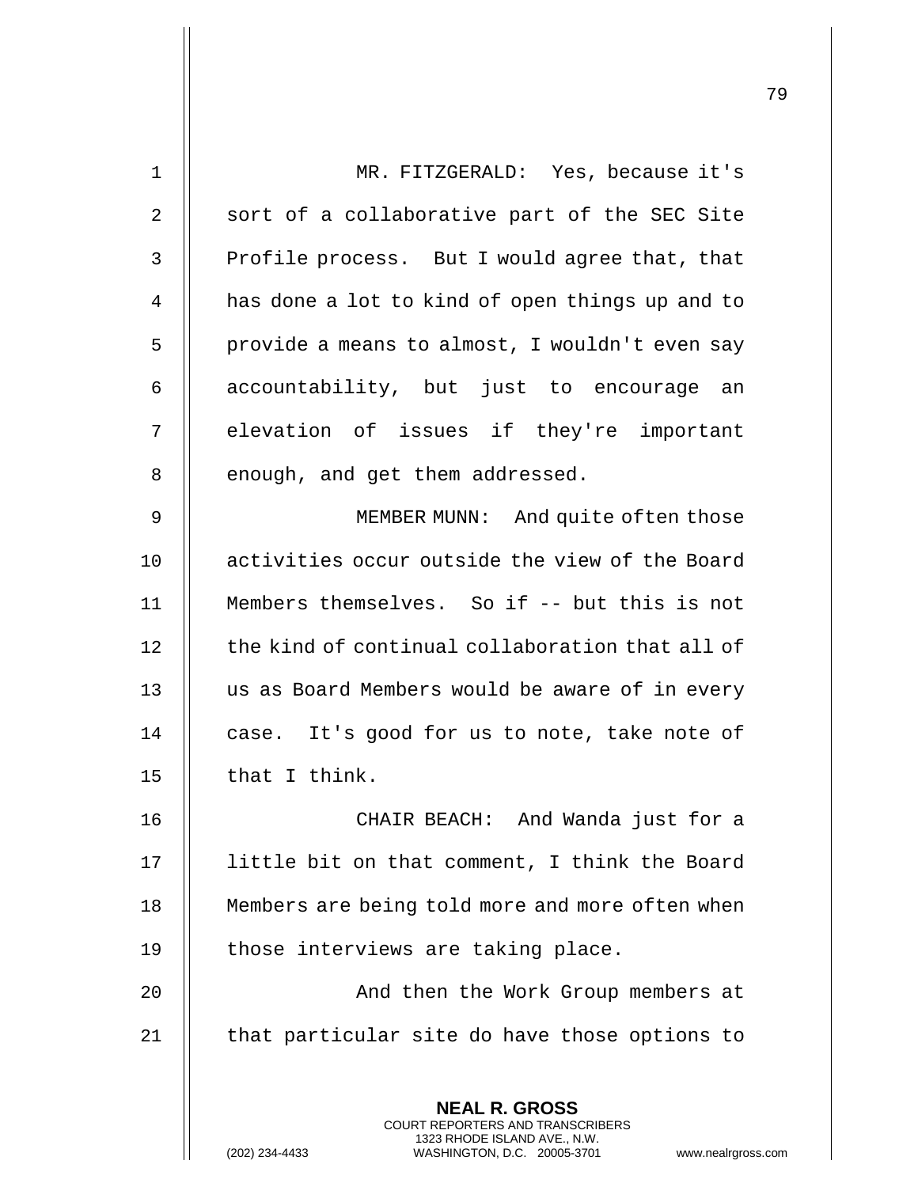MR. FITZGERALD: Yes, because it's sort of a collaborative part of the SEC Site Profile process. But I would agree that, that has done a lot to kind of open things up and to provide a means to almost, I wouldn't even say accountability, but just to encourage an elevation of issues if they're important enough, and get them addressed.

MEMBER MUNN: And quite often those activities occur outside the view of the Board Members themselves. So if -- but this is not the kind of continual collaboration that all of us as Board Members would be aware of in every case. It's good for us to note, take note of that I think.

CHAIR BEACH: And Wanda just for a little bit on that comment, I think the Board Members are being told more and more often when those interviews are taking place.

And then the Work Group members at that particular site do have those options to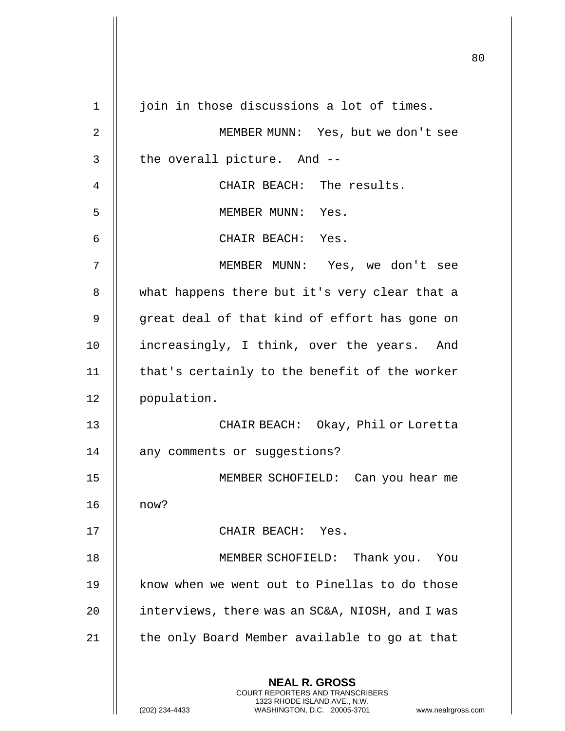join in those discussions a lot of times.

MEMBER MUNN: Yes, but we don't see the overall picture. And --

CHAIR BEACH: The results.

MEMBER MUNN: Yes.

CHAIR BEACH: Yes.

MEMBER MUNN: Yes, we don't see what happens there but it's very clear that a great deal of that kind of effort has gone on increasingly, I think, over the years. And that's certainly to the benefit of the worker population.

CHAIR BEACH: Okay, Phil or Loretta any comments or suggestions?

MEMBER SCHOFIELD: Can you hear me now?

CHAIR BEACH: Yes.

MEMBER SCHOFIELD: Thank you. You know when we went out to Pinellas to do those interviews, there was an SC&A, NIOSH, and I was the only Board Member available to go at that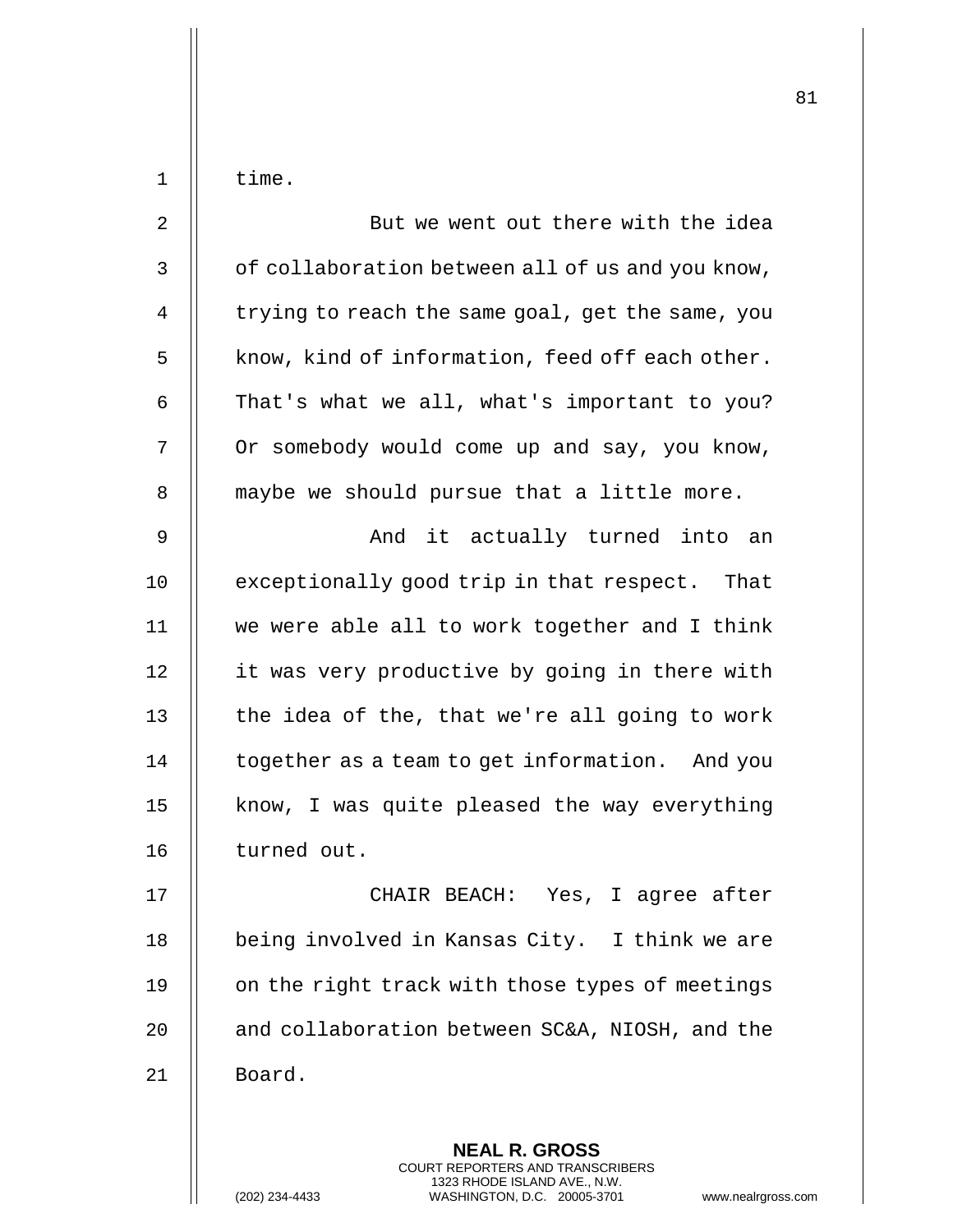time.

But we went out there with the idea of collaboration between all of us and you know, trying to reach the same goal, get the same, you know, kind of information, feed off each other. That's what we all, what's important to you? Or somebody would come up and say, you know, maybe we should pursue that a little more.

And it actually turned into an exceptionally good trip in that respect. That we were able all to work together and I think it was very productive by going in there with the idea of the, that we're all going to work together as a team to get information. And you know, I was quite pleased the way everything turned out.

CHAIR BEACH: Yes, I agree after being involved in Kansas City. I think we are on the right track with those types of meetings and collaboration between SC&A, NIOSH, and the Board.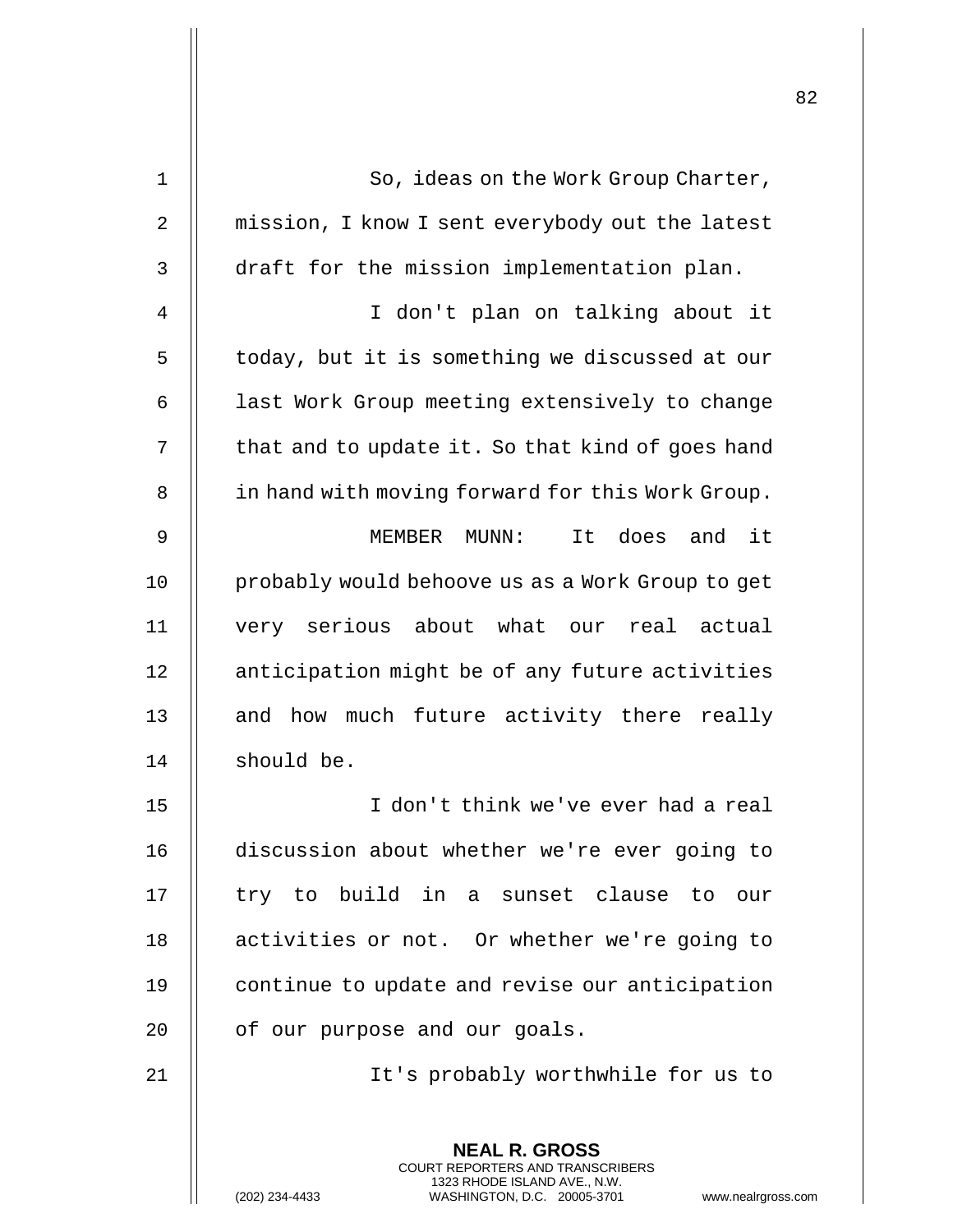So, ideas on the Work Group Charter, mission, I know I sent everybody out the latest draft for the mission implementation plan.

I don't plan on talking about it today, but it is something we discussed at our last Work Group meeting extensively to change that and to update it. So that kind of goes hand in hand with moving forward for this Work Group.

MEMBER MUNN: It does and it probably would behoove us as a Work Group to get very serious about what our real actual anticipation might be of any future activities and how much future activity there really should be.

I don't think we've ever had a real discussion about whether we're ever going to try to build in a sunset clause to our activities or not. Or whether we're going to continue to update and revise our anticipation of our purpose and our goals.

It's probably worthwhile for us to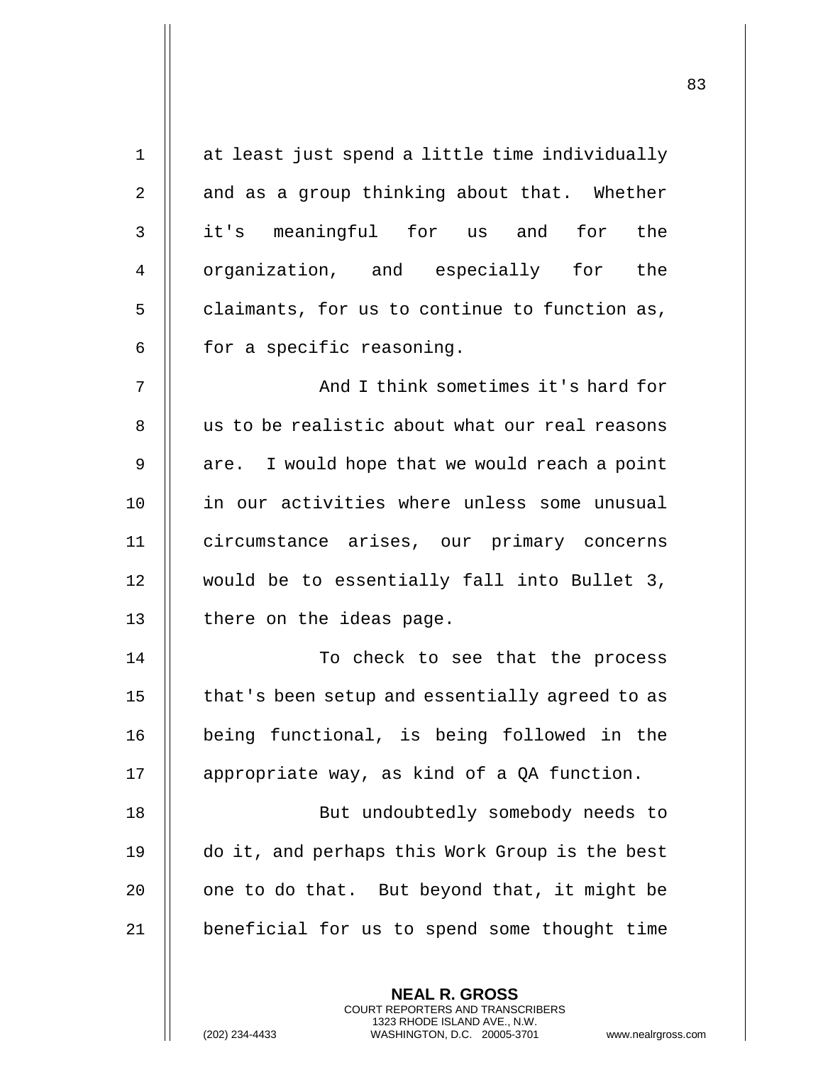at least just spend a little time individually and as a group thinking about that. Whether it's meaningful for us and for the organization, and especially for the claimants, for us to continue to function as, for a specific reasoning.

And I think sometimes it's hard for us to be realistic about what our real reasons are. I would hope that we would reach a point in our activities where unless some unusual circumstance arises, our primary concerns would be to essentially fall into Bullet 3, there on the ideas page.

To check to see that the process that's been setup and essentially agreed to as being functional, is being followed in the appropriate way, as kind of a QA function.

But undoubtedly somebody needs to do it, and perhaps this Work Group is the best one to do that. But beyond that, it might be beneficial for us to spend some thought time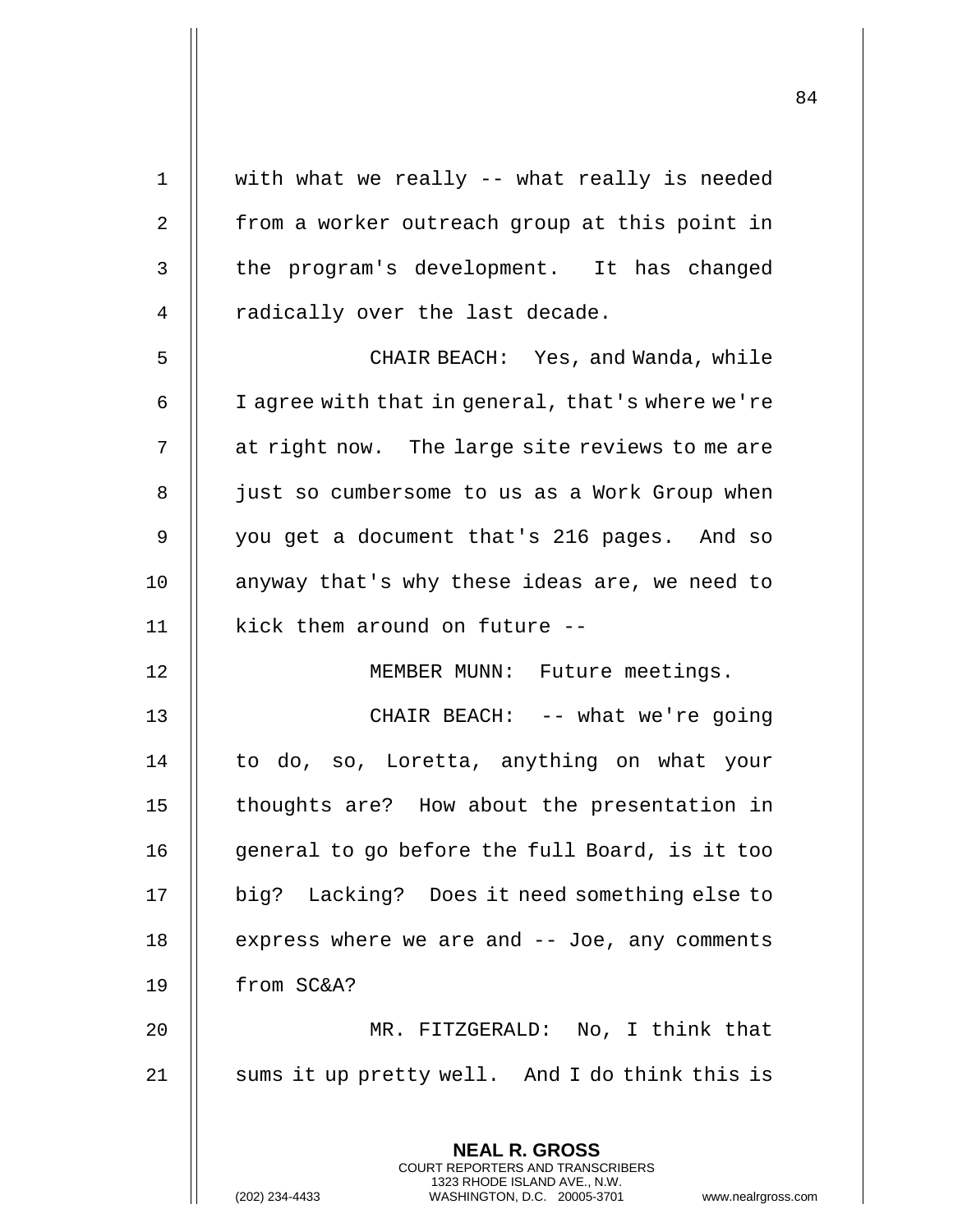with what we really -- what really is needed from a worker outreach group at this point in the program's development. It has changed radically over the last decade.

CHAIR BEACH: Yes, and Wanda, while I agree with that in general, that's where we're at right now. The large site reviews to me are just so cumbersome to us as a Work Group when you get a document that's 216 pages. And so anyway that's why these ideas are, we need to kick them around on future --

MEMBER MUNN: Future meetings.

CHAIR BEACH: -- what we're going to do, so, Loretta, anything on what your thoughts are? How about the presentation in general to go before the full Board, is it too big? Lacking? Does it need something else to express where we are and -- Joe, any comments from SC&A?

MR. FITZGERALD: No, I think that sums it up pretty well. And I do think this is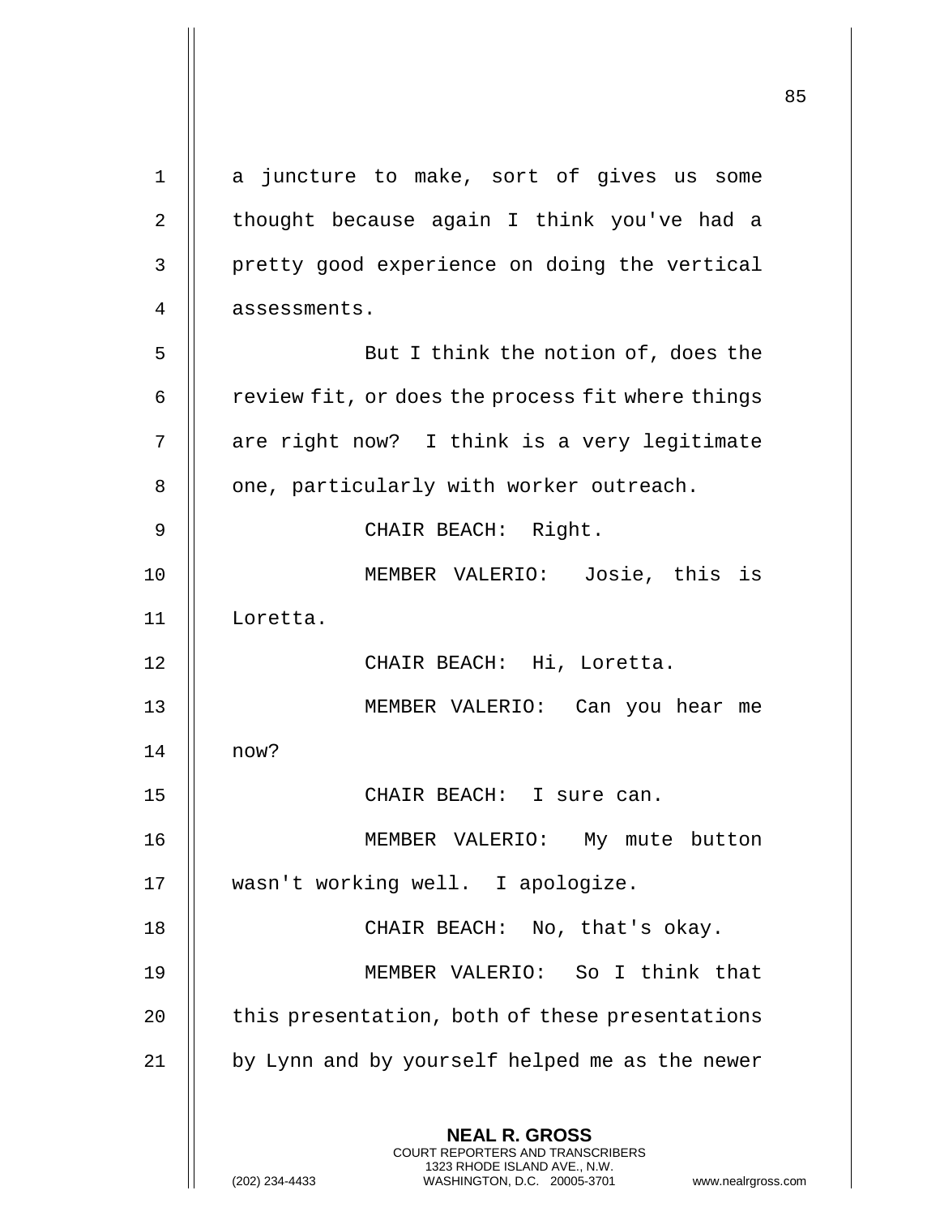a juncture to make, sort of gives us some thought because again I think you've had a pretty good experience on doing the vertical assessments.

But I think the notion of, does the review fit, or does the process fit where things are right now? I think is a very legitimate one, particularly with worker outreach.

CHAIR BEACH: Right.

MEMBER VALERIO: Josie, this is Loretta.

CHAIR BEACH: Hi, Loretta.

MEMBER VALERIO: Can you hear me now?

CHAIR BEACH: I sure can.

MEMBER VALERIO: My mute button wasn't working well. I apologize.

CHAIR BEACH: No, that's okay.

MEMBER VALERIO: So I think that this presentation, both of these presentations by Lynn and by yourself helped me as the newer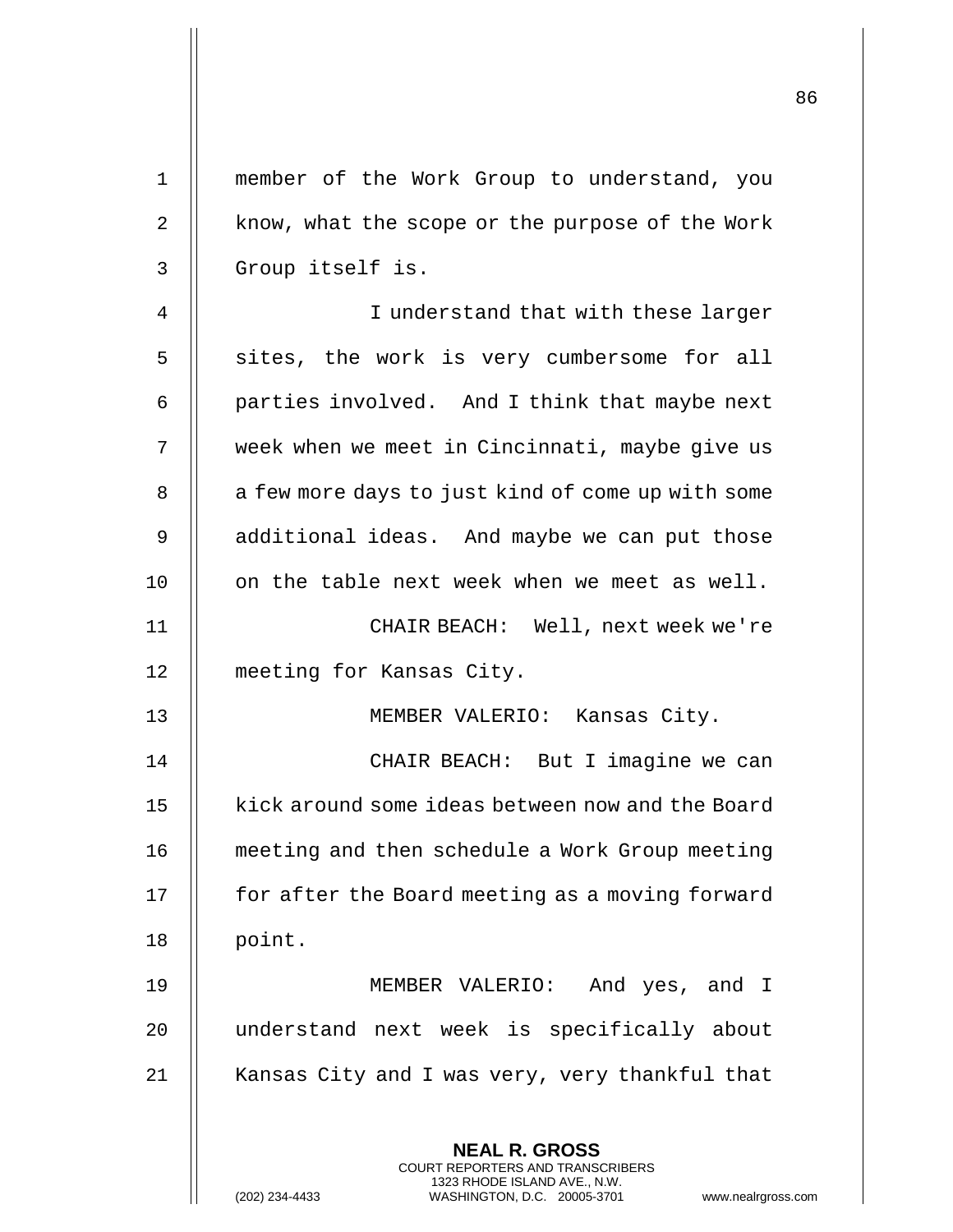member of the Work Group to understand, you know, what the scope or the purpose of the Work Group itself is.

I understand that with these larger sites, the work is very cumbersome for all parties involved. And I think that maybe next week when we meet in Cincinnati, maybe give us a few more days to just kind of come up with some additional ideas. And maybe we can put those on the table next week when we meet as well.

CHAIR BEACH: Well, next week we're meeting for Kansas City.

MEMBER VALERIO: Kansas City.

CHAIR BEACH: But I imagine we can kick around some ideas between now and the Board meeting and then schedule a Work Group meeting for after the Board meeting as a moving forward point.

MEMBER VALERIO: And yes, and I understand next week is specifically about Kansas City and I was very, very thankful that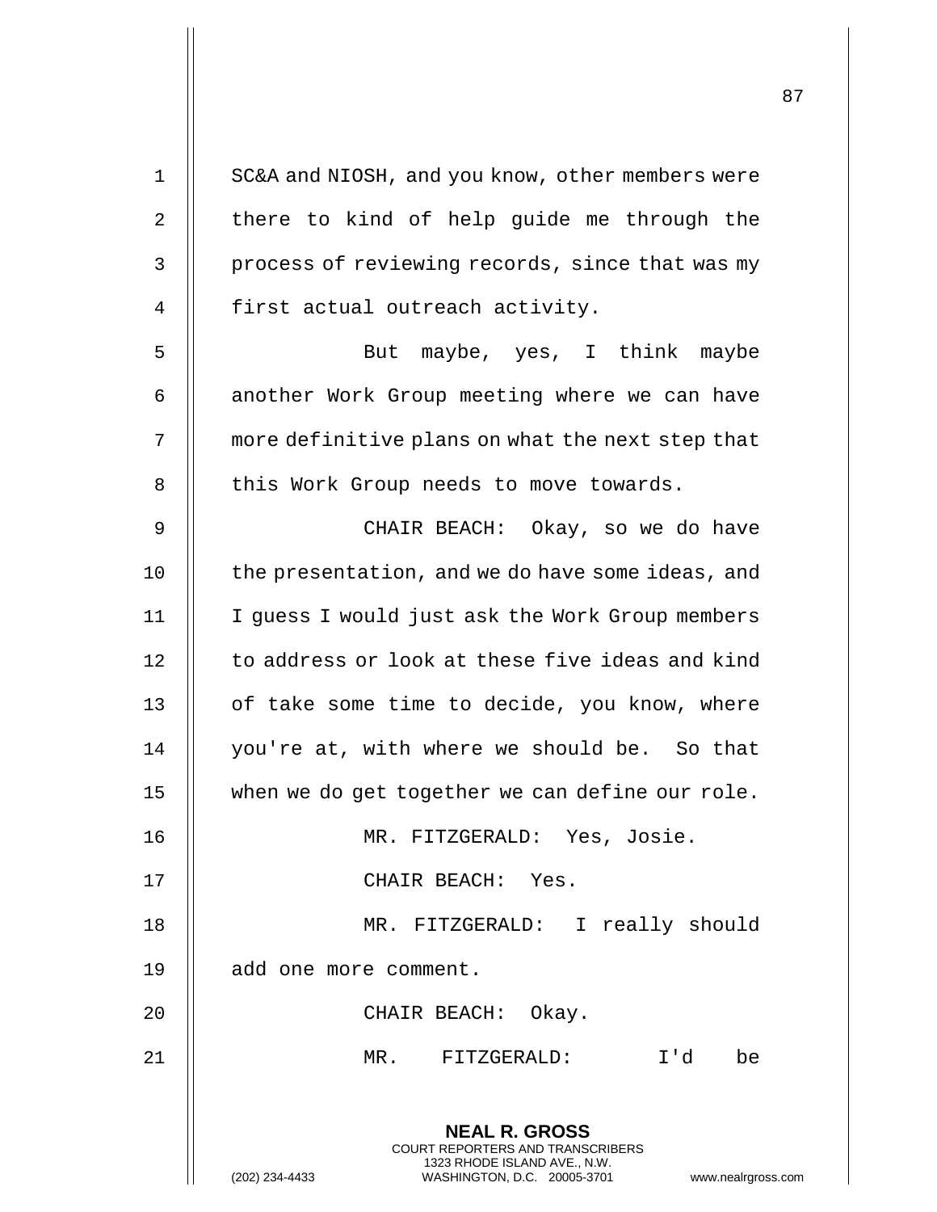SC&A and NIOSH, and you know, other members were there to kind of help guide me through the process of reviewing records, since that was my first actual outreach activity.

But maybe, yes, I think maybe another Work Group meeting where we can have more definitive plans on what the next step that this Work Group needs to move towards.

CHAIR BEACH: Okay, so we do have the presentation, and we do have some ideas, and I guess I would just ask the Work Group members to address or look at these five ideas and kind of take some time to decide, you know, where you're at, with where we should be. So that when we do get together we can define our role.

MR. FITZGERALD: Yes, Josie.

CHAIR BEACH: Yes.

MR. FITZGERALD: I really should add one more comment.

CHAIR BEACH: Okay.

MR. FITZGERALD: I'd be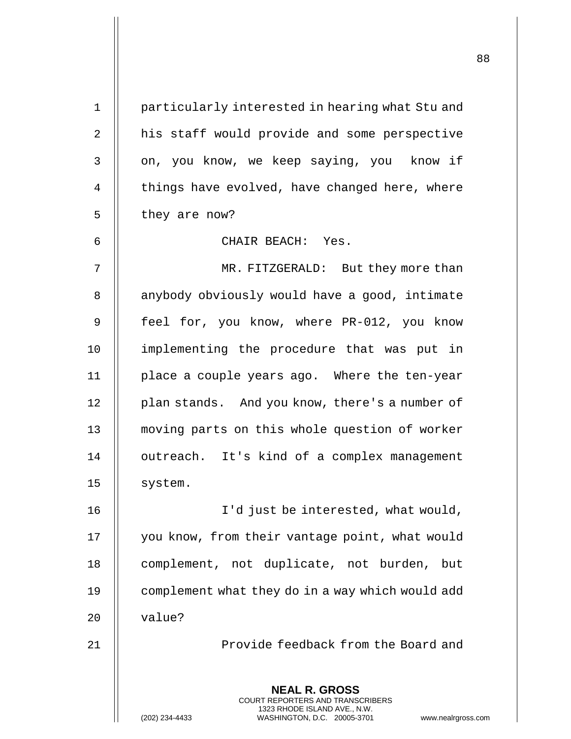particularly interested in hearing what Stu and his staff would provide and some perspective on, you know, we keep saying, you know if things have evolved, have changed here, where they are now?

CHAIR BEACH: Yes.

MR. FITZGERALD: But they more than anybody obviously would have a good, intimate feel for, you know, where PR-012, you know implementing the procedure that was put in place a couple years ago. Where the ten-year plan stands. And you know, there's a number of moving parts on this whole question of worker outreach. It's kind of a complex management system.

I'd just be interested, what would, you know, from their vantage point, what would complement, not duplicate, not burden, but complement what they do in a way which would add value?

Provide feedback from the Board and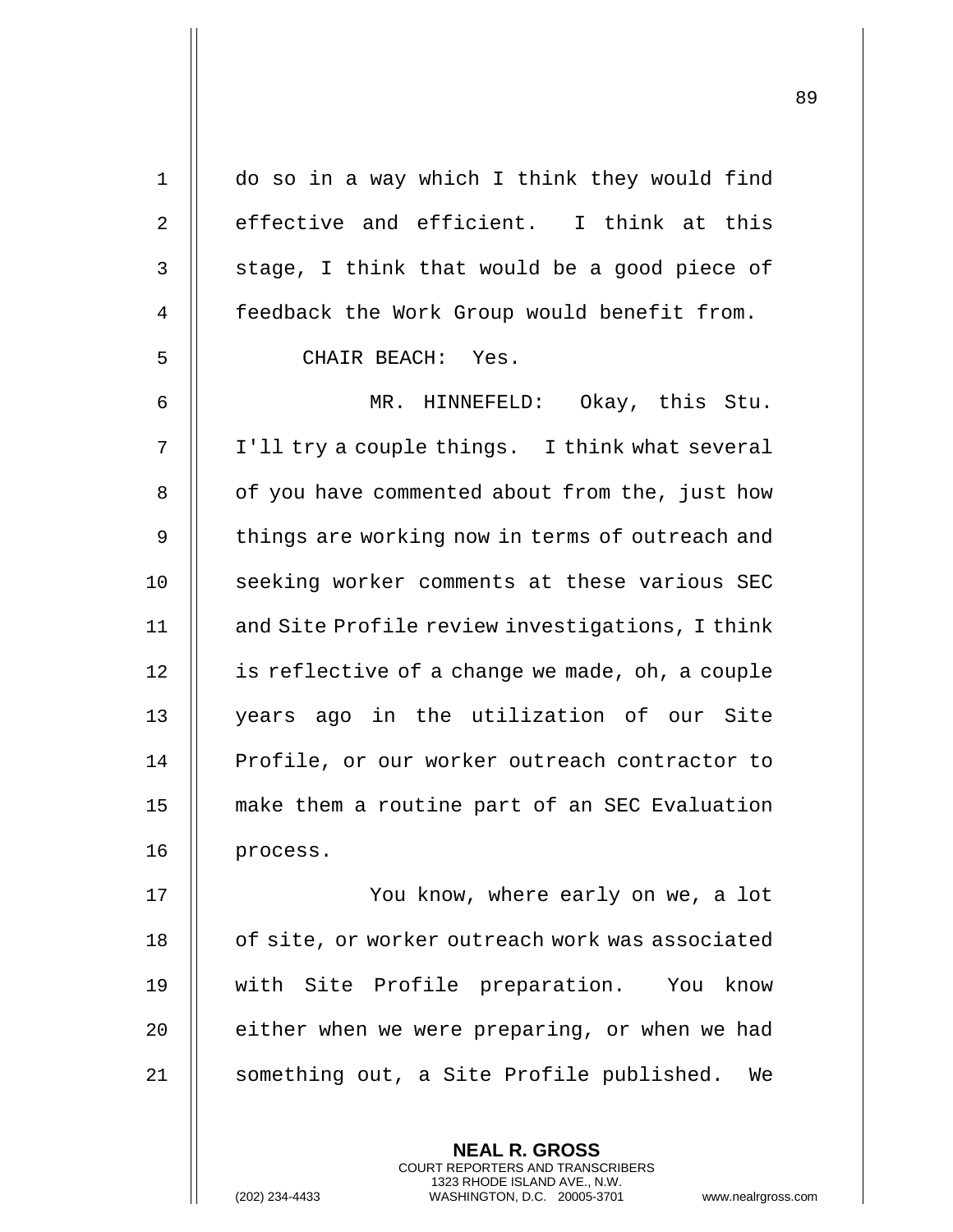do so in a way which I think they would find effective and efficient. I think at this stage, I think that would be a good piece of feedback the Work Group would benefit from.

CHAIR BEACH: Yes.

MR. HINNEFELD: Okay, this Stu. I'll try a couple things. I think what several of you have commented about from the, just how things are working now in terms of outreach and seeking worker comments at these various SEC and Site Profile review investigations, I think is reflective of a change we made, oh, a couple years ago in the utilization of our Site Profile, or our worker outreach contractor to make them a routine part of an SEC Evaluation process.

You know, where early on we, a lot of site, or worker outreach work was associated with Site Profile preparation. You know either when we were preparing, or when we had something out, a Site Profile published. We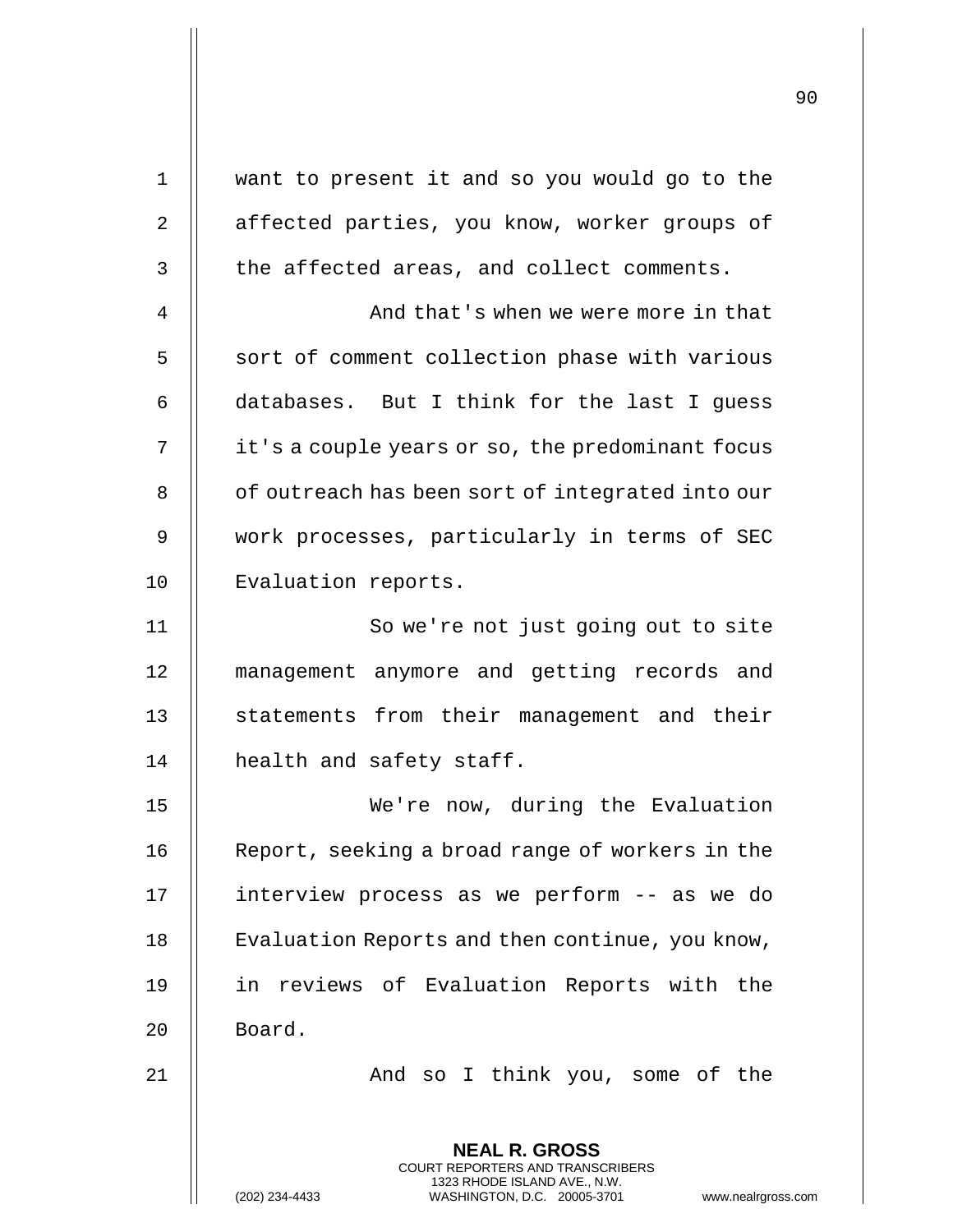want to present it and so you would go to the affected parties, you know, worker groups of the affected areas, and collect comments.

And that's when we were more in that sort of comment collection phase with various databases. But I think for the last I guess it's a couple years or so, the predominant focus of outreach has been sort of integrated into our work processes, particularly in terms of SEC Evaluation reports.

So we're not just going out to site management anymore and getting records and statements from their management and their health and safety staff.

We're now, during the Evaluation Report, seeking a broad range of workers in the interview process as we perform -- as we do Evaluation Reports and then continue, you know, in reviews of Evaluation Reports with the Board.

And so I think you, some of the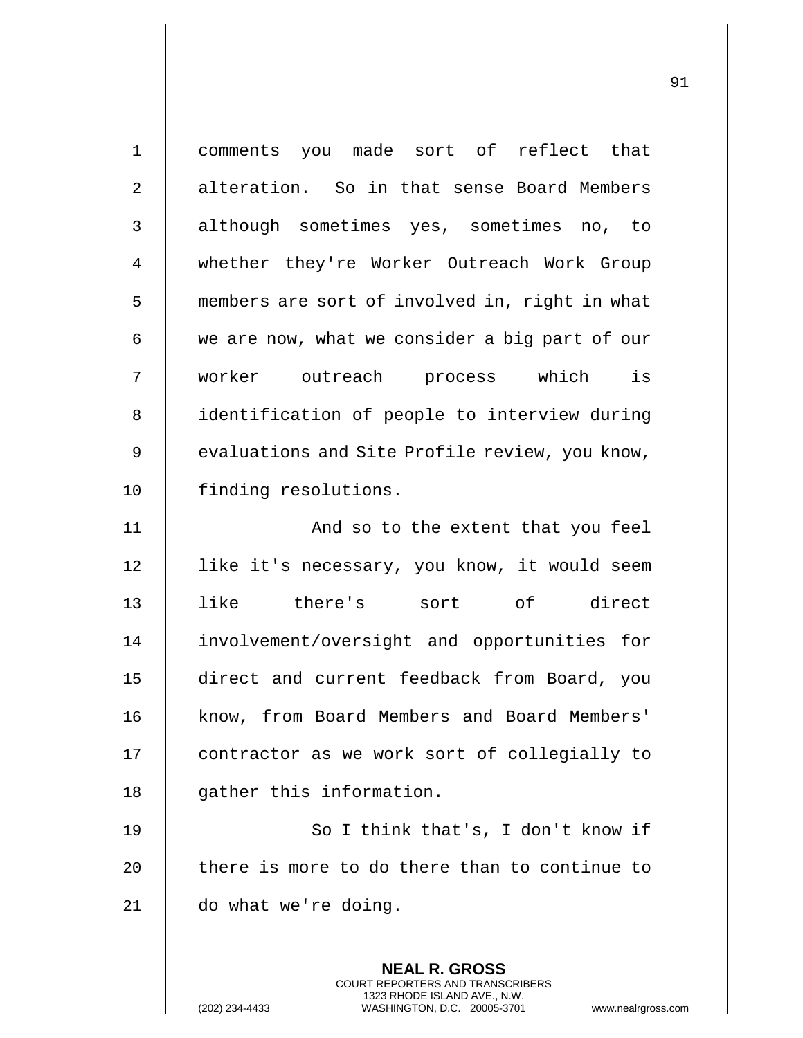comments you made sort of reflect that alteration. So in that sense Board Members although sometimes yes, sometimes no, to whether they're Worker Outreach Work Group members are sort of involved in, right in what we are now, what we consider a big part of our worker outreach process which is identification of people to interview during evaluations and Site Profile review, you know, finding resolutions.

And so to the extent that you feel like it's necessary, you know, it would seem like there's sort of direct involvement/oversight and opportunities for direct and current feedback from Board, you know, from Board Members and Board Members' contractor as we work sort of collegially to gather this information.

So I think that's, I don't know if there is more to do there than to continue to do what we're doing.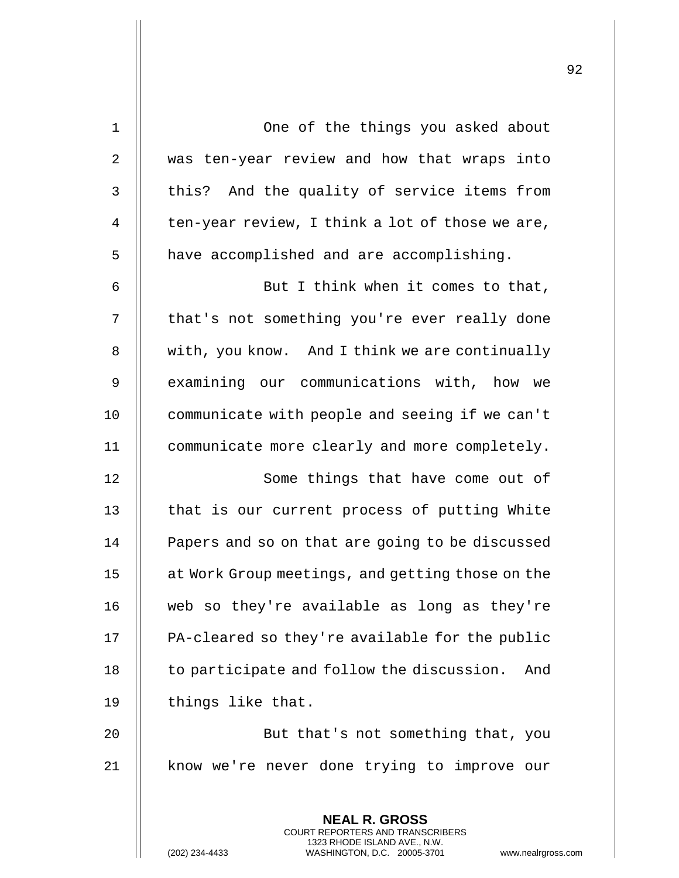One of the things you asked about was ten-year review and how that wraps into this? And the quality of service items from ten-year review, I think a lot of those we are, have accomplished and are accomplishing.

But I think when it comes to that, that's not something you're ever really done with, you know. And I think we are continually examining our communications with, how we communicate with people and seeing if we can't communicate more clearly and more completely.

Some things that have come out of that is our current process of putting White Papers and so on that are going to be discussed at Work Group meetings, and getting those on the web so they're available as long as they're PA-cleared so they're available for the public to participate and follow the discussion. And things like that.

But that's not something that, you know we're never done trying to improve our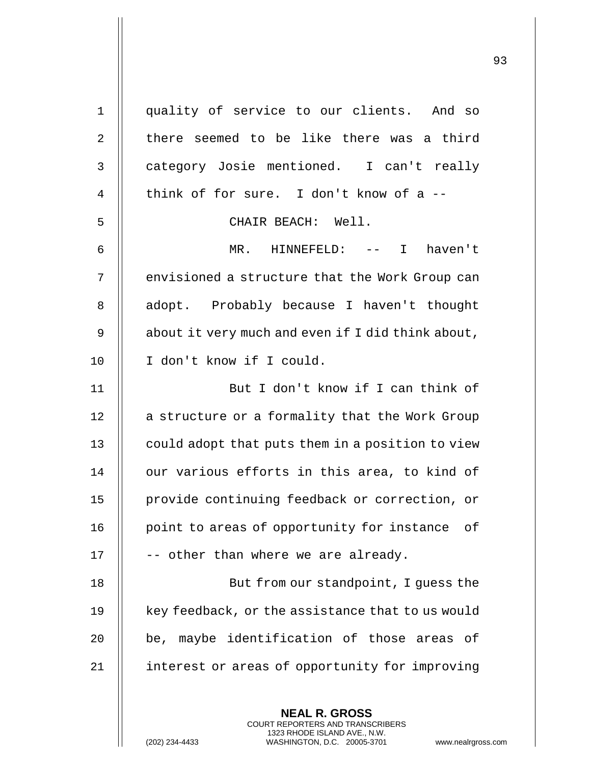quality of service to our clients. And so there seemed to be like there was a third category Josie mentioned. I can't really think of for sure. I don't know of a --

CHAIR BEACH: Well.

MR. HINNEFELD: -- I haven't envisioned a structure that the Work Group can adopt. Probably because I haven't thought about it very much and even if I did think about, I don't know if I could.

But I don't know if I can think of a structure or a formality that the Work Group could adopt that puts them in a position to view our various efforts in this area, to kind of provide continuing feedback or correction, or point to areas of opportunity for instance of -- other than where we are already.

But from our standpoint, I guess the key feedback, or the assistance that to us would be, maybe identification of those areas of interest or areas of opportunity for improving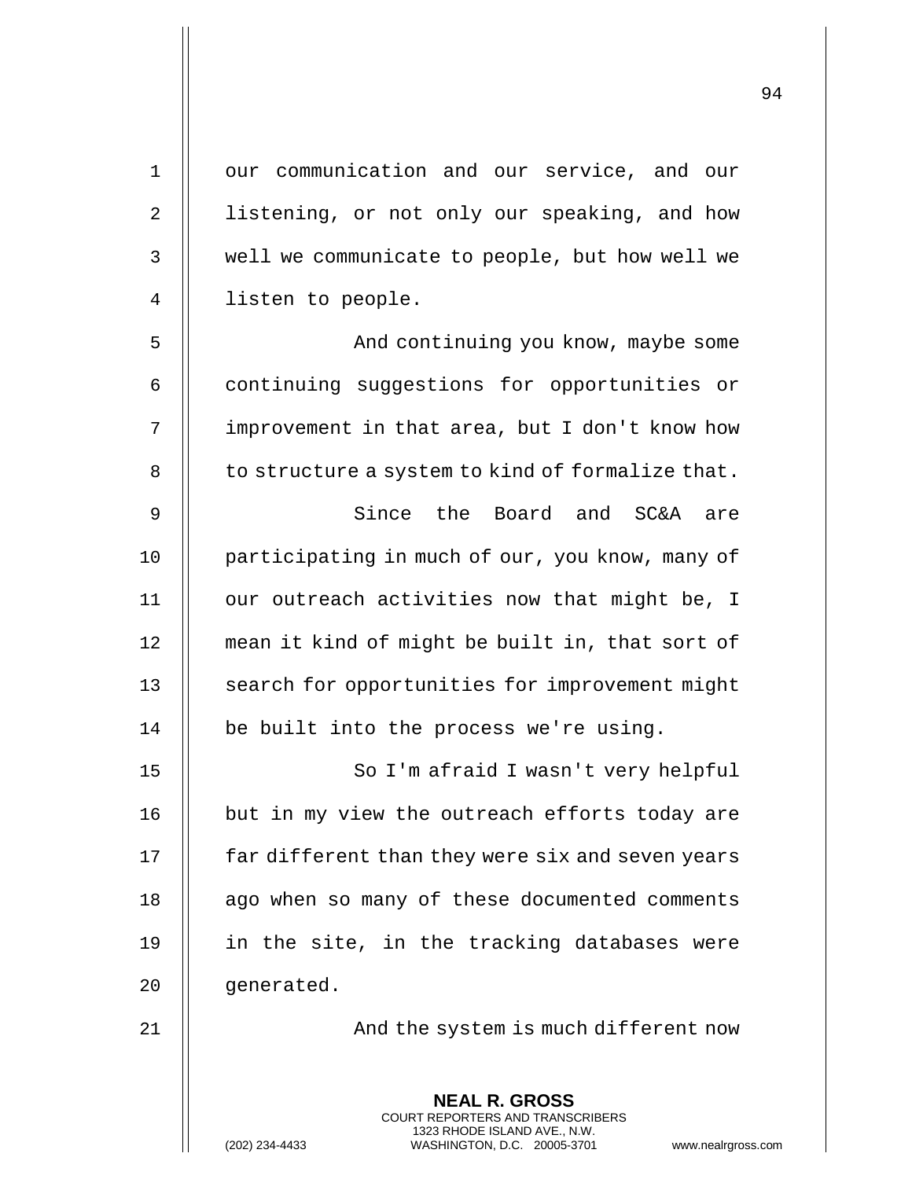our communication and our service, and our listening, or not only our speaking, and how well we communicate to people, but how well we listen to people.

And continuing you know, maybe some continuing suggestions for opportunities or improvement in that area, but I don't know how to structure a system to kind of formalize that.

Since the Board and SC&A are participating in much of our, you know, many of our outreach activities now that might be, I mean it kind of might be built in, that sort of search for opportunities for improvement might be built into the process we're using.

So I'm afraid I wasn't very helpful but in my view the outreach efforts today are far different than they were six and seven years ago when so many of these documented comments in the site, in the tracking databases were generated.

And the system is much different now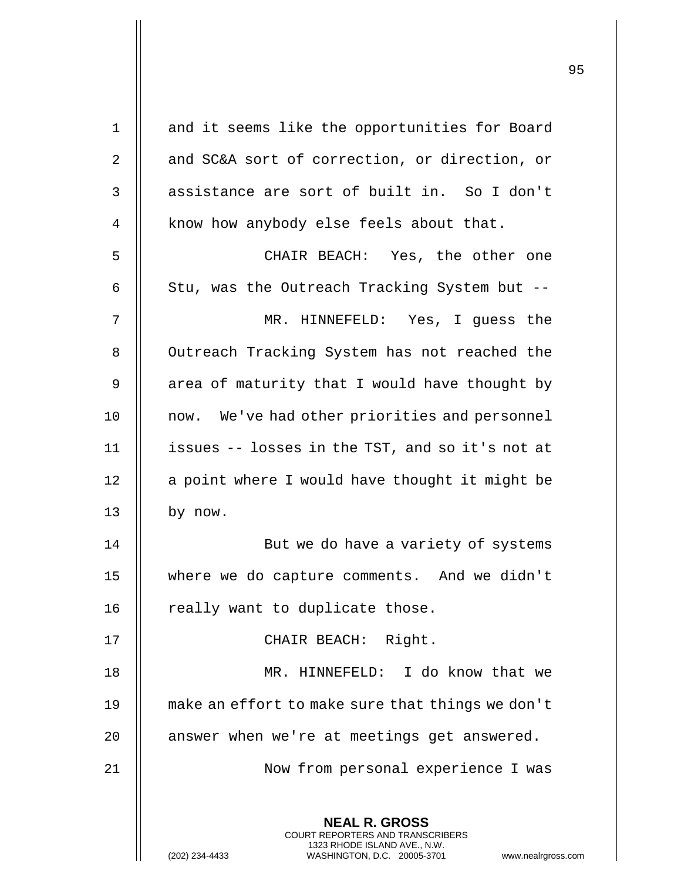and it seems like the opportunities for Board and SC&A sort of correction, or direction, or assistance are sort of built in. So I don't know how anybody else feels about that.

CHAIR BEACH: Yes, the other one Stu, was the Outreach Tracking System but --

MR. HINNEFELD: Yes, I guess the Outreach Tracking System has not reached the area of maturity that I would have thought by now. We've had other priorities and personnel issues -- losses in the TST, and so it's not at a point where I would have thought it might be by now.

But we do have a variety of systems where we do capture comments. And we didn't really want to duplicate those.

CHAIR BEACH: Right.

MR. HINNEFELD: I do know that we make an effort to make sure that things we don't answer when we're at meetings get answered.

Now from personal experience I was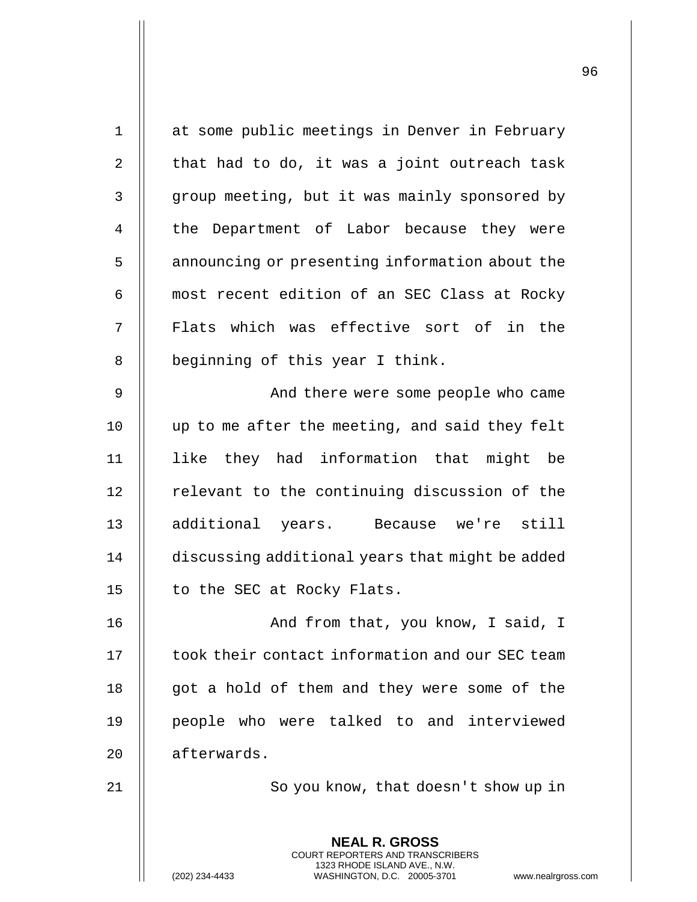at some public meetings in Denver in February that had to do, it was a joint outreach task group meeting, but it was mainly sponsored by the Department of Labor because they were announcing or presenting information about the most recent edition of an SEC Class at Rocky Flats which was effective sort of in the beginning of this year I think.

And there were some people who came up to me after the meeting, and said they felt like they had information that might be relevant to the continuing discussion of the additional years. Because we're still discussing additional years that might be added to the SEC at Rocky Flats.

And from that, you know, I said, I took their contact information and our SEC team got a hold of them and they were some of the people who were talked to and interviewed afterwards.

So you know, that doesn't show up in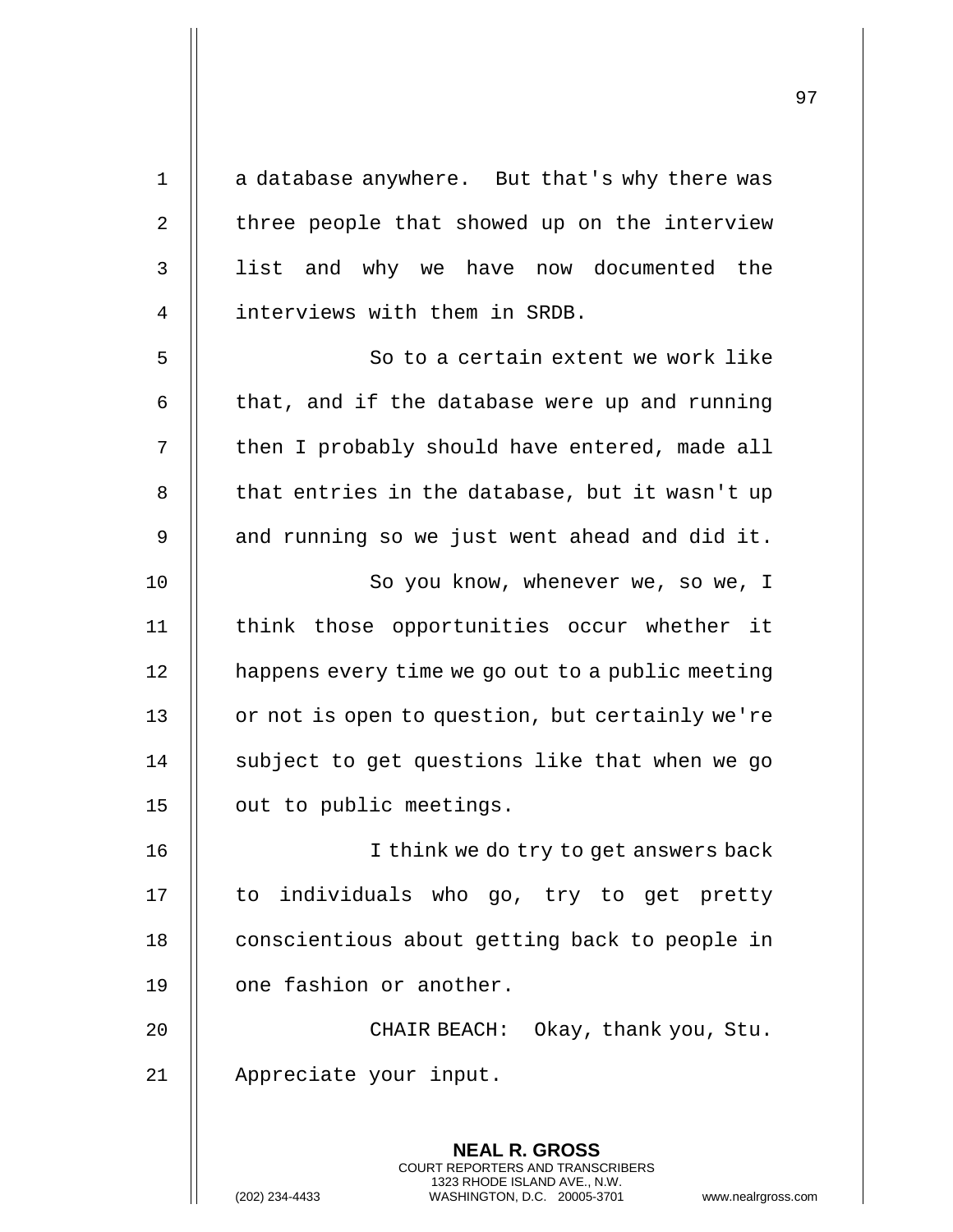a database anywhere. But that's why there was three people that showed up on the interview list and why we have now documented the interviews with them in SRDB.

So to a certain extent we work like that, and if the database were up and running then I probably should have entered, made all that entries in the database, but it wasn't up and running so we just went ahead and did it.

So you know, whenever we, so we, I think those opportunities occur whether it happens every time we go out to a public meeting or not is open to question, but certainly we're subject to get questions like that when we go out to public meetings.

I think we do try to get answers back to individuals who go, try to get pretty conscientious about getting back to people in one fashion or another.

CHAIR BEACH: Okay, thank you, Stu. Appreciate your input.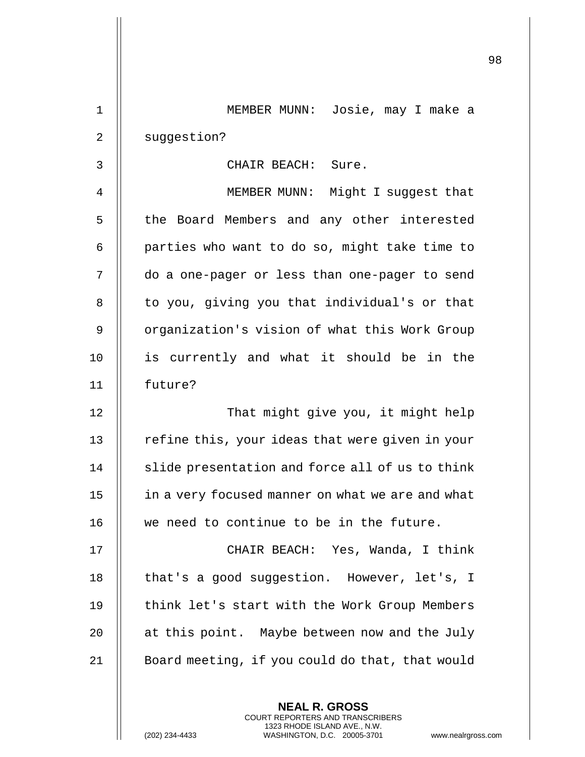MEMBER MUNN: Josie, may I make a suggestion?

CHAIR BEACH: Sure.

MEMBER MUNN: Might I suggest that the Board Members and any other interested parties who want to do so, might take time to do a one-pager or less than one-pager to send to you, giving you that individual's or that organization's vision of what this Work Group is currently and what it should be in the future?

That might give you, it might help refine this, your ideas that were given in your slide presentation and force all of us to think in a very focused manner on what we are and what we need to continue to be in the future.

CHAIR BEACH: Yes, Wanda, I think that's a good suggestion. However, let's, I think let's start with the Work Group Members at this point. Maybe between now and the July Board meeting, if you could do that, that would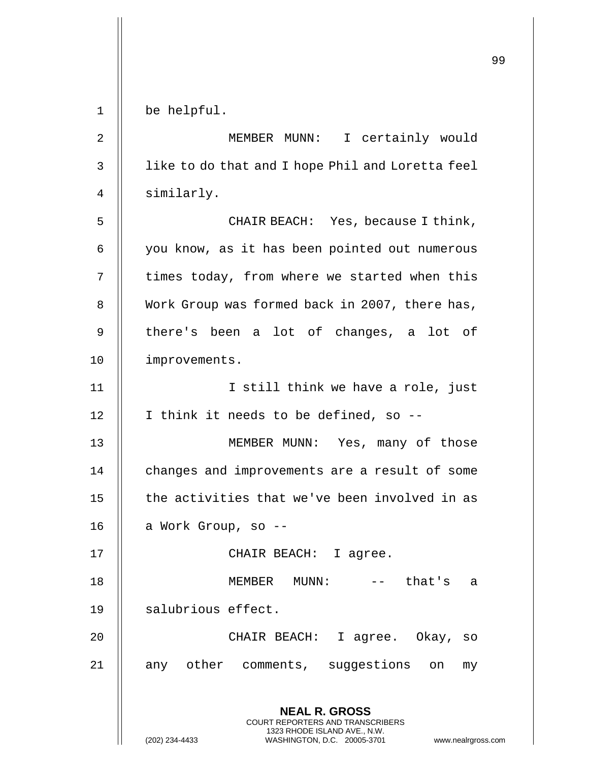be helpful.

MEMBER MUNN: I certainly would like to do that and I hope Phil and Loretta feel similarly.

CHAIR BEACH: Yes, because I think, you know, as it has been pointed out numerous times today, from where we started when this Work Group was formed back in 2007, there has, there's been a lot of changes, a lot of improvements.

I still think we have a role, just I think it needs to be defined, so --

MEMBER MUNN: Yes, many of those changes and improvements are a result of some the activities that we've been involved in as a Work Group, so --

CHAIR BEACH: I agree.

MEMBER MUNN: -- that's a salubrious effect.

CHAIR BEACH: I agree. Okay, so any other comments, suggestions on my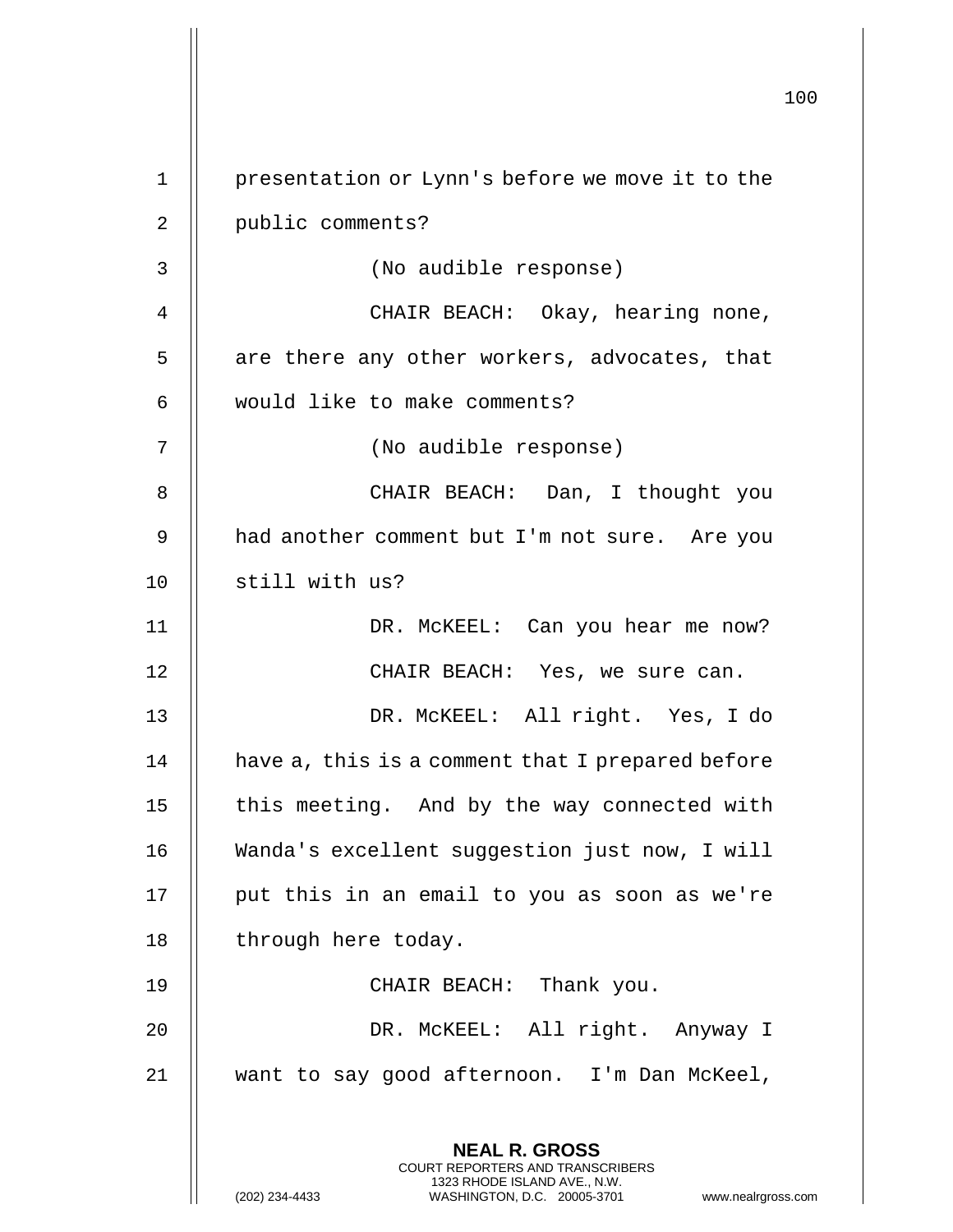presentation or Lynn's before we move it to the public comments?

(No audible response)

CHAIR BEACH: Okay, hearing none, are there any other workers, advocates, that would like to make comments?

(No audible response)

CHAIR BEACH: Dan, I thought you had another comment but I'm not sure. Are you still with us?

DR. McKEEL: Can you hear me now?

CHAIR BEACH: Yes, we sure can.

DR. McKEEL: All right. Yes, I do have a, this is a comment that I prepared before this meeting. And by the way connected with Wanda's excellent suggestion just now, I will put this in an email to you as soon as we're through here today.

CHAIR BEACH: Thank you.

DR. McKEEL: All right. Anyway I want to say good afternoon. I'm Dan McKeel,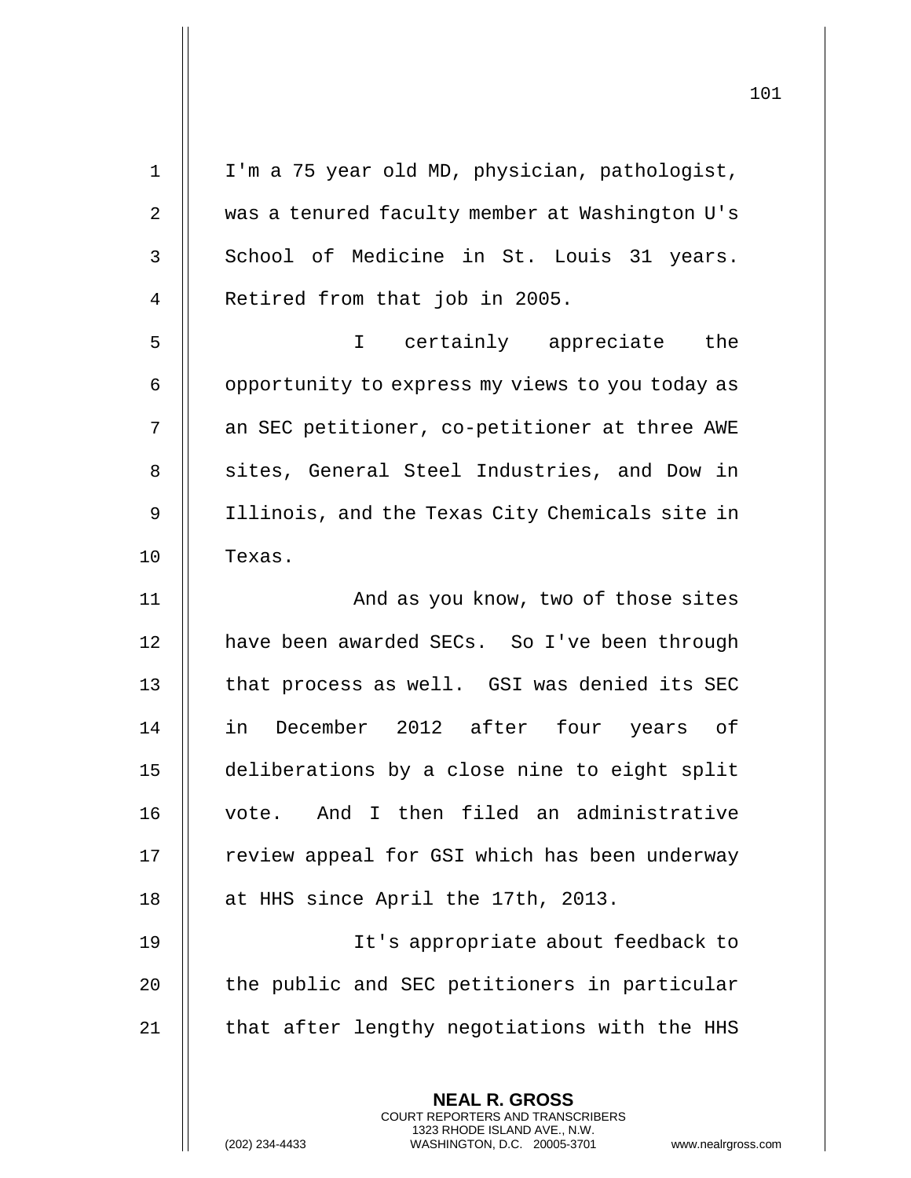I'm a 75 year old MD, physician, pathologist, was a tenured faculty member at Washington U's School of Medicine in St. Louis 31 years. Retired from that job in 2005.

I certainly appreciate the opportunity to express my views to you today as an SEC petitioner, co-petitioner at three AWE sites, General Steel Industries, and Dow in Illinois, and the Texas City Chemicals site in Texas.

And as you know, two of those sites have been awarded SECs. So I've been through that process as well. GSI was denied its SEC in December 2012 after four years of deliberations by a close nine to eight split vote. And I then filed an administrative review appeal for GSI which has been underway at HHS since April the 17th, 2013.

It's appropriate about feedback to the public and SEC petitioners in particular that after lengthy negotiations with the HHS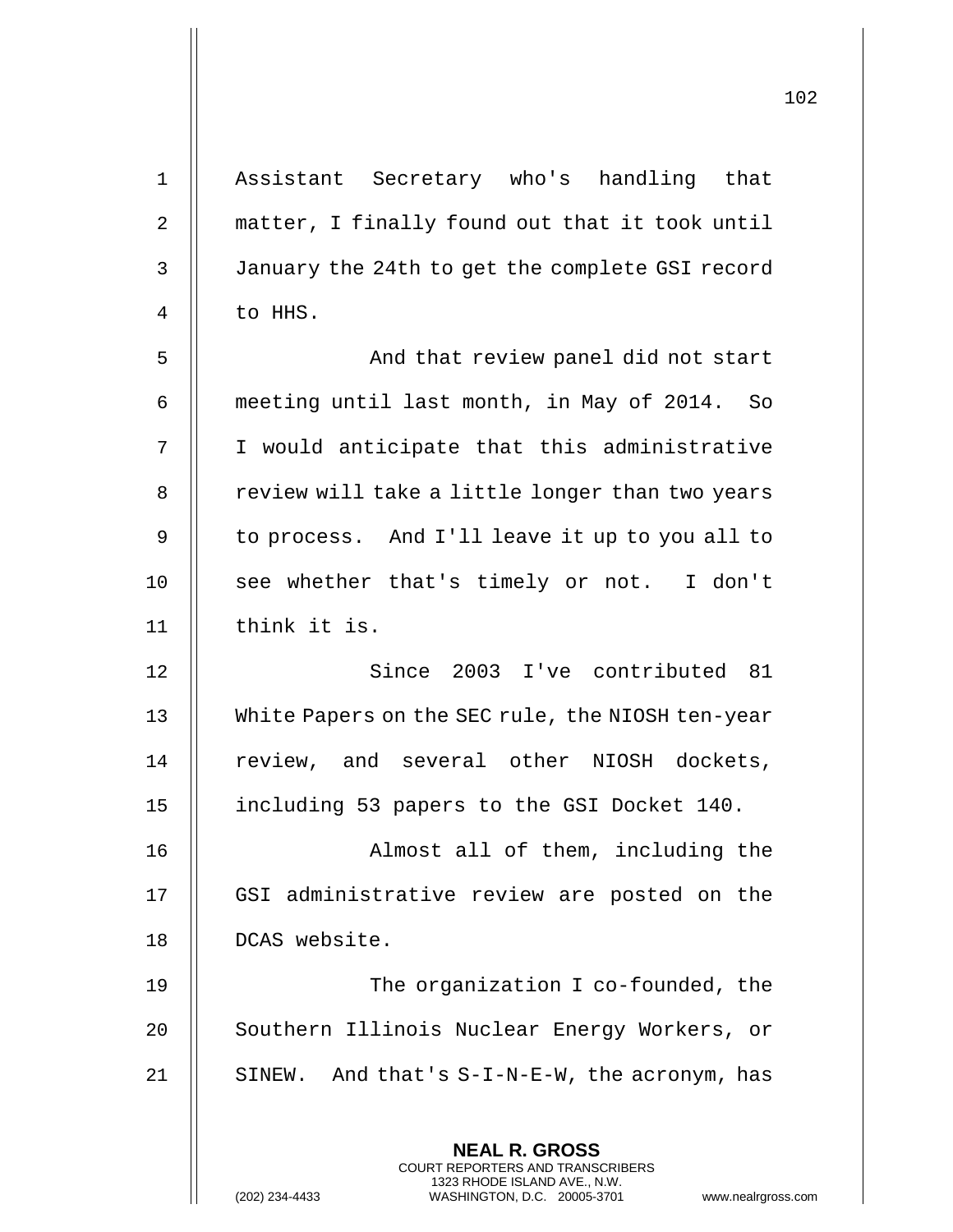Assistant Secretary who's handling that matter, I finally found out that it took until January the 24th to get the complete GSI record to HHS.

And that review panel did not start meeting until last month, in May of 2014. So I would anticipate that this administrative review will take a little longer than two years to process. And I'll leave it up to you all to see whether that's timely or not. I don't think it is.

Since 2003 I've contributed 81 White Papers on the SEC rule, the NIOSH ten-year review, and several other NIOSH dockets, including 53 papers to the GSI Docket 140.

Almost all of them, including the GSI administrative review are posted on the DCAS website.

The organization I co-founded, the Southern Illinois Nuclear Energy Workers, or SINEW. And that's S-I-N-E-W, the acronym, has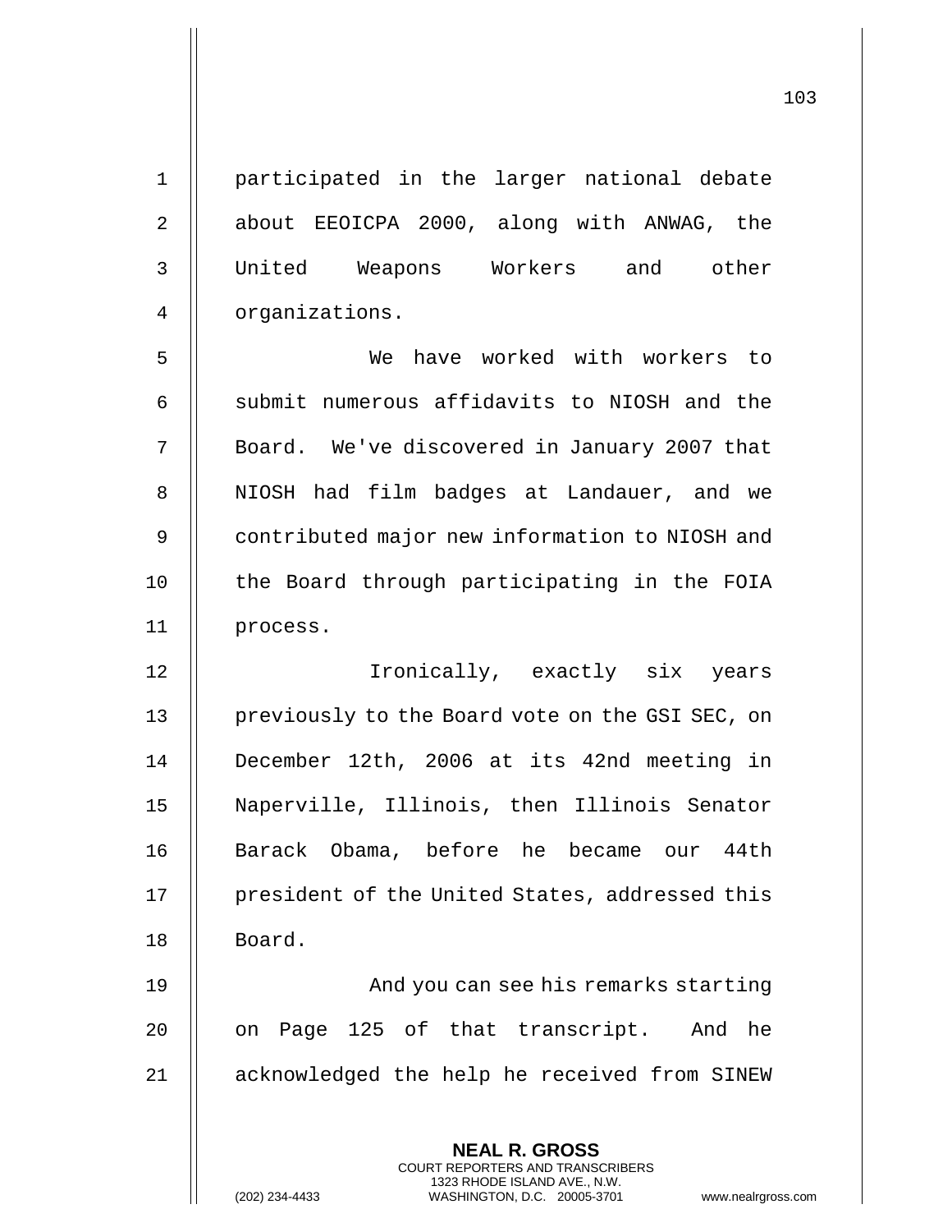participated in the larger national debate about EEOICPA 2000, along with ANWAG, the United Weapons Workers and other organizations.

We have worked with workers to submit numerous affidavits to NIOSH and the Board. We've discovered in January 2007 that NIOSH had film badges at Landauer, and we contributed major new information to NIOSH and the Board through participating in the FOIA process.

Ironically, exactly six years previously to the Board vote on the GSI SEC, on December 12th, 2006 at its 42nd meeting in Naperville, Illinois, then Illinois Senator Barack Obama, before he became our 44th president of the United States, addressed this Board.

And you can see his remarks starting on Page 125 of that transcript. And he acknowledged the help he received from SINEW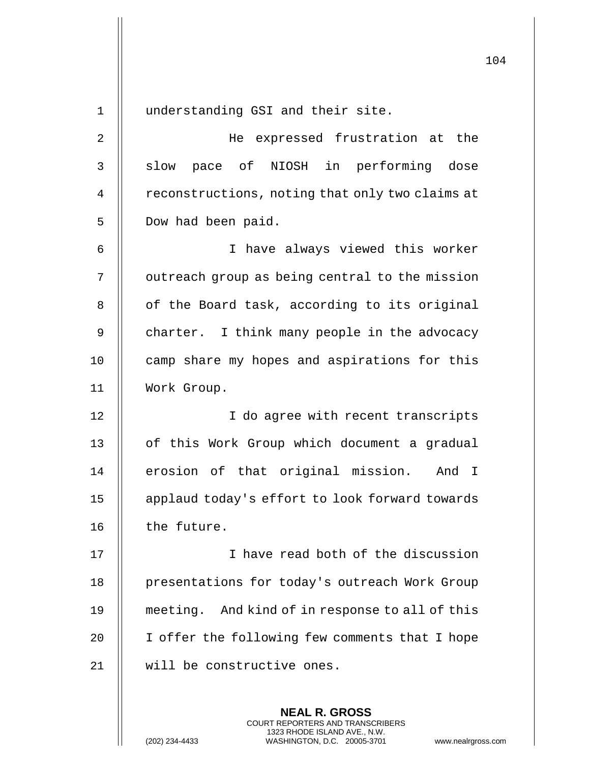understanding GSI and their site.

He expressed frustration at the slow pace of NIOSH in performing dose reconstructions, noting that only two claims at Dow had been paid.

I have always viewed this worker outreach group as being central to the mission of the Board task, according to its original charter. I think many people in the advocacy camp share my hopes and aspirations for this Work Group.

I do agree with recent transcripts of this Work Group which document a gradual erosion of that original mission. And I applaud today's effort to look forward towards the future.

I have read both of the discussion presentations for today's outreach Work Group meeting. And kind of in response to all of this I offer the following few comments that I hope will be constructive ones.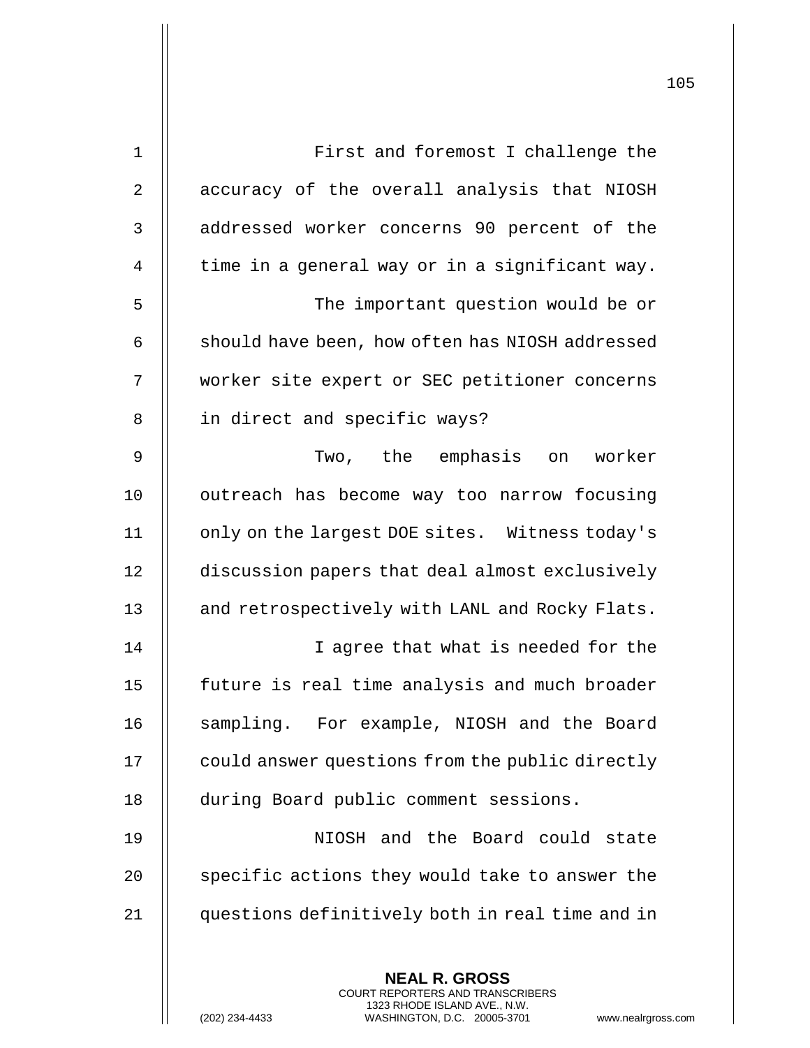First and foremost I challenge the accuracy of the overall analysis that NIOSH addressed worker concerns 90 percent of the time in a general way or in a significant way.

The important question would be or should have been, how often has NIOSH addressed worker site expert or SEC petitioner concerns in direct and specific ways?

Two, the emphasis on worker outreach has become way too narrow focusing only on the largest DOE sites. Witness today's discussion papers that deal almost exclusively and retrospectively with LANL and Rocky Flats.

I agree that what is needed for the future is real time analysis and much broader sampling. For example, NIOSH and the Board could answer questions from the public directly during Board public comment sessions.

NIOSH and the Board could state specific actions they would take to answer the questions definitively both in real time and in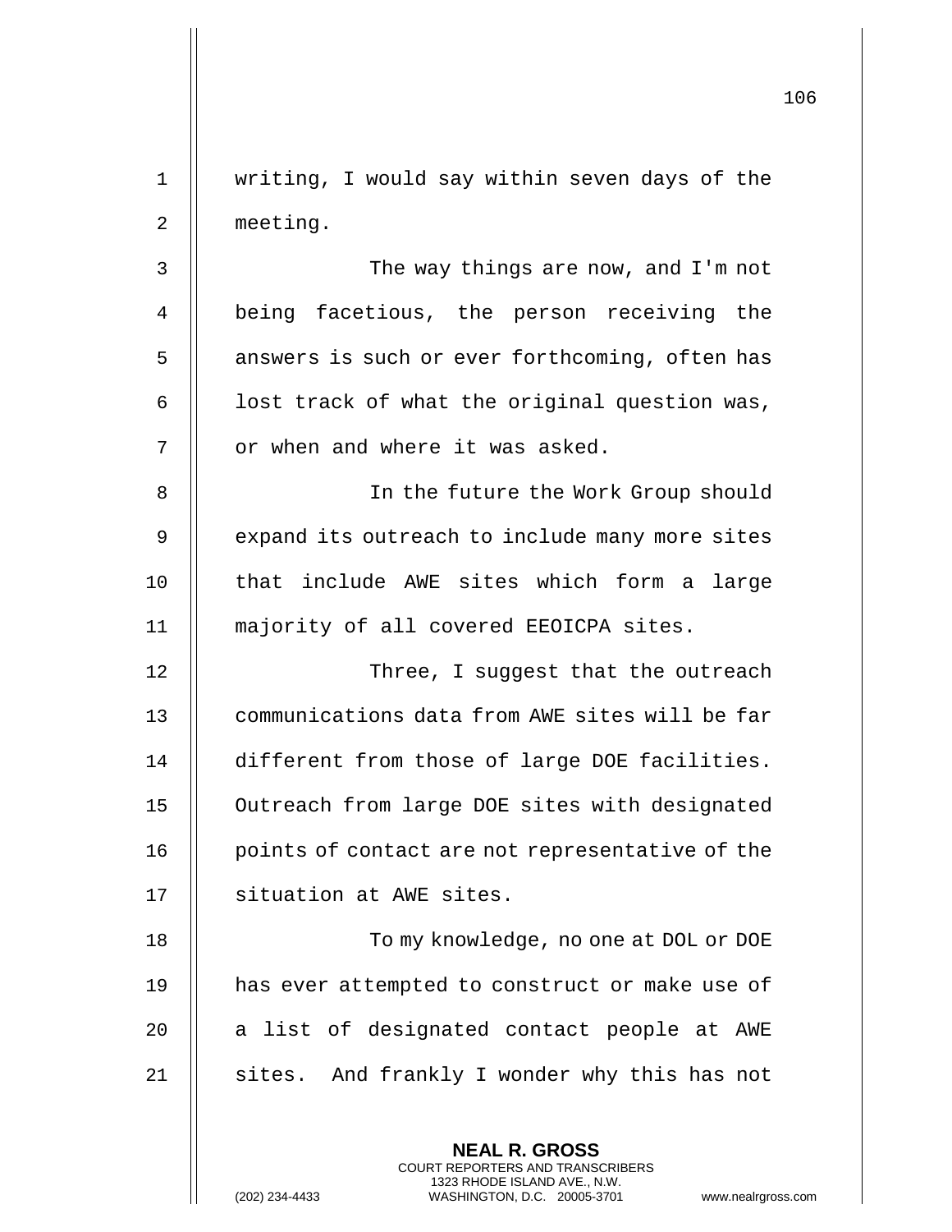writing, I would say within seven days of the meeting.

The way things are now, and I'm not being facetious, the person receiving the answers is such or ever forthcoming, often has lost track of what the original question was, or when and where it was asked.

In the future the Work Group should expand its outreach to include many more sites that include AWE sites which form a large majority of all covered EEOICPA sites.

Three, I suggest that the outreach communications data from AWE sites will be far different from those of large DOE facilities. Outreach from large DOE sites with designated points of contact are not representative of the situation at AWE sites.

To my knowledge, no one at DOL or DOE has ever attempted to construct or make use of a list of designated contact people at AWE sites. And frankly I wonder why this has not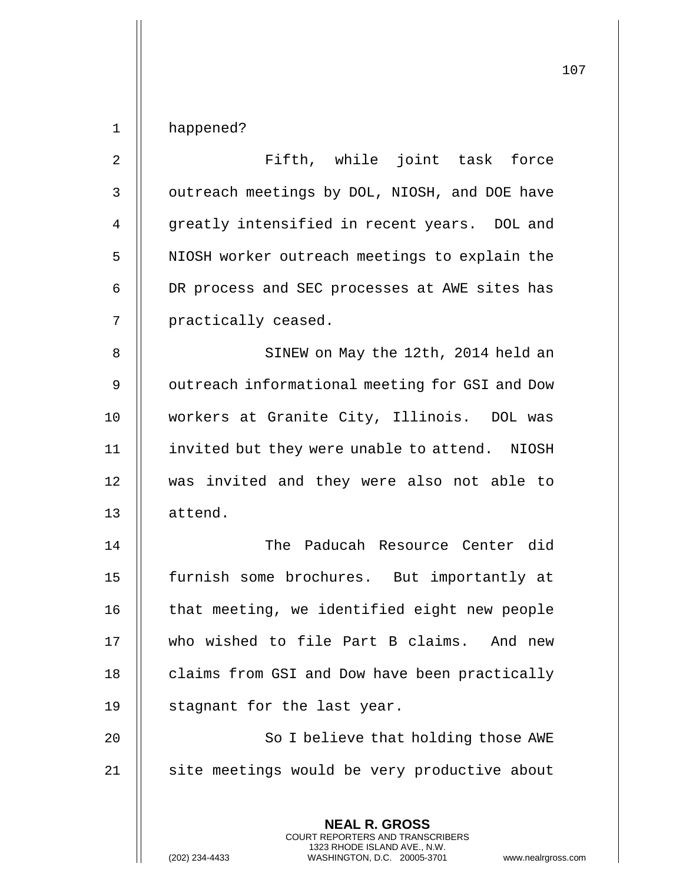happened?

Fifth, while joint task force outreach meetings by DOL, NIOSH, and DOE have greatly intensified in recent years. DOL and NIOSH worker outreach meetings to explain the DR process and SEC processes at AWE sites has practically ceased.

SINEW on May the 12th, 2014 held an outreach informational meeting for GSI and Dow workers at Granite City, Illinois. DOL was invited but they were unable to attend. NIOSH was invited and they were also not able to attend.

The Paducah Resource Center did furnish some brochures. But importantly at that meeting, we identified eight new people who wished to file Part B claims. And new claims from GSI and Dow have been practically stagnant for the last year.

So I believe that holding those AWE site meetings would be very productive about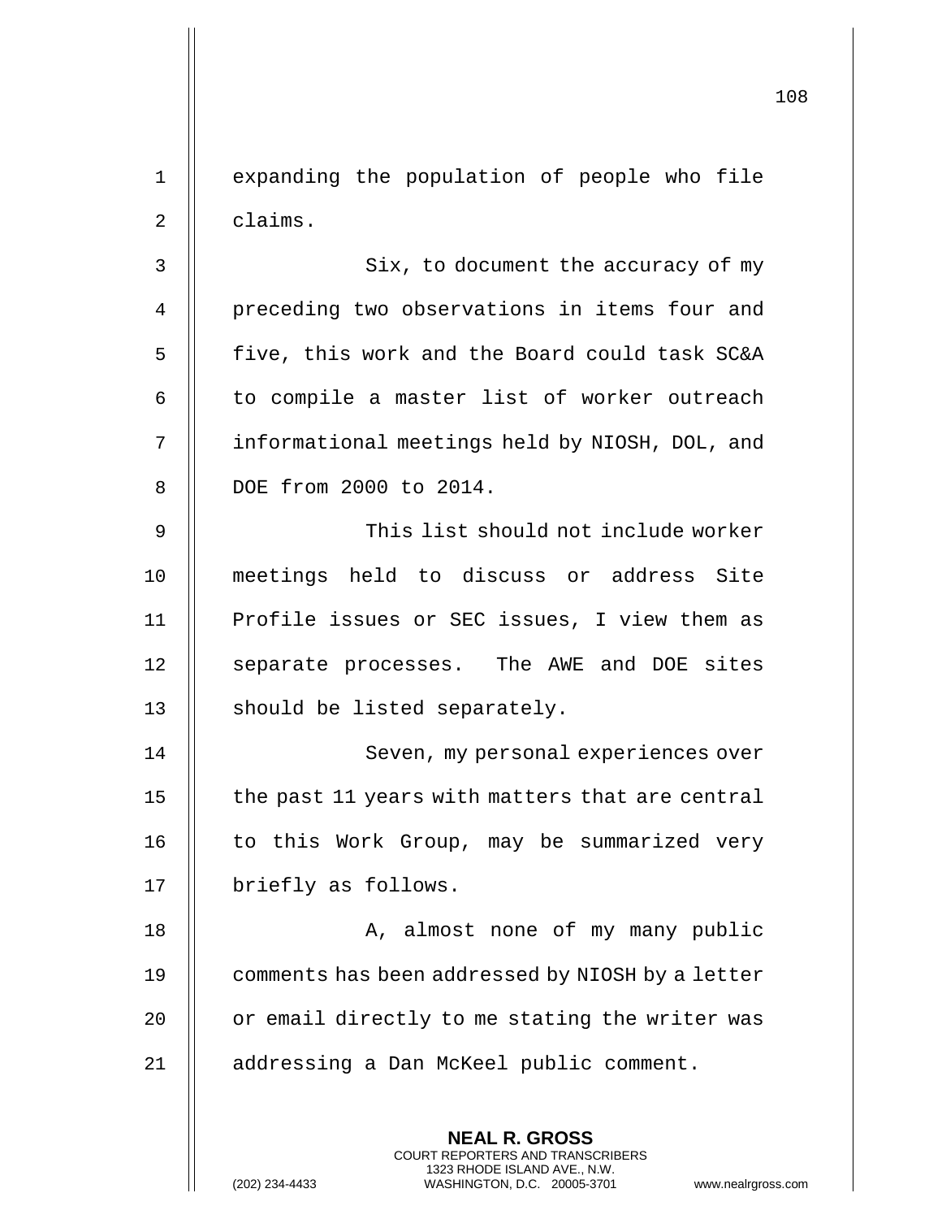expanding the population of people who file claims.

Six, to document the accuracy of my preceding two observations in items four and five, this work and the Board could task SC&A to compile a master list of worker outreach informational meetings held by NIOSH, DOL, and DOE from 2000 to 2014.

This list should not include worker meetings held to discuss or address Site Profile issues or SEC issues, I view them as separate processes. The AWE and DOE sites should be listed separately.

Seven, my personal experiences over the past 11 years with matters that are central to this Work Group, may be summarized very briefly as follows.

A, almost none of my many public comments has been addressed by NIOSH by a letter or email directly to me stating the writer was addressing a Dan McKeel public comment.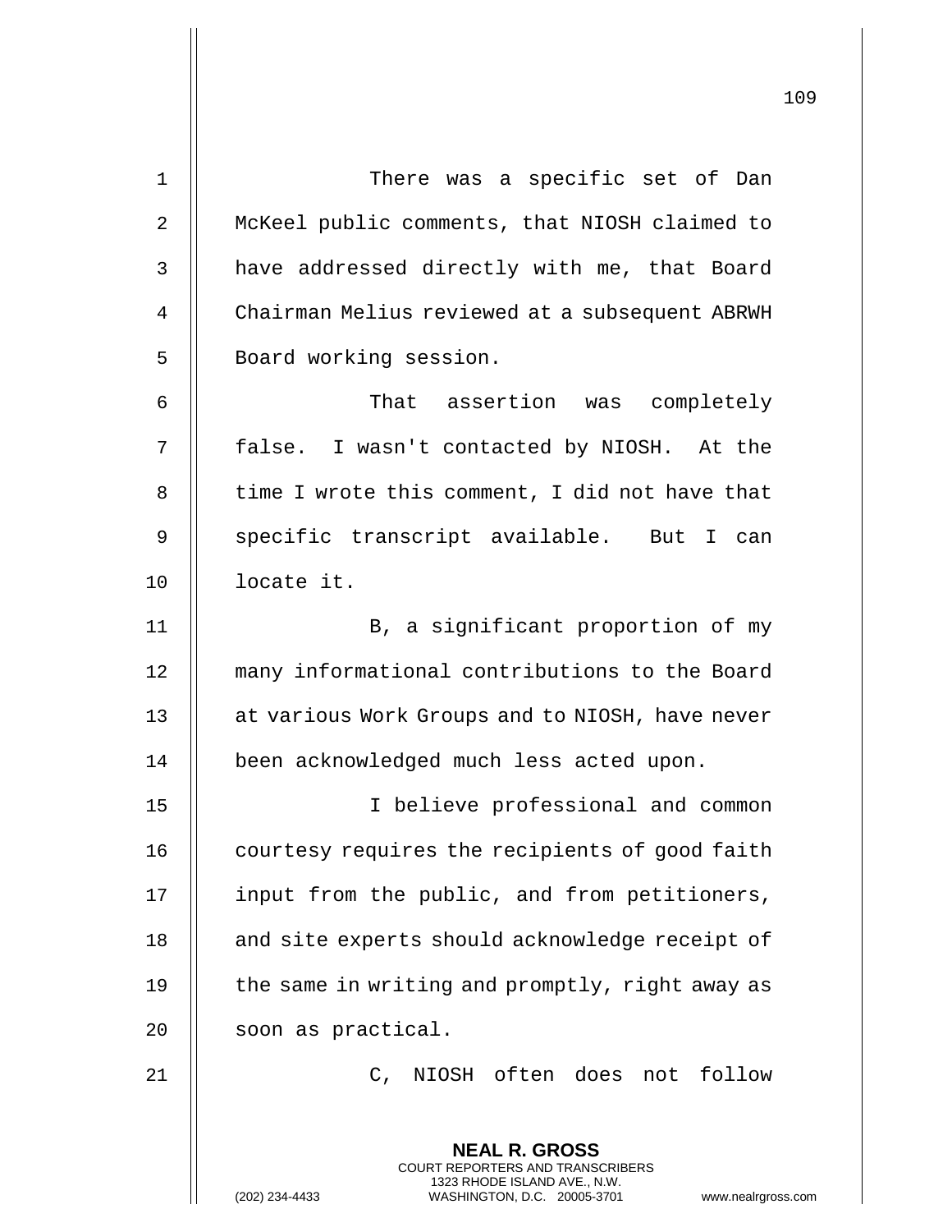There was a specific set of Dan McKeel public comments, that NIOSH claimed to have addressed directly with me, that Board Chairman Melius reviewed at a subsequent ABRWH Board working session.

That assertion was completely false. I wasn't contacted by NIOSH. At the time I wrote this comment, I did not have that specific transcript available. But I can locate it.

B, a significant proportion of my many informational contributions to the Board at various Work Groups and to NIOSH, have never been acknowledged much less acted upon.

I believe professional and common courtesy requires the recipients of good faith input from the public, and from petitioners, and site experts should acknowledge receipt of the same in writing and promptly, right away as soon as practical.

C, NIOSH often does not follow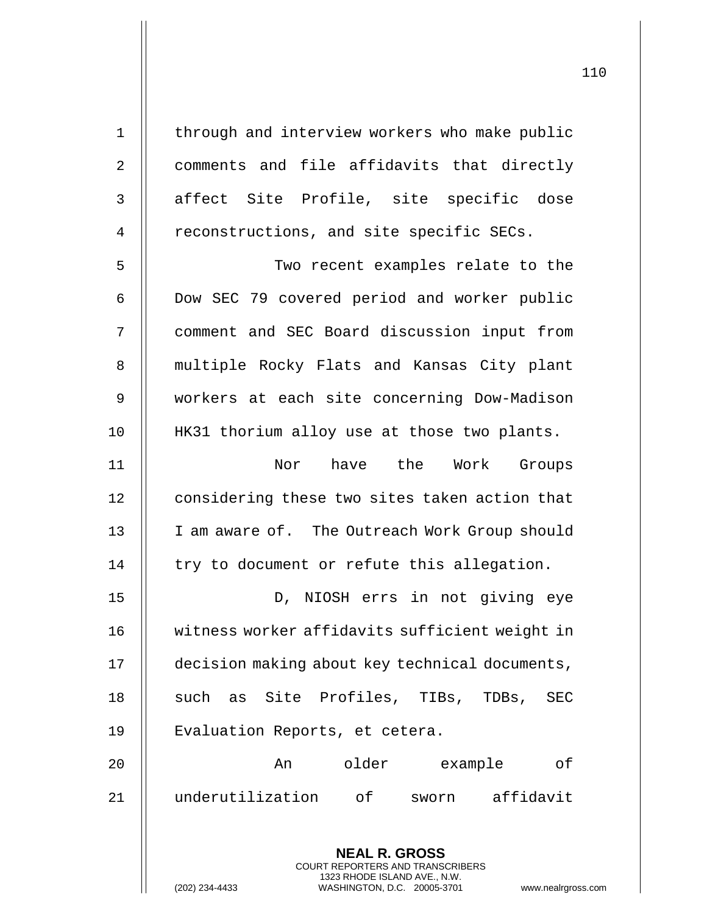through and interview workers who make public comments and file affidavits that directly affect Site Profile, site specific dose reconstructions, and site specific SECs.

Two recent examples relate to the Dow SEC 79 covered period and worker public comment and SEC Board discussion input from multiple Rocky Flats and Kansas City plant workers at each site concerning Dow-Madison HK31 thorium alloy use at those two plants.

Nor have the Work Groups considering these two sites taken action that I am aware of. The Outreach Work Group should try to document or refute this allegation.

D, NIOSH errs in not giving eye witness worker affidavits sufficient weight in decision making about key technical documents, such as Site Profiles, TIBs, TDBs, SEC Evaluation Reports, et cetera.

An older example of underutilization of sworn affidavit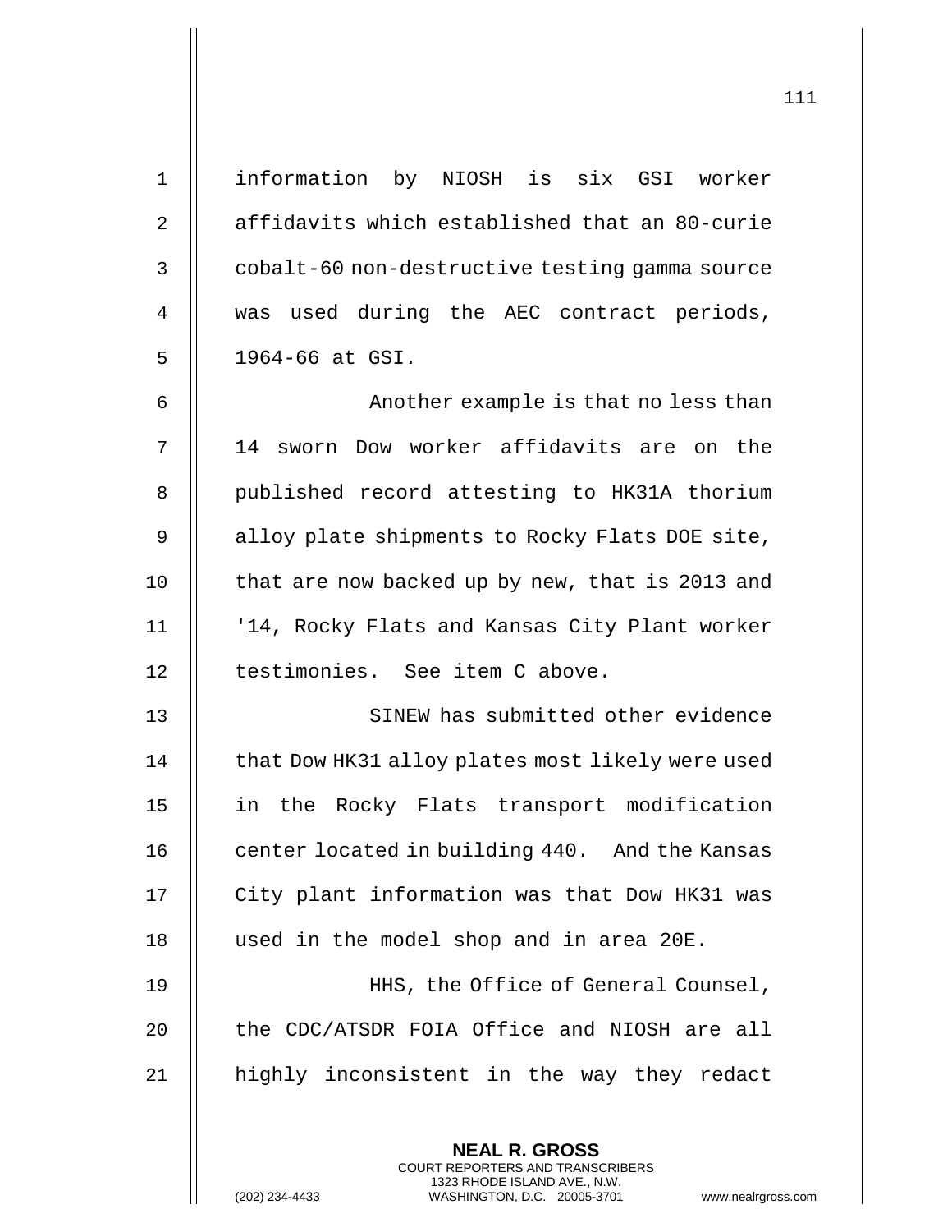information by NIOSH is six GSI worker affidavits which established that an 80-curie cobalt-60 non-destructive testing gamma source was used during the AEC contract periods, 1964-66 at GSI.

Another example is that no less than 14 sworn Dow worker affidavits are on the published record attesting to HK31A thorium alloy plate shipments to Rocky Flats DOE site, that are now backed up by new, that is 2013 and '14, Rocky Flats and Kansas City Plant worker testimonies. See item C above.

SINEW has submitted other evidence that Dow HK31 alloy plates most likely were used in the Rocky Flats transport modification center located in building 440. And the Kansas City plant information was that Dow HK31 was used in the model shop and in area 20E.

HHS, the Office of General Counsel, the CDC/ATSDR FOIA Office and NIOSH are all highly inconsistent in the way they redact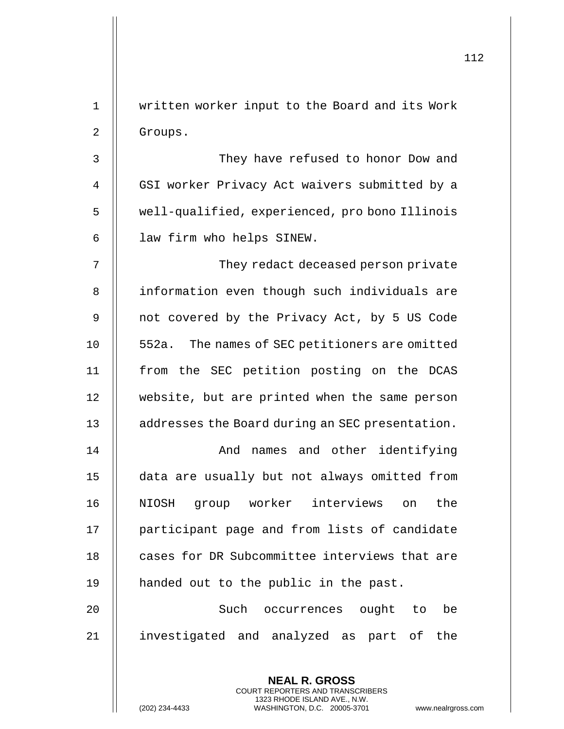written worker input to the Board and its Work Groups.

They have refused to honor Dow and GSI worker Privacy Act waivers submitted by a well-qualified, experienced, pro bono Illinois law firm who helps SINEW.

They redact deceased person private information even though such individuals are not covered by the Privacy Act, by 5 US Code 552a. The names of SEC petitioners are omitted from the SEC petition posting on the DCAS website, but are printed when the same person addresses the Board during an SEC presentation.

And names and other identifying data are usually but not always omitted from NIOSH group worker interviews on the participant page and from lists of candidate cases for DR Subcommittee interviews that are handed out to the public in the past.

Such occurrences ought to be investigated and analyzed as part of the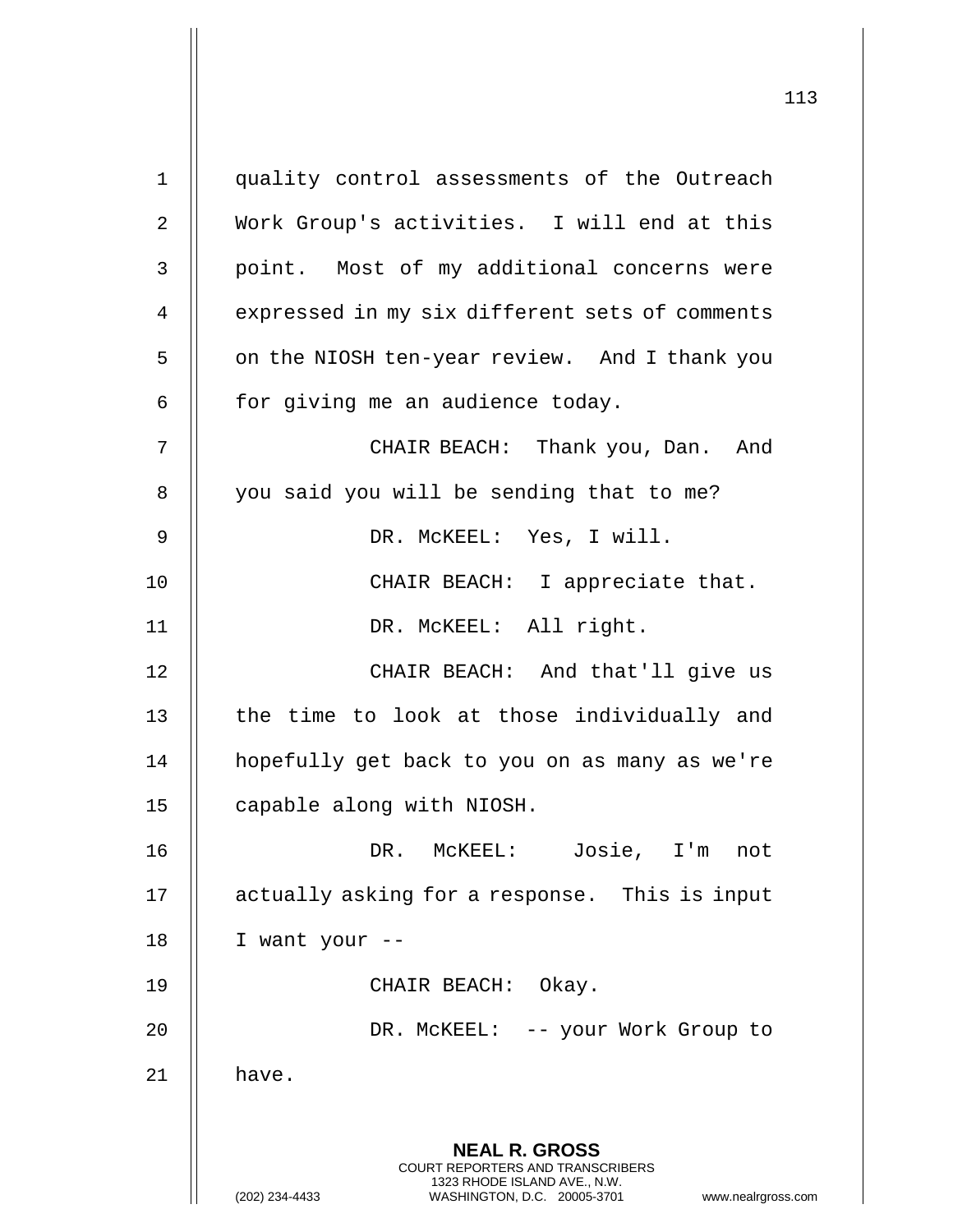quality control assessments of the Outreach Work Group's activities. I will end at this point. Most of my additional concerns were expressed in my six different sets of comments on the NIOSH ten-year review. And I thank you for giving me an audience today.

CHAIR BEACH: Thank you, Dan. And you said you will be sending that to me?

DR. McKEEL: Yes, I will.

CHAIR BEACH: I appreciate that.

DR. McKEEL: All right.

CHAIR BEACH: And that'll give us the time to look at those individually and hopefully get back to you on as many as we're capable along with NIOSH.

DR. McKEEL: Josie, I'm not actually asking for a response. This is input I want your --

CHAIR BEACH: Okay.

DR. McKEEL: -- your Work Group to have.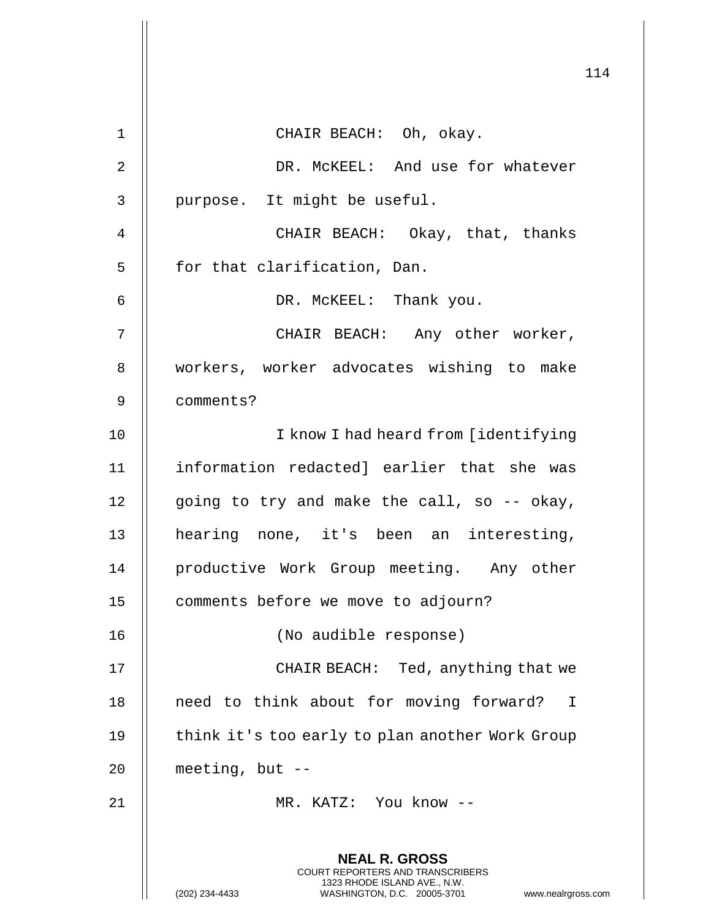CHAIR BEACH: Oh, okay.

DR. McKEEL: And use for whatever purpose. It might be useful.

CHAIR BEACH: Okay, that, thanks for that clarification, Dan.

DR. McKEEL: Thank you.

CHAIR BEACH: Any other worker, workers, worker advocates wishing to make comments?

I know I had heard from [identifying information redacted] earlier that she was going to try and make the call, so -- okay, hearing none, it's been an interesting, productive Work Group meeting. Any other comments before we move to adjourn?

(No audible response)

CHAIR BEACH: Ted, anything that we need to think about for moving forward? I think it's too early to plan another Work Group meeting, but --

MR. KATZ: You know --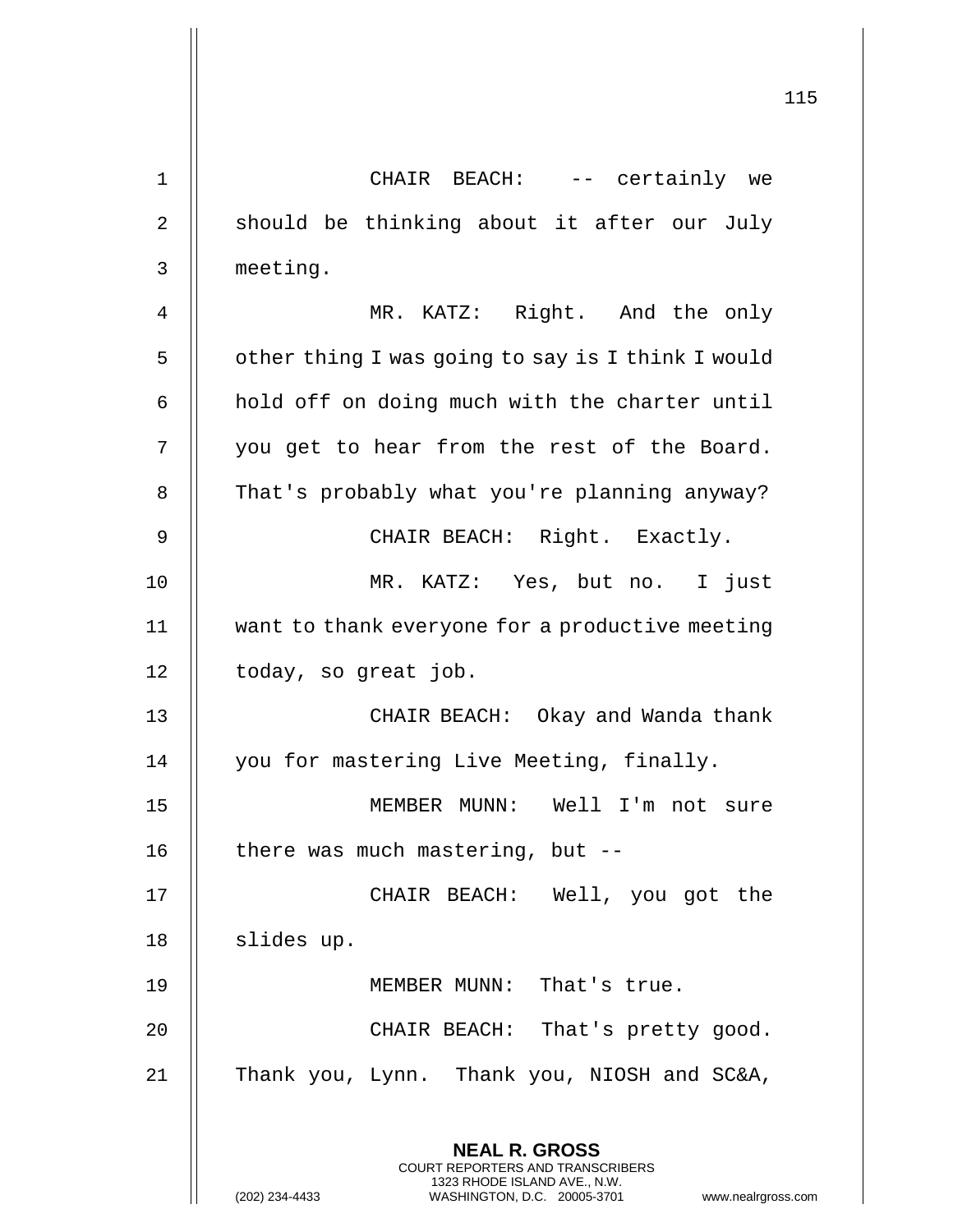CHAIR BEACH: -- certainly we should be thinking about it after our July meeting.

MR. KATZ: Right. And the only other thing I was going to say is I think I would hold off on doing much with the charter until you get to hear from the rest of the Board. That's probably what you're planning anyway?

CHAIR BEACH: Right. Exactly.

MR. KATZ: Yes, but no. I just want to thank everyone for a productive meeting today, so great job.

CHAIR BEACH: Okay and Wanda thank you for mastering Live Meeting, finally.

MEMBER MUNN: Well I'm not sure there was much mastering, but --

CHAIR BEACH: Well, you got the slides up.

MEMBER MUNN: That's true.

CHAIR BEACH: That's pretty good. Thank you, Lynn. Thank you, NIOSH and SC&A,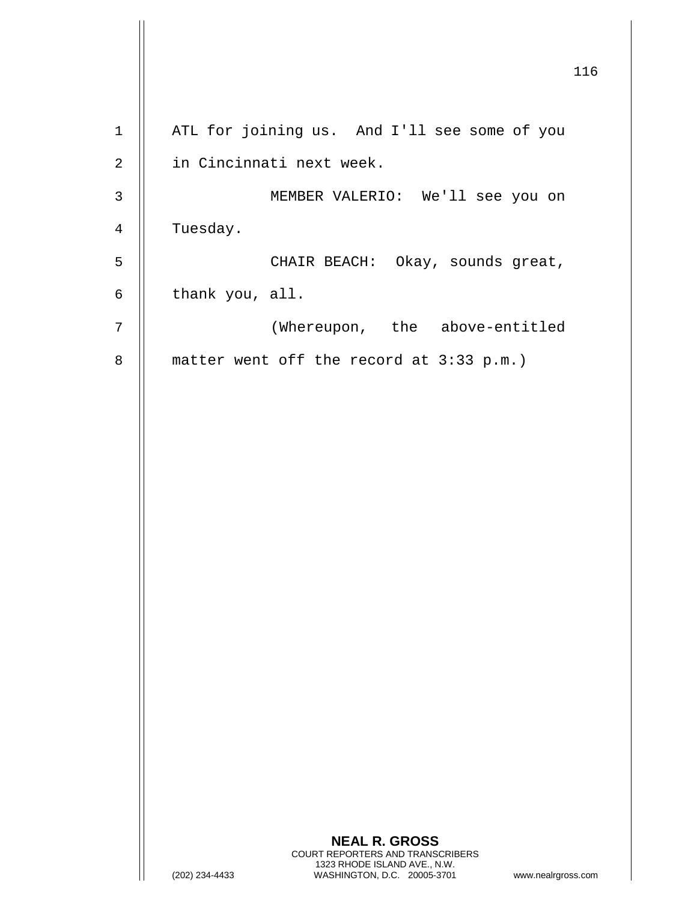ATL for joining us. And I'll see some of you in Cincinnati next week.

MEMBER VALERIO: We'll see you on Tuesday.

CHAIR BEACH: Okay, sounds great, thank you, all.

(Whereupon, the above-entitled matter went off the record at 3:33 p.m.)